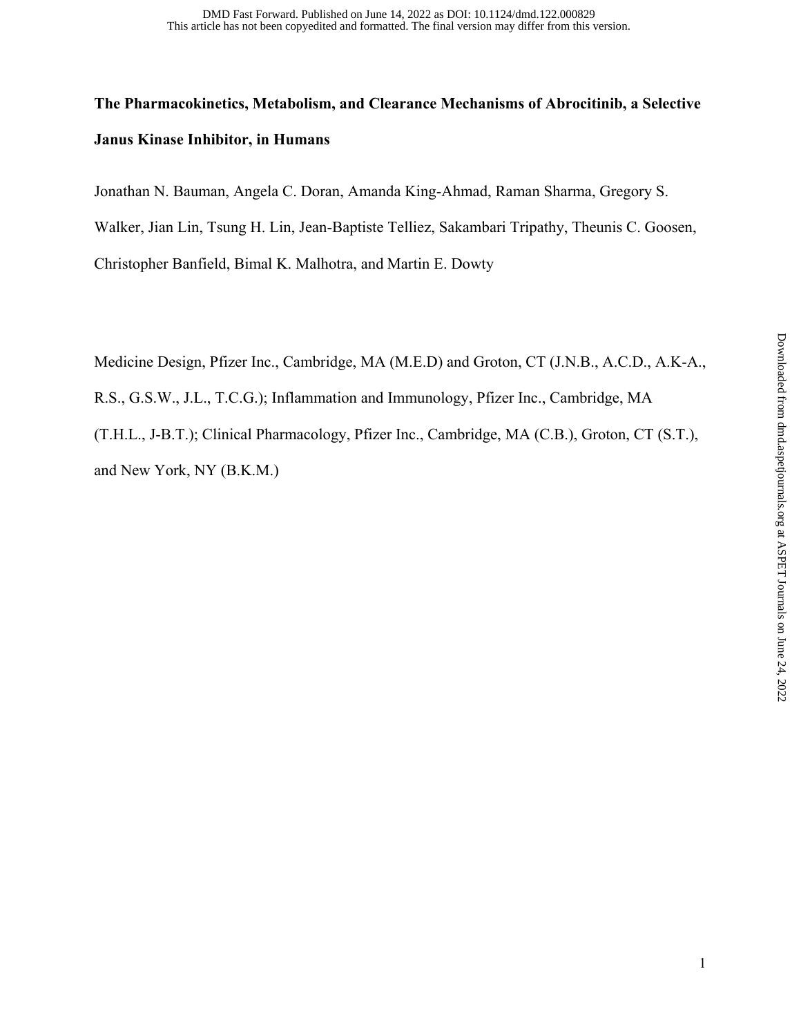# The Pharmacokinetics, Metabolism, and Clearance Mechanisms of Abrocitinib, a Selective Janus Kinase Inhibitor, in Humans

Jonathan N. Bauman, Angela C. Doran, Amanda King-Ahmad, Raman Sharma, Gregory S. Walker, Jian Lin, Tsung H. Lin, Jean-Baptiste Telliez, Sakambari Tripathy, Theunis C. Goosen, Christopher Banfield, Bimal K. Malhotra, and Martin E. Dowty

Medicine Design, Pfizer Inc., Cambridge, MA (M.E.D) and Groton, CT (J.N.B., A.C.D., A.K-A., R.S., G.S.W., J.L., T.C.G.); Inflammation and Immunology, Pfizer Inc., Cambridge, MA (T.H.L., J-B.T.); Clinical Pharmacology, Pfizer Inc., Cambridge, MA (C.B.), Groton, CT (S.T.), and New York, NY (B.K.M.)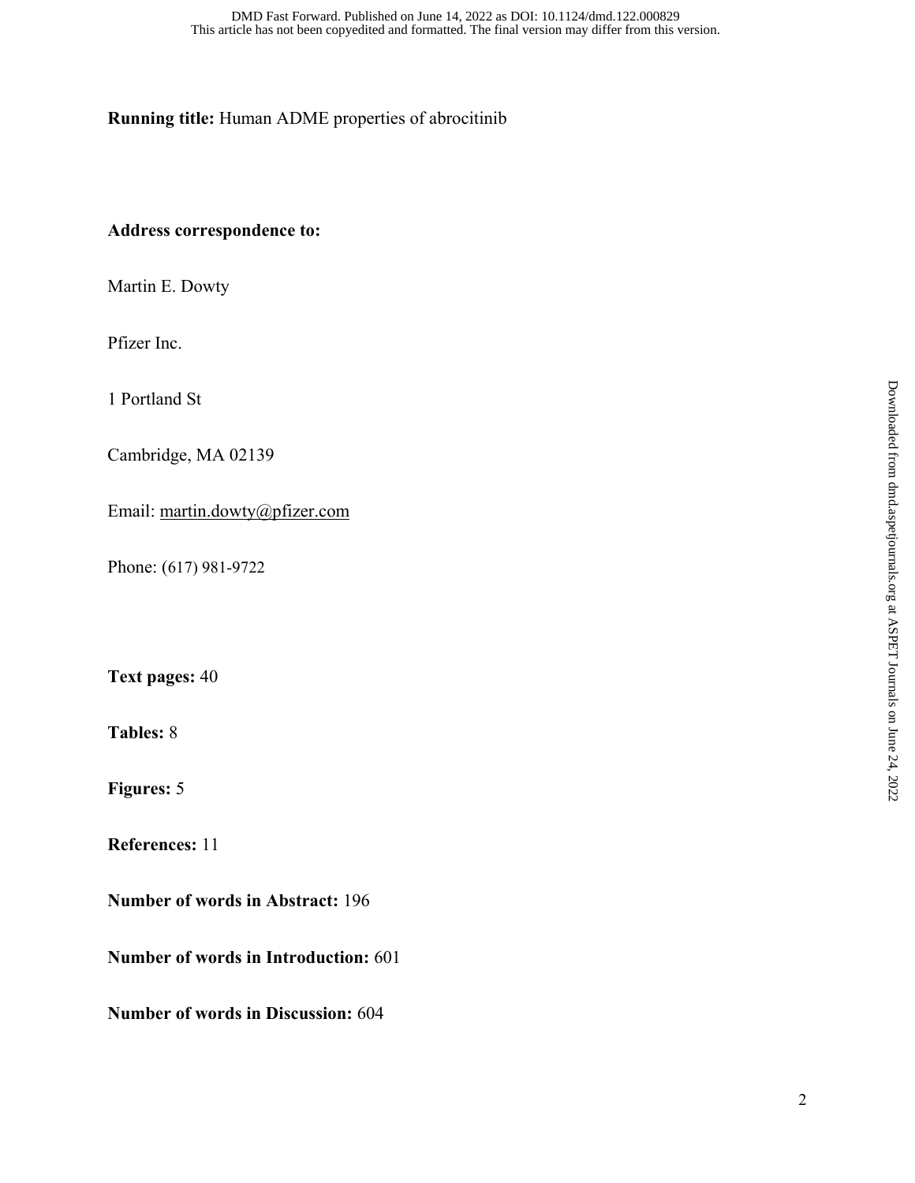**Running title:** Human ADME properties of abrocitinib

**Address correspondence to:**

Martin E. Dowty

Pfizer Inc.

1 Portland St

Cambridge, MA 02139

Email: martin.dowty@pfizer.com

Phone: (617) 981-9722

**Text pages:** 40

**Tables:** 8

**Figures:** 5

**References:** 11

**Number of words in Abstract:** 196

**Number of words in Introduction:** 601

**Number of words in Discussion:** 604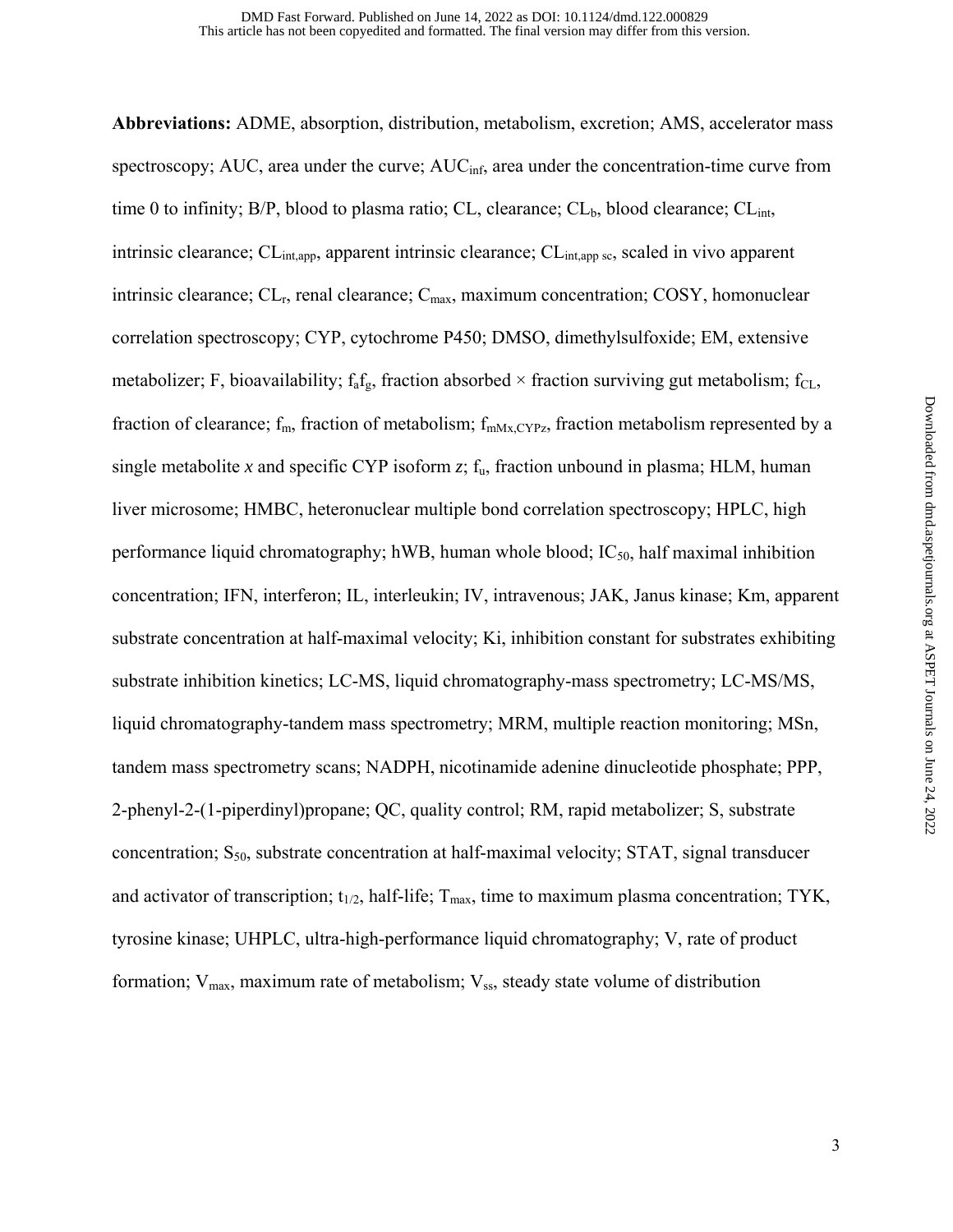**Abbreviations:** ADME, absorption, distribution, metabolism, excretion; AMS, accelerator mass spectroscopy; AUC, area under the curve; $AUC_{inf}$, area under the concentration-time curve from time 0 to infinity; B/P, blood to plasma ratio; CL, clearance; $CL_b$, blood clearance; $CL_{int}$, intrinsic clearance; $CL_{int,app}$, apparent intrinsic clearance; $CL_{int,app\ sc}$, scaled in vivo apparent intrinsic clearance; $CL_r$, renal clearance; $C_{max}$, maximum concentration; COSY, homonuclear correlation spectroscopy; CYP, cytochrome P450; DMSO, dimethylsulfoxide; EM, extensive metabolizer; F, bioavailability; $f_af_g$, fraction absorbed × fraction surviving gut metabolism; $f_{CL}$, fraction of clearance; $f_m$, fraction of metabolism; $f_{mMx,CYPz}$, fraction metabolism represented by a single metabolite *x* and specific CYP isoform *z*; $f_u$, fraction unbound in plasma; HLM, human liver microsome; HMBC, heteronuclear multiple bond correlation spectroscopy; HPLC, high performance liquid chromatography; hWB, human whole blood; $IC_{50}$, half maximal inhibition concentration; IFN, interferon; IL, interleukin; IV, intravenous; JAK, Janus kinase; Km, apparent substrate concentration at half-maximal velocity; Ki, inhibition constant for substrates exhibiting substrate inhibition kinetics; LC-MS, liquid chromatography-mass spectrometry; LC-MS/MS, liquid chromatography-tandem mass spectrometry; MRM, multiple reaction monitoring; MSn, tandem mass spectrometry scans; NADPH, nicotinamide adenine dinucleotide phosphate; PPP, 2-phenyl-2-(1-piperdinyl)propane; QC, quality control; RM, rapid metabolizer; S, substrate concentration; $S_{50}$, substrate concentration at half-maximal velocity; STAT, signal transducer and activator of transcription; $t_{1/2}$, half-life; $T_{max}$, time to maximum plasma concentration; TYK, tyrosine kinase; UHPLC, ultra-high-performance liquid chromatography; V, rate of product formation; $V_{max}$, maximum rate of metabolism; $V_{ss}$, steady state volume of distribution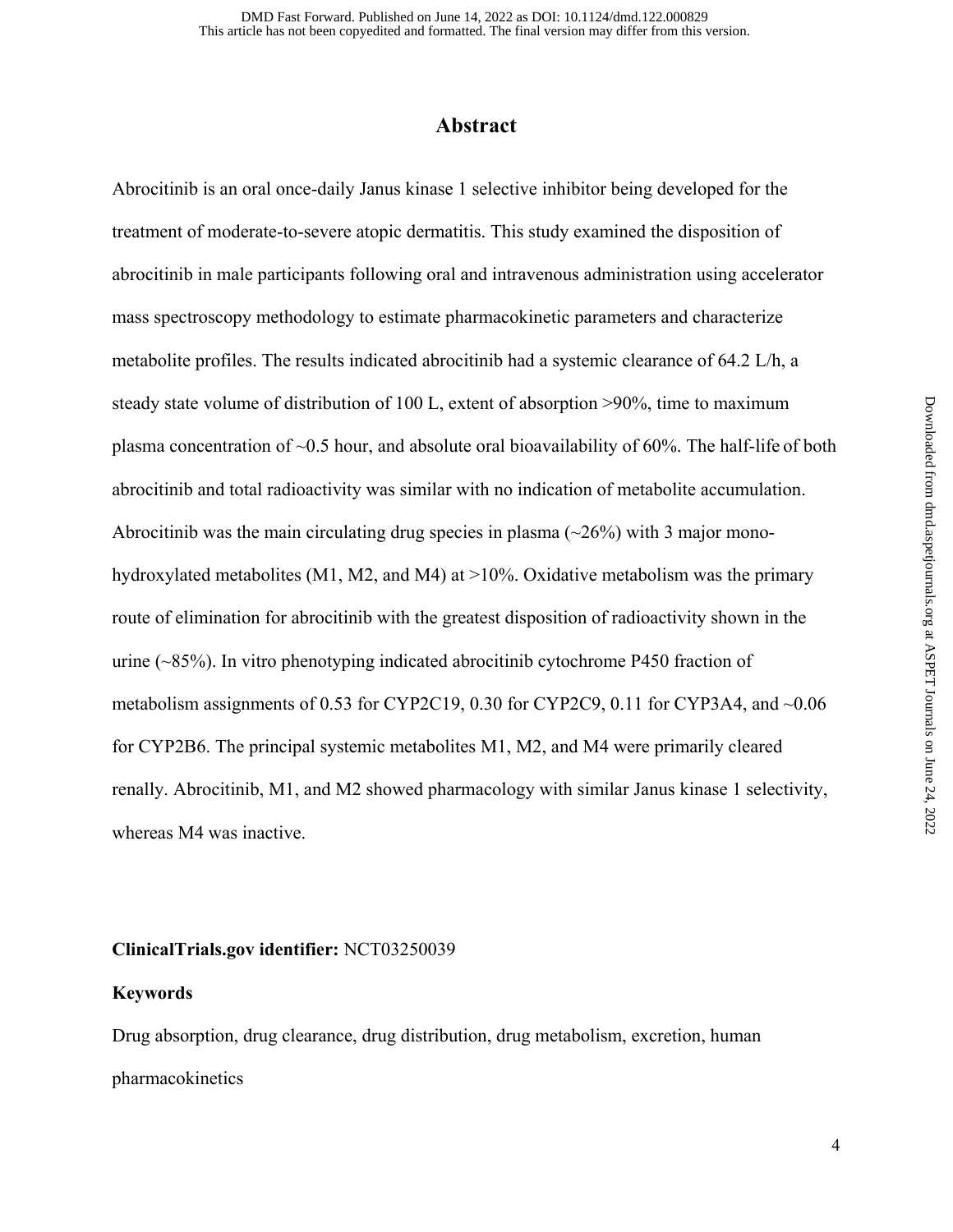# Abstract

Abrocitinib is an oral once-daily Janus kinase 1 selective inhibitor being developed for the treatment of moderate-to-severe atopic dermatitis. This study examined the disposition of abrocitinib in male participants following oral and intravenous administration using accelerator mass spectroscopy methodology to estimate pharmacokinetic parameters and characterize metabolite profiles. The results indicated abrocitinib had a systemic clearance of 64.2 L/h, a steady state volume of distribution of 100 L, extent of absorption >90%, time to maximum plasma concentration of ~0.5 hour, and absolute oral bioavailability of 60%. The half-life of both abrocitinib and total radioactivity was similar with no indication of metabolite accumulation. Abrocitinib was the main circulating drug species in plasma (~26%) with 3 major mono-hydroxylated metabolites (M1, M2, and M4) at >10%. Oxidative metabolism was the primary route of elimination for abrocitinib with the greatest disposition of radioactivity shown in the urine (~85%). In vitro phenotyping indicated abrocitinib cytochrome P450 fraction of metabolism assignments of 0.53 for CYP2C19, 0.30 for CYP2C9, 0.11 for CYP3A4, and ~0.06 for CYP2B6. The principal systemic metabolites M1, M2, and M4 were primarily cleared renally. Abrocitinib, M1, and M2 showed pharmacology with similar Janus kinase 1 selectivity, whereas M4 was inactive.

**ClinicalTrials.gov identifier:** NCT03250039

**Keywords**

Drug absorption, drug clearance, drug distribution, drug metabolism, excretion, human pharmacokinetics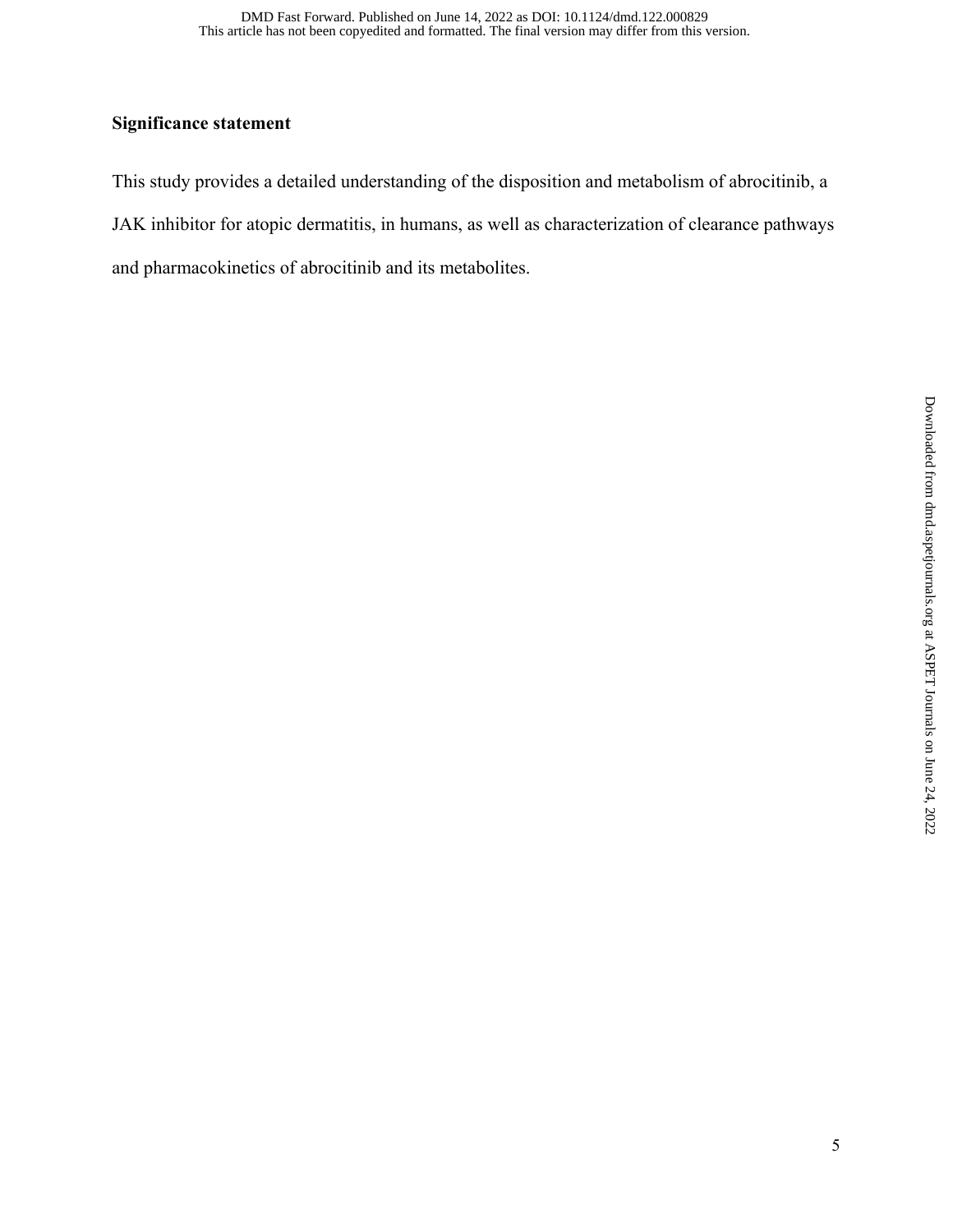## Significance statement

This study provides a detailed understanding of the disposition and metabolism of abrocitinib, a JAK inhibitor for atopic dermatitis, in humans, as well as characterization of clearance pathways and pharmacokinetics of abrocitinib and its metabolites.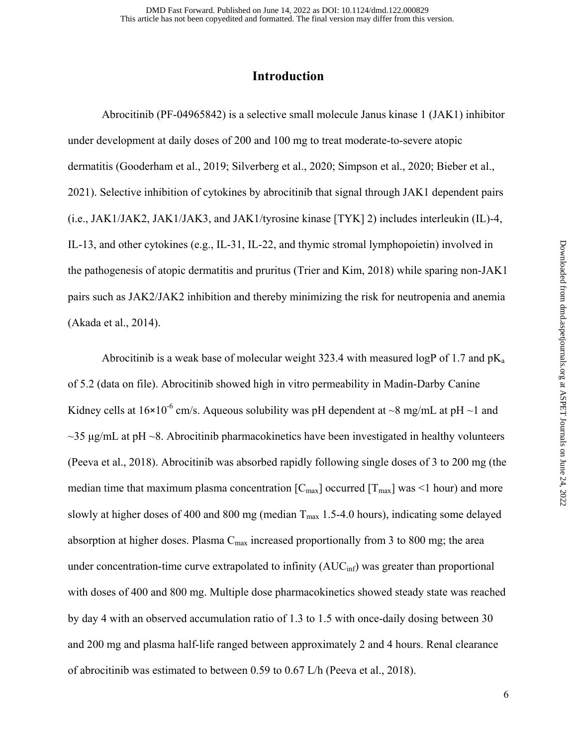## Introduction

Abrocitinib (PF-04965842) is a selective small molecule Janus kinase 1 (JAK1) inhibitor under development at daily doses of 200 and 100 mg to treat moderate-to-severe atopic dermatitis (Gooderham et al., 2019; Silverberg et al., 2020; Simpson et al., 2020; Bieber et al., 2021). Selective inhibition of cytokines by abrocitinib that signal through JAK1 dependent pairs (i.e., JAK1/JAK2, JAK1/JAK3, and JAK1/tyrosine kinase [TYK] 2) includes interleukin (IL)-4, IL-13, and other cytokines (e.g., IL-31, IL-22, and thymic stromal lymphopoietin) involved in the pathogenesis of atopic dermatitis and pruritus (Trier and Kim, 2018) while sparing non-JAK1 pairs such as JAK2/JAK2 inhibition and thereby minimizing the risk for neutropenia and anemia (Akada et al., 2014).

Abrocitinib is a weak base of molecular weight 323.4 with measured logP of 1.7 and $pK_a$ of 5.2 (data on file). Abrocitinib showed high in vitro permeability in Madin-Darby Canine Kidney cells at $16 \times 10^{-6}$ cm/s. Aqueous solubility was pH dependent at ~8 mg/mL at pH ~1 and ~35 µg/mL at pH ~8. Abrocitinib pharmacokinetics have been investigated in healthy volunteers (Peeva et al., 2018). Abrocitinib was absorbed rapidly following single doses of 3 to 200 mg (the median time that maximum plasma concentration [$C_{max}$] occurred [$T_{max}$] was <1 hour) and more slowly at higher doses of 400 and 800 mg (median $T_{max}$ 1.5-4.0 hours), indicating some delayed absorption at higher doses. Plasma $C_{max}$ increased proportionally from 3 to 800 mg; the area under concentration-time curve extrapolated to infinity ($AUC_{inf}$) was greater than proportional with doses of 400 and 800 mg. Multiple dose pharmacokinetics showed steady state was reached by day 4 with an observed accumulation ratio of 1.3 to 1.5 with once-daily dosing between 30 and 200 mg and plasma half-life ranged between approximately 2 and 4 hours. Renal clearance of abrocitinib was estimated to between 0.59 to 0.67 L/h (Peeva et al., 2018).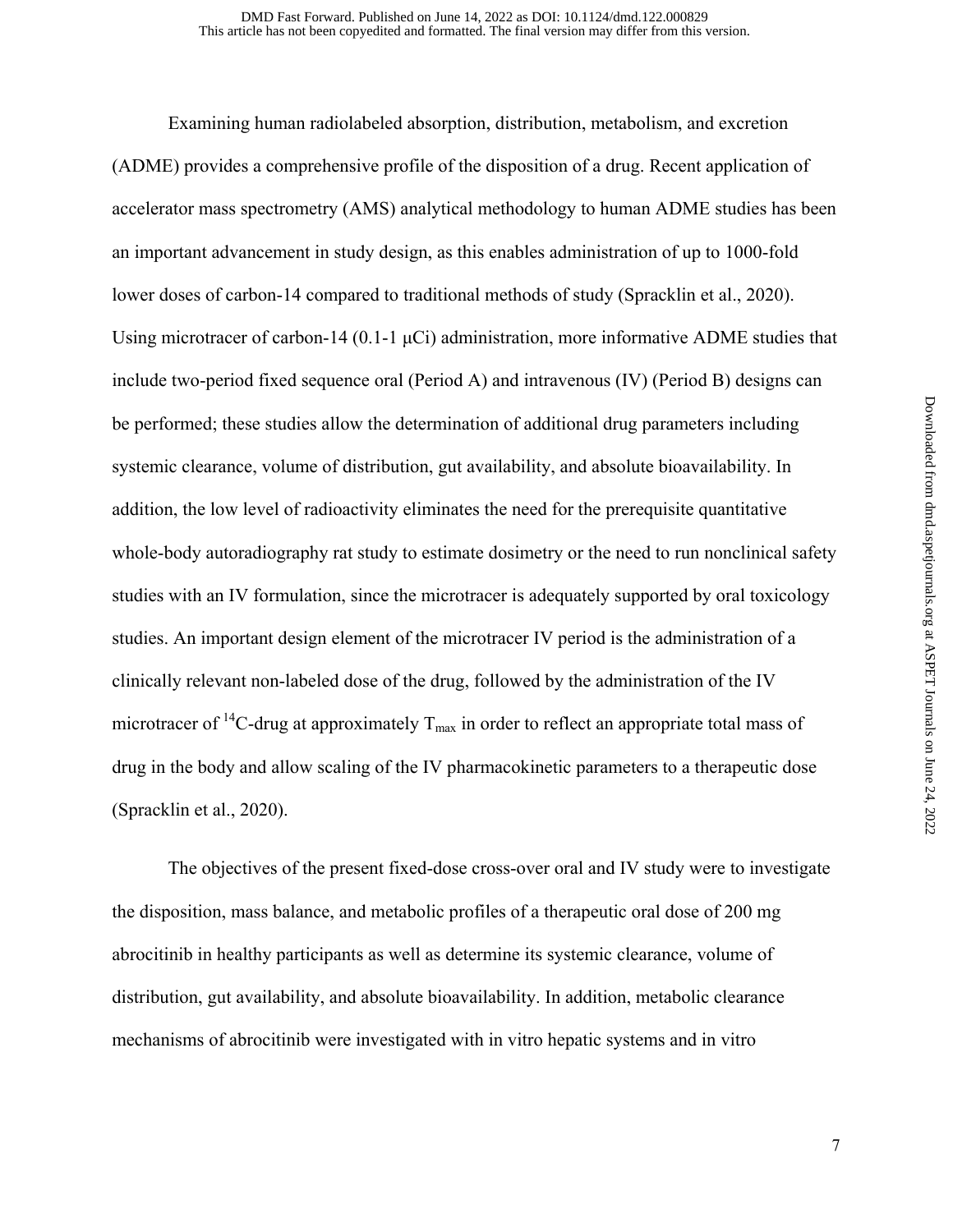Examining human radiolabeled absorption, distribution, metabolism, and excretion (ADME) provides a comprehensive profile of the disposition of a drug. Recent application of accelerator mass spectrometry (AMS) analytical methodology to human ADME studies has been an important advancement in study design, as this enables administration of up to 1000-fold lower doses of carbon-14 compared to traditional methods of study (Spracklin et al., 2020). Using microtracer of carbon-14 (0.1-1 μCi) administration, more informative ADME studies that include two-period fixed sequence oral (Period A) and intravenous (IV) (Period B) designs can be performed; these studies allow the determination of additional drug parameters including systemic clearance, volume of distribution, gut availability, and absolute bioavailability. In addition, the low level of radioactivity eliminates the need for the prerequisite quantitative whole-body autoradiography rat study to estimate dosimetry or the need to run nonclinical safety studies with an IV formulation, since the microtracer is adequately supported by oral toxicology studies. An important design element of the microtracer IV period is the administration of a clinically relevant non-labeled dose of the drug, followed by the administration of the IV microtracer of $^{14}$C-drug at approximately $T_{max}$ in order to reflect an appropriate total mass of drug in the body and allow scaling of the IV pharmacokinetic parameters to a therapeutic dose (Spracklin et al., 2020).

The objectives of the present fixed-dose cross-over oral and IV study were to investigate the disposition, mass balance, and metabolic profiles of a therapeutic oral dose of 200 mg abrocitinib in healthy participants as well as determine its systemic clearance, volume of distribution, gut availability, and absolute bioavailability. In addition, metabolic clearance mechanisms of abrocitinib were investigated with in vitro hepatic systems and in vitro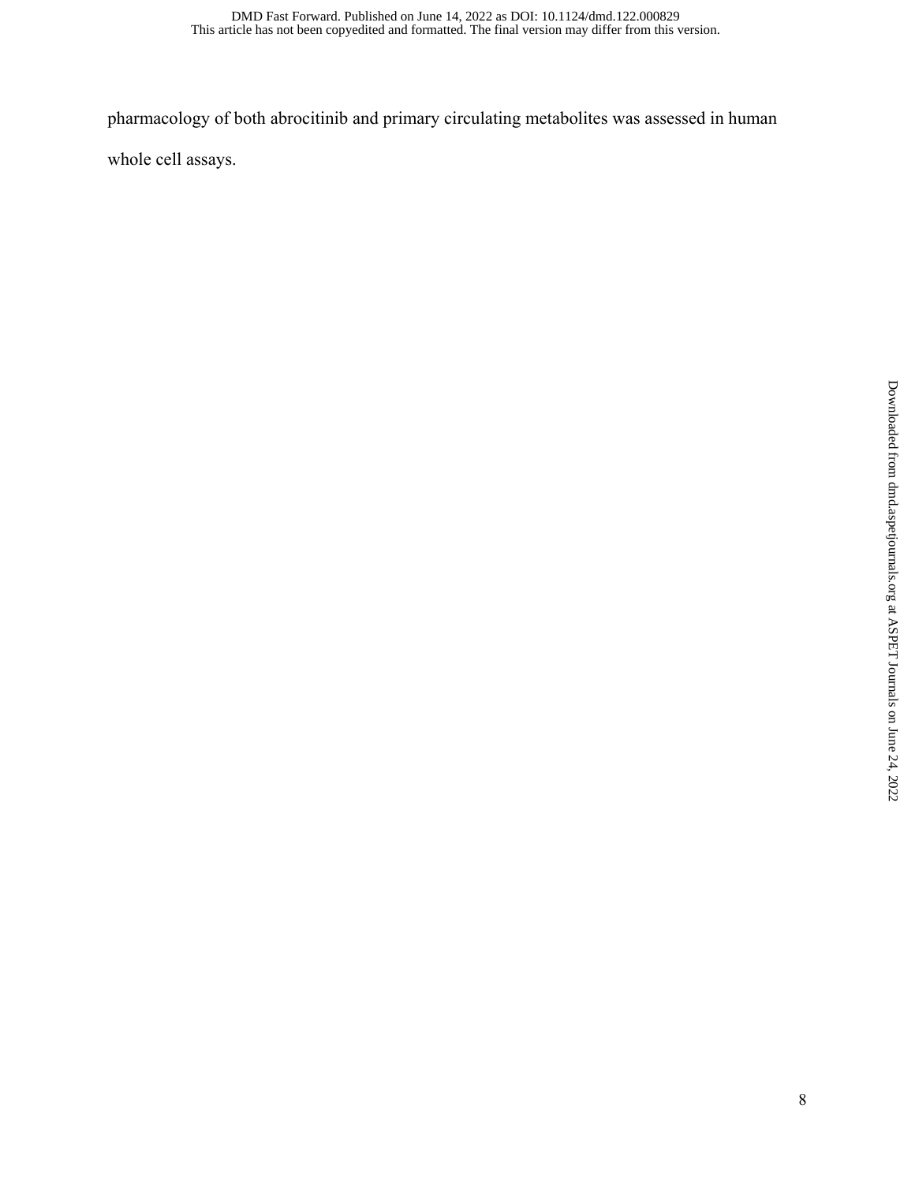pharmacology of both abrocitinib and primary circulating metabolites was assessed in human whole cell assays.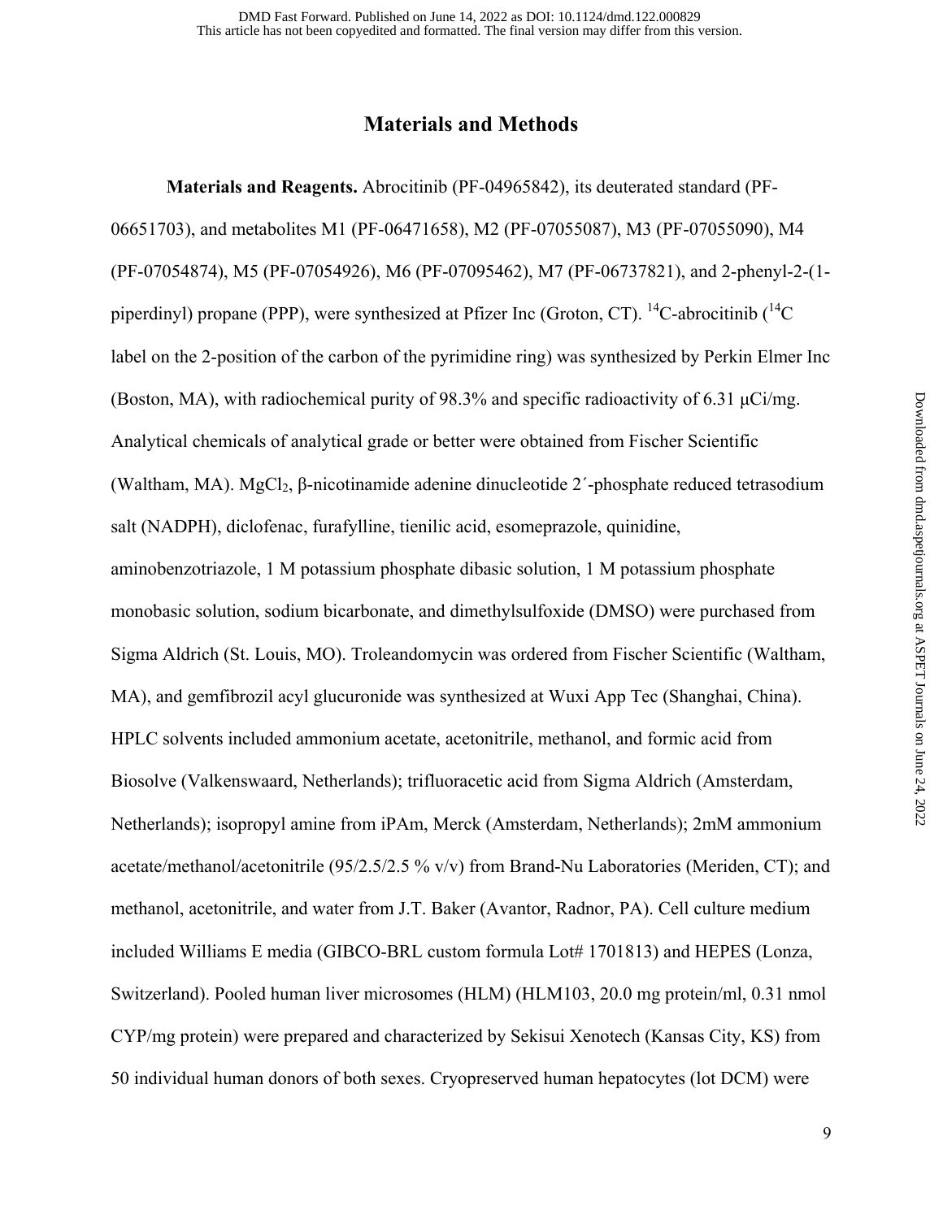## Materials and Methods

**Materials and Reagents.** Abrocitinib (PF-04965842), its deuterated standard (PF-06651703), and metabolites M1 (PF-06471658), M2 (PF-07055087), M3 (PF-07055090), M4 (PF-07054874), M5 (PF-07054926), M6 (PF-07095462), M7 (PF-06737821), and 2-phenyl-2-(1-piperdinyl) propane (PPP), were synthesized at Pfizer Inc (Groton, CT). $^{14}C$-abrocitinib ($^{14}C$ label on the 2-position of the carbon of the pyrimidine ring) was synthesized by Perkin Elmer Inc (Boston, MA), with radiochemical purity of 98.3% and specific radioactivity of 6.31 μCi/mg. Analytical chemicals of analytical grade or better were obtained from Fischer Scientific (Waltham, MA). $MgCl_2$, β-nicotinamide adenine dinucleotide 2´-phosphate reduced tetrasodium salt (NADPH), diclofenac, furafylline, tienilic acid, esomeprazole, quinidine, aminobenzotriazole, 1 M potassium phosphate dibasic solution, 1 M potassium phosphate monobasic solution, sodium bicarbonate, and dimethylsulfoxide (DMSO) were purchased from Sigma Aldrich (St. Louis, MO). Troleandomycin was ordered from Fischer Scientific (Waltham, MA), and gemfibrozil acyl glucuronide was synthesized at Wuxi App Tec (Shanghai, China). HPLC solvents included ammonium acetate, acetonitrile, methanol, and formic acid from Biosolve (Valkenswaard, Netherlands); trifluoracetic acid from Sigma Aldrich (Amsterdam, Netherlands); isopropyl amine from iPAm, Merck (Amsterdam, Netherlands); 2mM ammonium acetate/methanol/acetonitrile (95/2.5/2.5 % v/v) from Brand-Nu Laboratories (Meriden, CT); and methanol, acetonitrile, and water from J.T. Baker (Avantor, Radnor, PA). Cell culture medium included Williams E media (GIBCO-BRL custom formula Lot# 1701813) and HEPES (Lonza, Switzerland). Pooled human liver microsomes (HLM) (HLM103, 20.0 mg protein/ml, 0.31 nmol CYP/mg protein) were prepared and characterized by Sekisui Xenotech (Kansas City, KS) from 50 individual human donors of both sexes. Cryopreserved human hepatocytes (lot DCM) were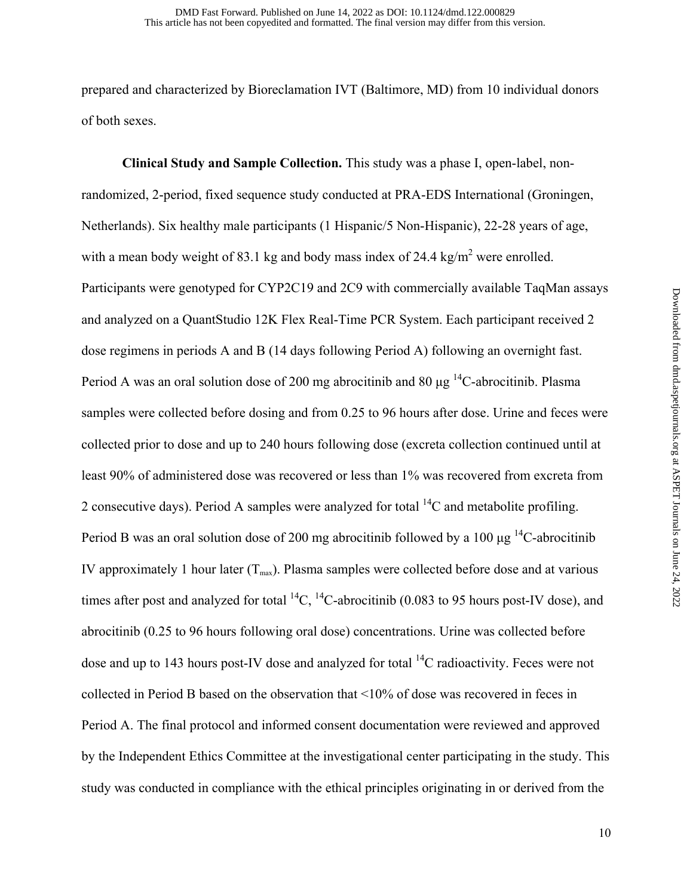prepared and characterized by Bioreclamation IVT (Baltimore, MD) from 10 individual donors of both sexes.

**Clinical Study and Sample Collection.** This study was a phase I, open-label, non-randomized, 2-period, fixed sequence study conducted at PRA-EDS International (Groningen, Netherlands). Six healthy male participants (1 Hispanic/5 Non-Hispanic), 22-28 years of age, with a mean body weight of 83.1 kg and body mass index of 24.4 kg/m$^2$ were enrolled. Participants were genotyped for CYP2C19 and 2C9 with commercially available TaqMan assays and analyzed on a QuantStudio 12K Flex Real-Time PCR System. Each participant received 2 dose regimens in periods A and B (14 days following Period A) following an overnight fast. Period A was an oral solution dose of 200 mg abrocitinib and 80 μg $^{14}$C-abrocitinib. Plasma samples were collected before dosing and from 0.25 to 96 hours after dose. Urine and feces were collected prior to dose and up to 240 hours following dose (excreta collection continued until at least 90% of administered dose was recovered or less than 1% was recovered from excreta from 2 consecutive days). Period A samples were analyzed for total $^{14}$C and metabolite profiling. Period B was an oral solution dose of 200 mg abrocitinib followed by a 100 μg $^{14}$C-abrocitinib IV approximately 1 hour later ($T_{max}$). Plasma samples were collected before dose and at various times after post and analyzed for total $^{14}$C, $^{14}$C-abrocitinib (0.083 to 95 hours post-IV dose), and abrocitinib (0.25 to 96 hours following oral dose) concentrations. Urine was collected before dose and up to 143 hours post-IV dose and analyzed for total $^{14}$C radioactivity. Feces were not collected in Period B based on the observation that <10% of dose was recovered in feces in Period A. The final protocol and informed consent documentation were reviewed and approved by the Independent Ethics Committee at the investigational center participating in the study. This study was conducted in compliance with the ethical principles originating in or derived from the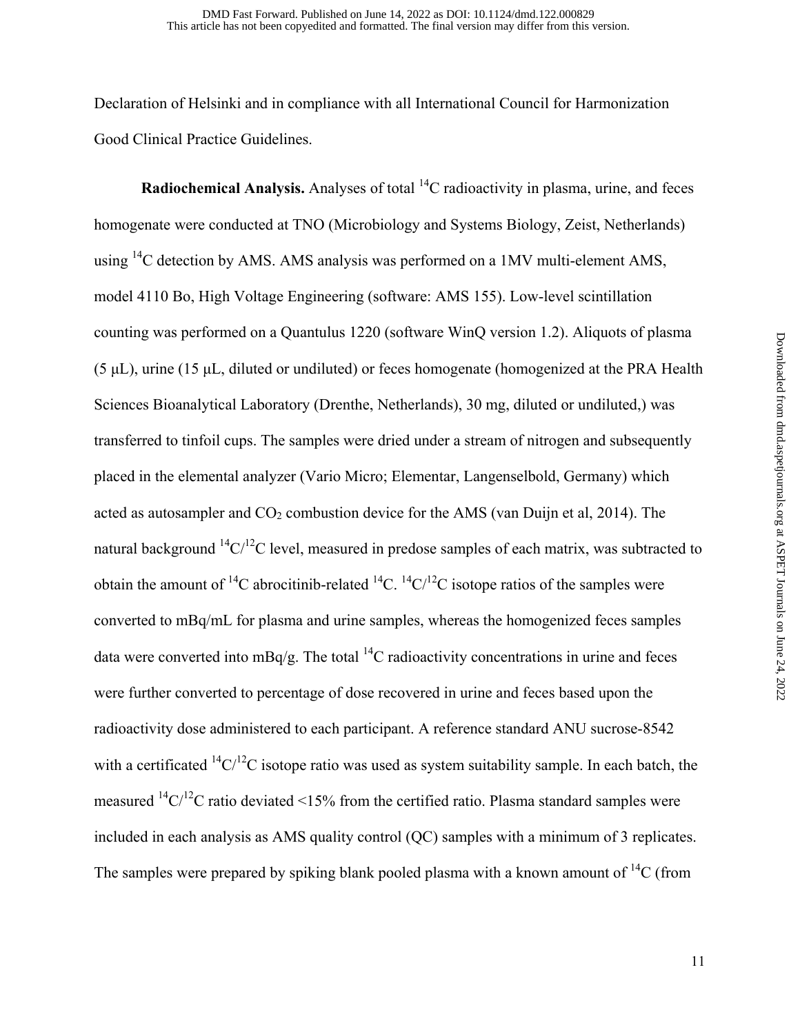Declaration of Helsinki and in compliance with all International Council for Harmonization Good Clinical Practice Guidelines.

**Radiochemical Analysis.** Analyses of total $^{14}C$ radioactivity in plasma, urine, and feces homogenate were conducted at TNO (Microbiology and Systems Biology, Zeist, Netherlands) using $^{14}C$ detection by AMS. AMS analysis was performed on a 1MV multi-element AMS, model 4110 Bo, High Voltage Engineering (software: AMS 155). Low-level scintillation counting was performed on a Quantulus 1220 (software WinQ version 1.2). Aliquots of plasma (5 μL), urine (15 μL, diluted or undiluted) or feces homogenate (homogenized at the PRA Health Sciences Bioanalytical Laboratory (Drenthe, Netherlands), 30 mg, diluted or undiluted,) was transferred to tinfoil cups. The samples were dried under a stream of nitrogen and subsequently placed in the elemental analyzer (Vario Micro; Elementar, Langenselbold, Germany) which acted as autosampler and $CO_2$ combustion device for the AMS (van Duijn et al, 2014). The natural background $^{14}C/^{12}C$ level, measured in predose samples of each matrix, was subtracted to obtain the amount of $^{14}C$ abrocitinib-related $^{14}C$. $^{14}C/^{12}C$ isotope ratios of the samples were converted to mBq/mL for plasma and urine samples, whereas the homogenized feces samples data were converted into mBq/g. The total $^{14}C$ radioactivity concentrations in urine and feces were further converted to percentage of dose recovered in urine and feces based upon the radioactivity dose administered to each participant. A reference standard ANU sucrose-8542 with a certificated $^{14}C/^{12}C$ isotope ratio was used as system suitability sample. In each batch, the measured $^{14}C/^{12}C$ ratio deviated <15% from the certified ratio. Plasma standard samples were included in each analysis as AMS quality control (QC) samples with a minimum of 3 replicates. The samples were prepared by spiking blank pooled plasma with a known amount of $^{14}C$ (from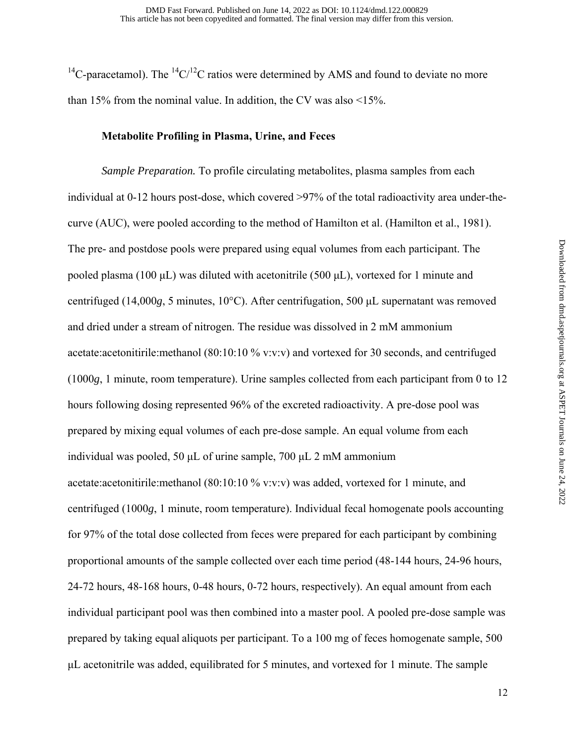$^{14}C$-paracetamol). The $^{14}C/^{12}C$ ratios were determined by AMS and found to deviate no more than 15% from the nominal value. In addition, the CV was also <15%.

### Metabolite Profiling in Plasma, Urine, and Feces

*Sample Preparation.* To profile circulating metabolites, plasma samples from each individual at 0-12 hours post-dose, which covered >97% of the total radioactivity area under-the-curve (AUC), were pooled according to the method of Hamilton et al. (Hamilton et al., 1981). The pre- and postdose pools were prepared using equal volumes from each participant. The pooled plasma (100 μL) was diluted with acetonitrile (500 μL), vortexed for 1 minute and centrifuged (14,000*g*, 5 minutes, 10°C). After centrifugation, 500 μL supernatant was removed and dried under a stream of nitrogen. The residue was dissolved in 2 mM ammonium acetate:acetonitirile:methanol (80:10:10 % v:v:v) and vortexed for 30 seconds, and centrifuged (1000*g*, 1 minute, room temperature). Urine samples collected from each participant from 0 to 12 hours following dosing represented 96% of the excreted radioactivity. A pre-dose pool was prepared by mixing equal volumes of each pre-dose sample. An equal volume from each individual was pooled, 50 μL of urine sample, 700 μL 2 mM ammonium acetate:acetonitirile:methanol (80:10:10 % v:v:v) was added, vortexed for 1 minute, and centrifuged (1000*g*, 1 minute, room temperature). Individual fecal homogenate pools accounting for 97% of the total dose collected from feces were prepared for each participant by combining proportional amounts of the sample collected over each time period (48-144 hours, 24-96 hours, 24-72 hours, 48-168 hours, 0-48 hours, 0-72 hours, respectively). An equal amount from each individual participant pool was then combined into a master pool. A pooled pre-dose sample was prepared by taking equal aliquots per participant. To a 100 mg of feces homogenate sample, 500 μL acetonitrile was added, equilibrated for 5 minutes, and vortexed for 1 minute. The sample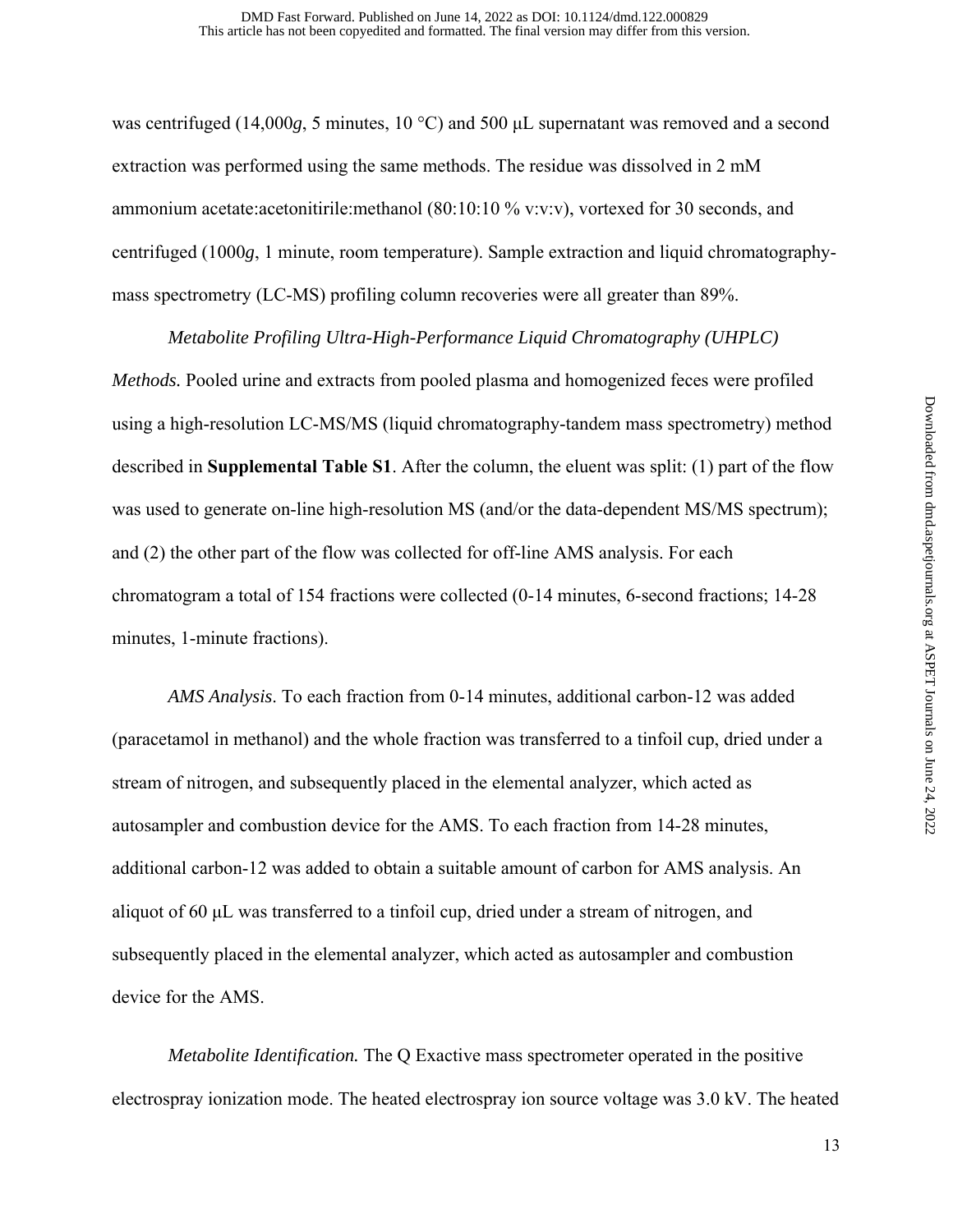was centrifuged (14,000*g*, 5 minutes, 10 °C) and 500 μL supernatant was removed and a second extraction was performed using the same methods. The residue was dissolved in 2 mM ammonium acetate:acetonitirile:methanol (80:10:10 % v:v:v), vortexed for 30 seconds, and centrifuged (1000*g*, 1 minute, room temperature). Sample extraction and liquid chromatography-mass spectrometry (LC-MS) profiling column recoveries were all greater than 89%.

*Metabolite Profiling Ultra-High-Performance Liquid Chromatography (UHPLC) Methods.* Pooled urine and extracts from pooled plasma and homogenized feces were profiled using a high-resolution LC-MS/MS (liquid chromatography-tandem mass spectrometry) method described in **Supplemental Table S1**. After the column, the eluent was split: (1) part of the flow was used to generate on-line high-resolution MS (and/or the data-dependent MS/MS spectrum); and (2) the other part of the flow was collected for off-line AMS analysis. For each chromatogram a total of 154 fractions were collected (0-14 minutes, 6-second fractions; 14-28 minutes, 1-minute fractions).

*AMS Analysis*. To each fraction from 0-14 minutes, additional carbon-12 was added (paracetamol in methanol) and the whole fraction was transferred to a tinfoil cup, dried under a stream of nitrogen, and subsequently placed in the elemental analyzer, which acted as autosampler and combustion device for the AMS. To each fraction from 14-28 minutes, additional carbon-12 was added to obtain a suitable amount of carbon for AMS analysis. An aliquot of 60 μL was transferred to a tinfoil cup, dried under a stream of nitrogen, and subsequently placed in the elemental analyzer, which acted as autosampler and combustion device for the AMS.

*Metabolite Identification.* The Q Exactive mass spectrometer operated in the positive electrospray ionization mode. The heated electrospray ion source voltage was 3.0 kV. The heated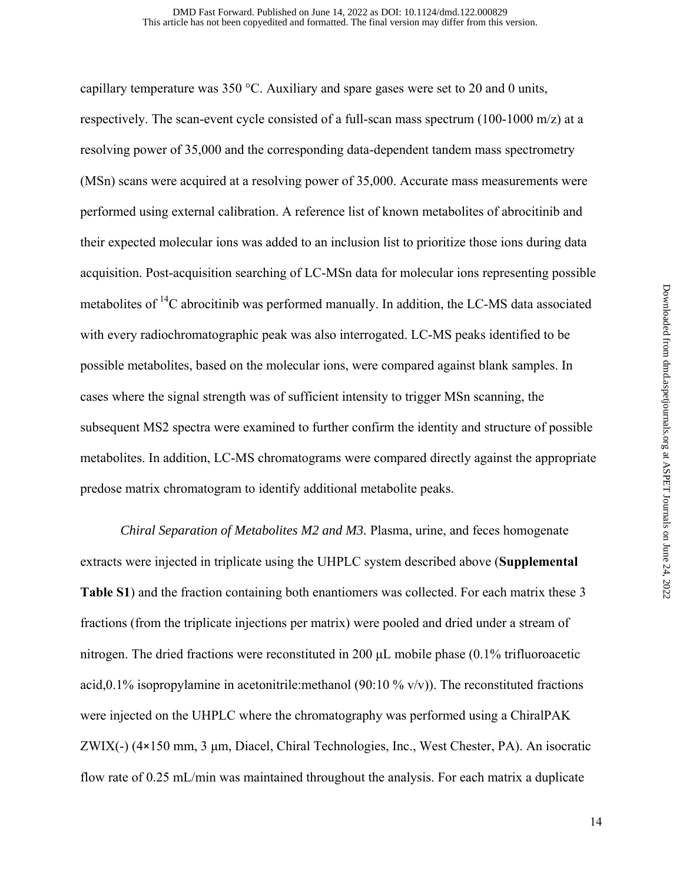capillary temperature was 350 °C. Auxiliary and spare gases were set to 20 and 0 units, respectively. The scan-event cycle consisted of a full-scan mass spectrum (100-1000 m/z) at a resolving power of 35,000 and the corresponding data-dependent tandem mass spectrometry (MSn) scans were acquired at a resolving power of 35,000. Accurate mass measurements were performed using external calibration. A reference list of known metabolites of abrocitinib and their expected molecular ions was added to an inclusion list to prioritize those ions during data acquisition. Post-acquisition searching of LC-MSn data for molecular ions representing possible metabolites of $^{14}$C abrocitinib was performed manually. In addition, the LC-MS data associated with every radiochromatographic peak was also interrogated. LC-MS peaks identified to be possible metabolites, based on the molecular ions, were compared against blank samples. In cases where the signal strength was of sufficient intensity to trigger MSn scanning, the subsequent MS2 spectra were examined to further confirm the identity and structure of possible metabolites. In addition, LC-MS chromatograms were compared directly against the appropriate predose matrix chromatogram to identify additional metabolite peaks.

*Chiral Separation of Metabolites M2 and M3.* Plasma, urine, and feces homogenate extracts were injected in triplicate using the UHPLC system described above (**Supplemental Table S1**) and the fraction containing both enantiomers was collected. For each matrix these 3 fractions (from the triplicate injections per matrix) were pooled and dried under a stream of nitrogen. The dried fractions were reconstituted in 200 µL mobile phase (0.1% trifluoroacetic acid,0.1% isopropylamine in acetonitrile:methanol (90:10 % v/v)). The reconstituted fractions were injected on the UHPLC where the chromatography was performed using a ChiralPAK ZWIX(-) (4×150 mm, 3 µm, Diacel, Chiral Technologies, Inc., West Chester, PA). An isocratic flow rate of 0.25 mL/min was maintained throughout the analysis. For each matrix a duplicate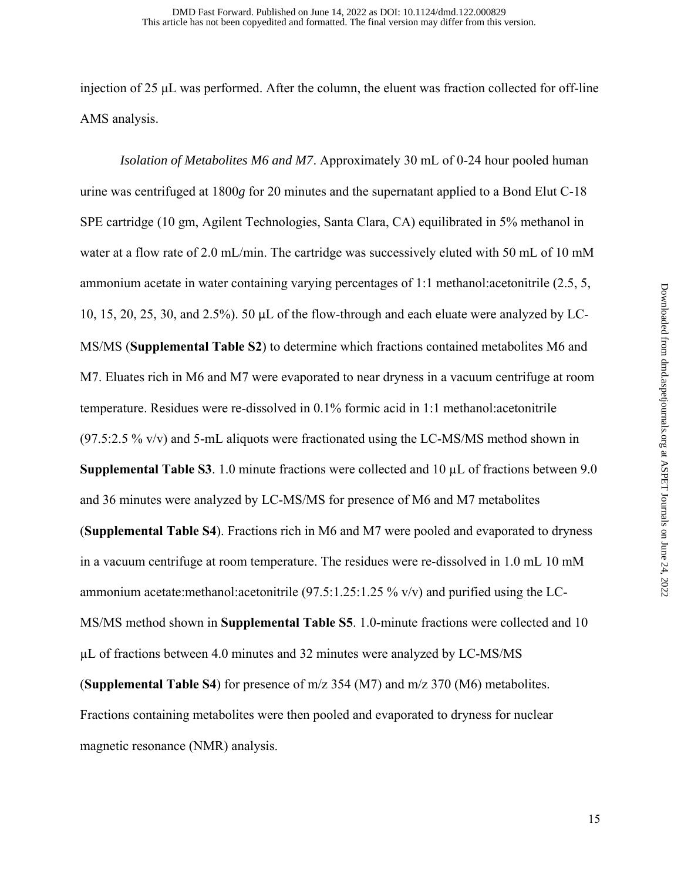injection of 25 μL was performed. After the column, the eluent was fraction collected for off-line AMS analysis.

*Isolation of Metabolites M6 and M7*. Approximately 30 mL of 0-24 hour pooled human urine was centrifuged at 1800*g* for 20 minutes and the supernatant applied to a Bond Elut C-18 SPE cartridge (10 gm, Agilent Technologies, Santa Clara, CA) equilibrated in 5% methanol in water at a flow rate of 2.0 mL/min. The cartridge was successively eluted with 50 mL of 10 mM ammonium acetate in water containing varying percentages of 1:1 methanol:acetonitrile (2.5, 5, 10, 15, 20, 25, 30, and 2.5%). 50 μL of the flow-through and each eluate were analyzed by LC-MS/MS (**Supplemental Table S2**) to determine which fractions contained metabolites M6 and M7. Eluates rich in M6 and M7 were evaporated to near dryness in a vacuum centrifuge at room temperature. Residues were re-dissolved in 0.1% formic acid in 1:1 methanol:acetonitrile (97.5:2.5 % v/v) and 5-mL aliquots were fractionated using the LC-MS/MS method shown in **Supplemental Table S3**. 1.0 minute fractions were collected and 10 μL of fractions between 9.0 and 36 minutes were analyzed by LC-MS/MS for presence of M6 and M7 metabolites (**Supplemental Table S4**). Fractions rich in M6 and M7 were pooled and evaporated to dryness in a vacuum centrifuge at room temperature. The residues were re-dissolved in 1.0 mL 10 mM ammonium acetate:methanol:acetonitrile (97.5:1.25:1.25 % v/v) and purified using the LC-MS/MS method shown in **Supplemental Table S5**. 1.0-minute fractions were collected and 10 μL of fractions between 4.0 minutes and 32 minutes were analyzed by LC-MS/MS (**Supplemental Table S4**) for presence of m/z 354 (M7) and m/z 370 (M6) metabolites. Fractions containing metabolites were then pooled and evaporated to dryness for nuclear magnetic resonance (NMR) analysis.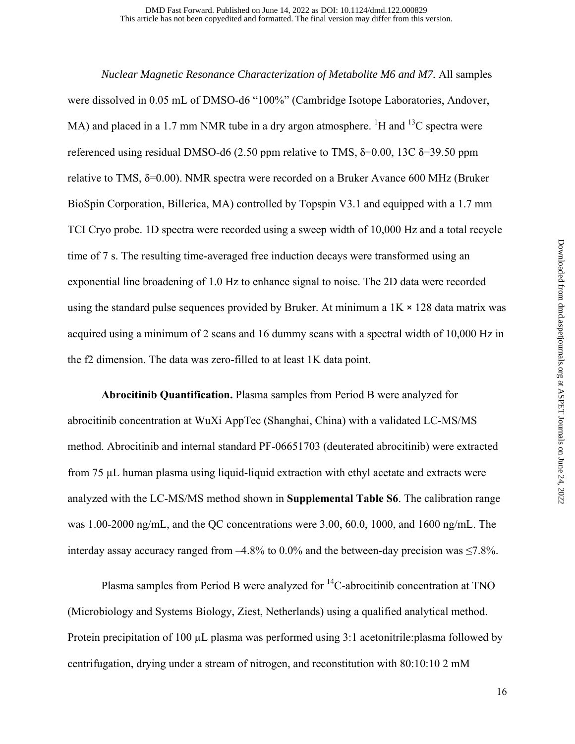*Nuclear Magnetic Resonance Characterization of Metabolite M6 and M7.* All samples were dissolved in 0.05 mL of DMSO-d6 "100%" (Cambridge Isotope Laboratories, Andover, MA) and placed in a 1.7 mm NMR tube in a dry argon atmosphere. $^{1}$H and $^{13}$C spectra were referenced using residual DMSO-d6 (2.50 ppm relative to TMS, δ=0.00, 13C δ=39.50 ppm relative to TMS, δ=0.00). NMR spectra were recorded on a Bruker Avance 600 MHz (Bruker BioSpin Corporation, Billerica, MA) controlled by Topspin V3.1 and equipped with a 1.7 mm TCI Cryo probe. 1D spectra were recorded using a sweep width of 10,000 Hz and a total recycle time of 7 s. The resulting time-averaged free induction decays were transformed using an exponential line broadening of 1.0 Hz to enhance signal to noise. The 2D data were recorded using the standard pulse sequences provided by Bruker. At minimum a 1K × 128 data matrix was acquired using a minimum of 2 scans and 16 dummy scans with a spectral width of 10,000 Hz in the f2 dimension. The data was zero-filled to at least 1K data point.

**Abrocitinib Quantification.** Plasma samples from Period B were analyzed for abrocitinib concentration at WuXi AppTec (Shanghai, China) with a validated LC-MS/MS method. Abrocitinib and internal standard PF-06651703 (deuterated abrocitinib) were extracted from 75 µL human plasma using liquid-liquid extraction with ethyl acetate and extracts were analyzed with the LC-MS/MS method shown in **Supplemental Table S6**. The calibration range was 1.00-2000 ng/mL, and the QC concentrations were 3.00, 60.0, 1000, and 1600 ng/mL. The interday assay accuracy ranged from –4.8% to 0.0% and the between-day precision was ≤7.8%.

Plasma samples from Period B were analyzed for $^{14}$C-abrocitinib concentration at TNO (Microbiology and Systems Biology, Ziest, Netherlands) using a qualified analytical method. Protein precipitation of 100 µL plasma was performed using 3:1 acetonitrile:plasma followed by centrifugation, drying under a stream of nitrogen, and reconstitution with 80:10:10 2 mM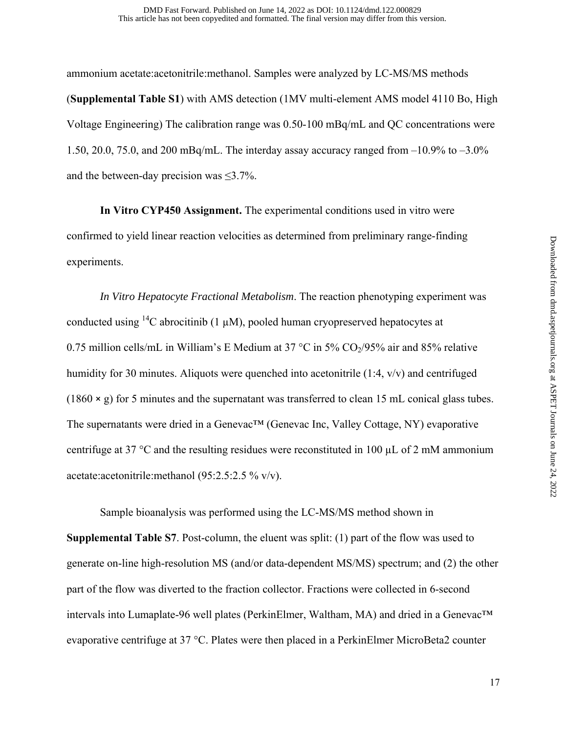ammonium acetate:acetonitrile:methanol. Samples were analyzed by LC-MS/MS methods (**Supplemental Table S1**) with AMS detection (1MV multi-element AMS model 4110 Bo, High Voltage Engineering) The calibration range was 0.50-100 mBq/mL and QC concentrations were 1.50, 20.0, 75.0, and 200 mBq/mL. The interday assay accuracy ranged from –10.9% to –3.0% and the between-day precision was ≤3.7%.

**In Vitro CYP450 Assignment.** The experimental conditions used in vitro were confirmed to yield linear reaction velocities as determined from preliminary range-finding experiments.

*In Vitro Hepatocyte Fractional Metabolism*. The reaction phenotyping experiment was conducted using $^{14}C$ abrocitinib (1 μM), pooled human cryopreserved hepatocytes at 0.75 million cells/mL in William's E Medium at 37 °C in 5% $CO_2$/95% air and 85% relative humidity for 30 minutes. Aliquots were quenched into acetonitrile (1:4, v/v) and centrifuged (1860 × g) for 5 minutes and the supernatant was transferred to clean 15 mL conical glass tubes. The supernatants were dried in a Genevac™ (Genevac Inc, Valley Cottage, NY) evaporative centrifuge at 37 °C and the resulting residues were reconstituted in 100 μL of 2 mM ammonium acetate:acetonitrile:methanol (95:2.5:2.5 % v/v).

Sample bioanalysis was performed using the LC-MS/MS method shown in **Supplemental Table S7**. Post-column, the eluent was split: (1) part of the flow was used to generate on-line high-resolution MS (and/or data-dependent MS/MS) spectrum; and (2) the other part of the flow was diverted to the fraction collector. Fractions were collected in 6-second intervals into Lumaplate-96 well plates (PerkinElmer, Waltham, MA) and dried in a Genevac™ evaporative centrifuge at 37 °C. Plates were then placed in a PerkinElmer MicroBeta2 counter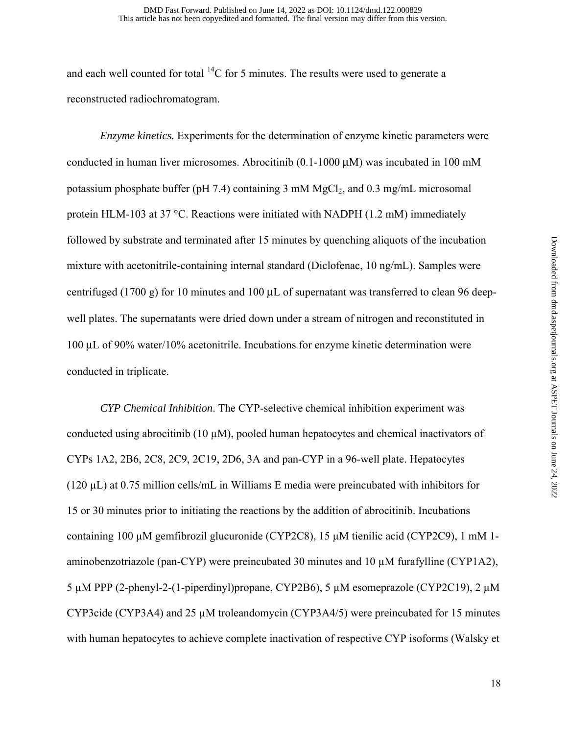and each well counted for total $^{14}C$ for 5 minutes. The results were used to generate a reconstructed radiochromatogram.

*Enzyme kinetics.* Experiments for the determination of enzyme kinetic parameters were conducted in human liver microsomes. Abrocitinib (0.1-1000 µM) was incubated in 100 mM potassium phosphate buffer (pH 7.4) containing 3 mM $MgCl_2$, and 0.3 mg/mL microsomal protein HLM-103 at 37 °C. Reactions were initiated with NADPH (1.2 mM) immediately followed by substrate and terminated after 15 minutes by quenching aliquots of the incubation mixture with acetonitrile-containing internal standard (Diclofenac, 10 ng/mL). Samples were centrifuged (1700 g) for 10 minutes and 100 µL of supernatant was transferred to clean 96 deep-well plates. The supernatants were dried down under a stream of nitrogen and reconstituted in 100 µL of 90% water/10% acetonitrile. Incubations for enzyme kinetic determination were conducted in triplicate.

*CYP Chemical Inhibition*. The CYP-selective chemical inhibition experiment was conducted using abrocitinib (10 µM), pooled human hepatocytes and chemical inactivators of CYPs 1A2, 2B6, 2C8, 2C9, 2C19, 2D6, 3A and pan-CYP in a 96-well plate. Hepatocytes (120 µL) at 0.75 million cells/mL in Williams E media were preincubated with inhibitors for 15 or 30 minutes prior to initiating the reactions by the addition of abrocitinib. Incubations containing 100 µM gemfibrozil glucuronide (CYP2C8), 15 µM tienilic acid (CYP2C9), 1 mM 1-aminobenzotriazole (pan-CYP) were preincubated 30 minutes and 10 µM furafylline (CYP1A2), 5 µM PPP (2-phenyl-2-(1-piperdinyl)propane, CYP2B6), 5 µM esomeprazole (CYP2C19), 2 µM CYP3cide (CYP3A4) and 25 µM troleandomycin (CYP3A4/5) were preincubated for 15 minutes with human hepatocytes to achieve complete inactivation of respective CYP isoforms (Walsky et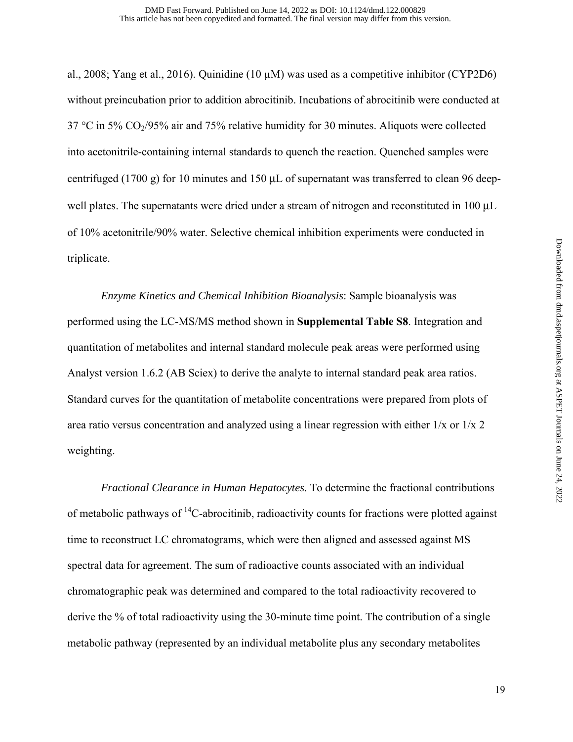al., 2008; Yang et al., 2016). Quinidine (10 µM) was used as a competitive inhibitor (CYP2D6) without preincubation prior to addition abrocitinib. Incubations of abrocitinib were conducted at 37 °C in 5% $CO_2$/95% air and 75% relative humidity for 30 minutes. Aliquots were collected into acetonitrile-containing internal standards to quench the reaction. Quenched samples were centrifuged (1700 g) for 10 minutes and 150 µL of supernatant was transferred to clean 96 deep-well plates. The supernatants were dried under a stream of nitrogen and reconstituted in 100 µL of 10% acetonitrile/90% water. Selective chemical inhibition experiments were conducted in triplicate.

*Enzyme Kinetics and Chemical Inhibition Bioanalysis*: Sample bioanalysis was performed using the LC-MS/MS method shown in **Supplemental Table S8**. Integration and quantitation of metabolites and internal standard molecule peak areas were performed using Analyst version 1.6.2 (AB Sciex) to derive the analyte to internal standard peak area ratios. Standard curves for the quantitation of metabolite concentrations were prepared from plots of area ratio versus concentration and analyzed using a linear regression with either $1/x$ or $1/x^2$ weighting.

*Fractional Clearance in Human Hepatocytes.* To determine the fractional contributions of metabolic pathways of $^{14}$C-abrocitinib, radioactivity counts for fractions were plotted against time to reconstruct LC chromatograms, which were then aligned and assessed against MS spectral data for agreement. The sum of radioactive counts associated with an individual chromatographic peak was determined and compared to the total radioactivity recovered to derive the % of total radioactivity using the 30-minute time point. The contribution of a single metabolic pathway (represented by an individual metabolite plus any secondary metabolites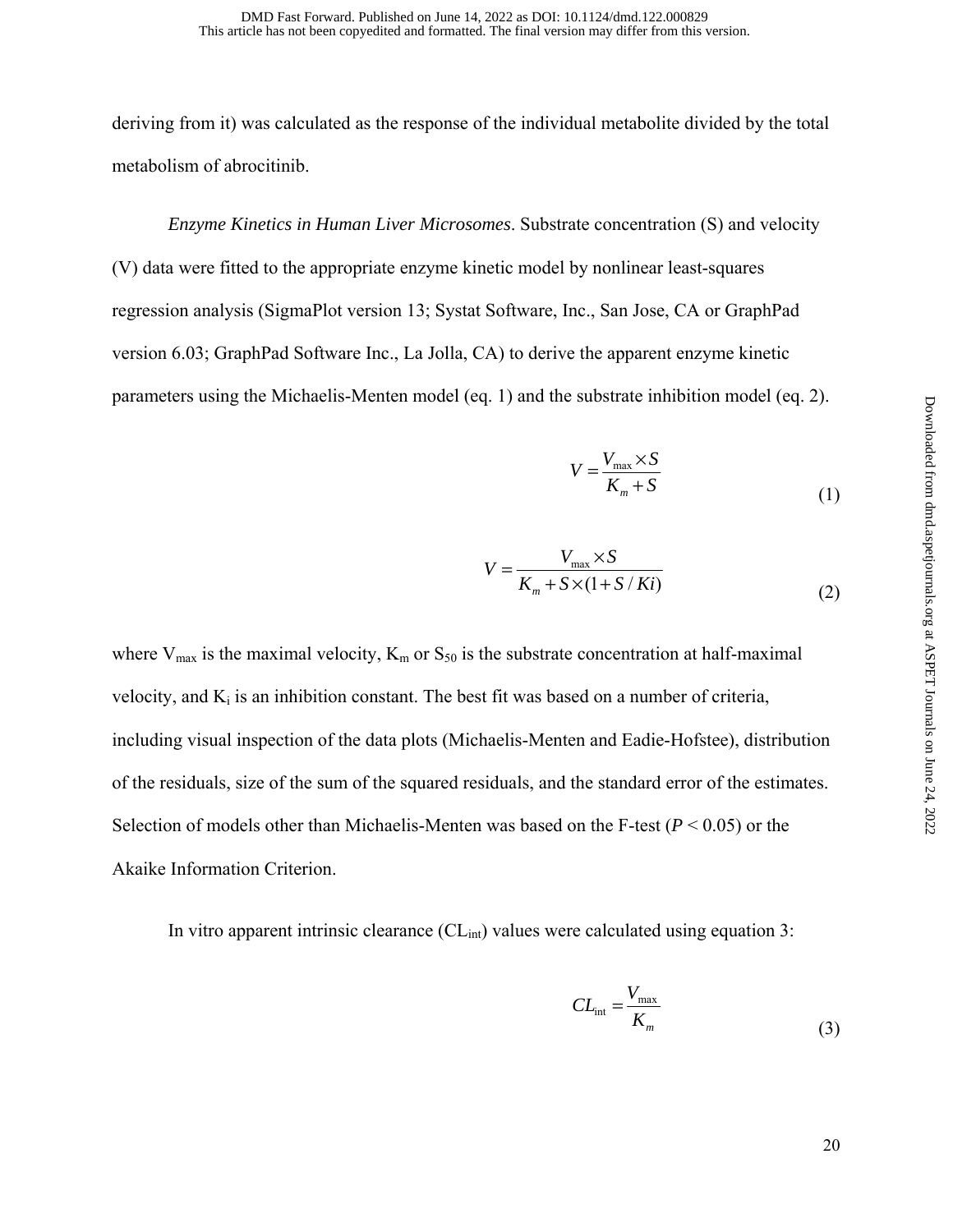deriving from it) was calculated as the response of the individual metabolite divided by the total metabolism of abrocitinib.

*Enzyme Kinetics in Human Liver Microsomes*. Substrate concentration (S) and velocity (V) data were fitted to the appropriate enzyme kinetic model by nonlinear least-squares regression analysis (SigmaPlot version 13; Systat Software, Inc., San Jose, CA or GraphPad version 6.03; GraphPad Software Inc., La Jolla, CA) to derive the apparent enzyme kinetic parameters using the Michaelis-Menten model (eq. 1) and the substrate inhibition model (eq. 2).

$$V = \frac{V_{max} \times S}{K_m + S} \tag{1}$$

$$V = \frac{V_{max} \times S}{K_m + S \times (1 + S / Ki)} \tag{2}$$

where $V_{max}$ is the maximal velocity, $K_m$ or $S_{50}$ is the substrate concentration at half-maximal velocity, and $K_i$ is an inhibition constant. The best fit was based on a number of criteria, including visual inspection of the data plots (Michaelis-Menten and Eadie-Hofstee), distribution of the residuals, size of the sum of the squared residuals, and the standard error of the estimates. Selection of models other than Michaelis-Menten was based on the F-test ($P < 0.05$) or the Akaike Information Criterion.

In vitro apparent intrinsic clearance ($CL_{int}$) values were calculated using equation 3:

$$CL_{int} = \frac{V_{max}}{K_m} \tag{3}$$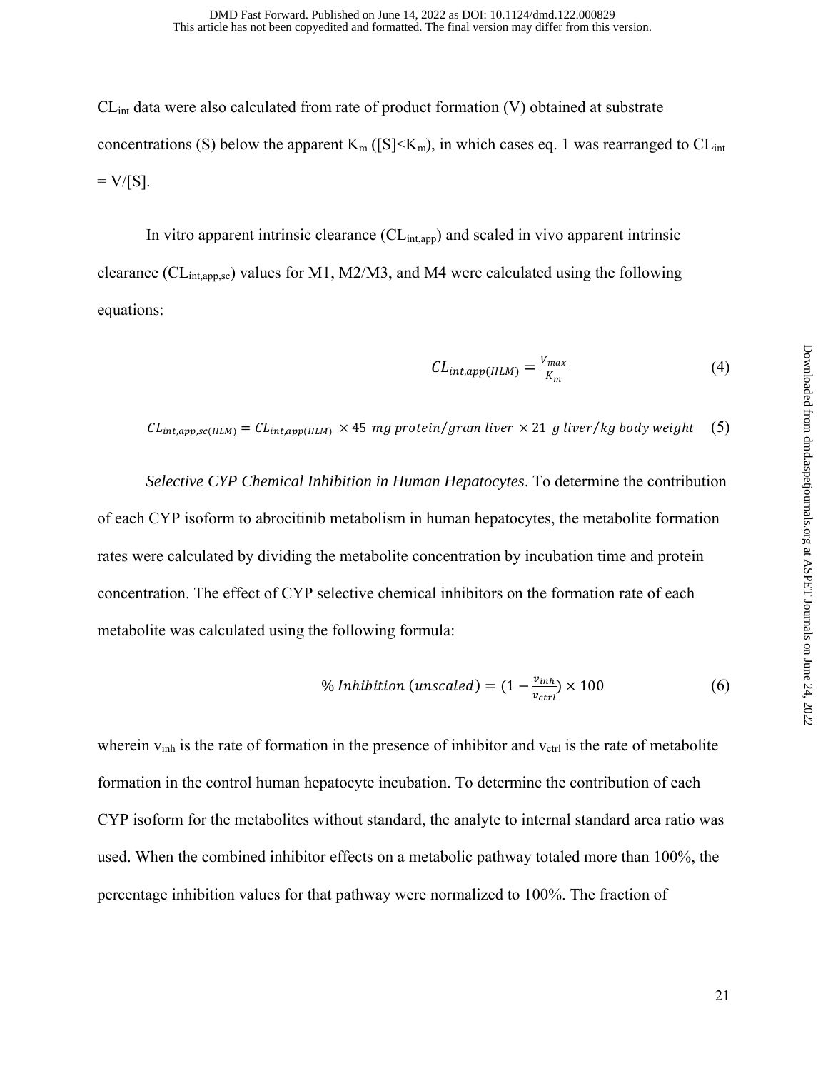$CL_{int}$ data were also calculated from rate of product formation (V) obtained at substrate concentrations (S) below the apparent $K_m$ ([S]<$K_m$), in which cases eq. 1 was rearranged to $CL_{int}$ = V/[S].

In vitro apparent intrinsic clearance ($CL_{int,app}$) and scaled in vivo apparent intrinsic clearance ($CL_{int,app,sc}$) values for M1, M2/M3, and M4 were calculated using the following equations:

$$CL_{int,app(HLM)} = \frac{V_{max}}{K_m} \tag{4}$$

$$CL_{int,app,sc(HLM)} = CL_{int,app(HLM)} \times 45\ mg\ protein/gram\ liver\ \times 21\ g\ liver/kg\ body\ weight \tag{5}$$

*Selective CYP Chemical Inhibition in Human Hepatocytes*. To determine the contribution of each CYP isoform to abrocitinib metabolism in human hepatocytes, the metabolite formation rates were calculated by dividing the metabolite concentration by incubation time and protein concentration. The effect of CYP selective chemical inhibitors on the formation rate of each metabolite was calculated using the following formula:

$$\%\ Inhibition\ (unscaled) = (1 - \frac{v_{inh}}{v_{ctrl}}) \times 100 \tag{6}$$

wherein $v_{inh}$ is the rate of formation in the presence of inhibitor and $v_{ctrl}$ is the rate of metabolite formation in the control human hepatocyte incubation. To determine the contribution of each CYP isoform for the metabolites without standard, the analyte to internal standard area ratio was used. When the combined inhibitor effects on a metabolic pathway totaled more than 100%, the percentage inhibition values for that pathway were normalized to 100%. The fraction of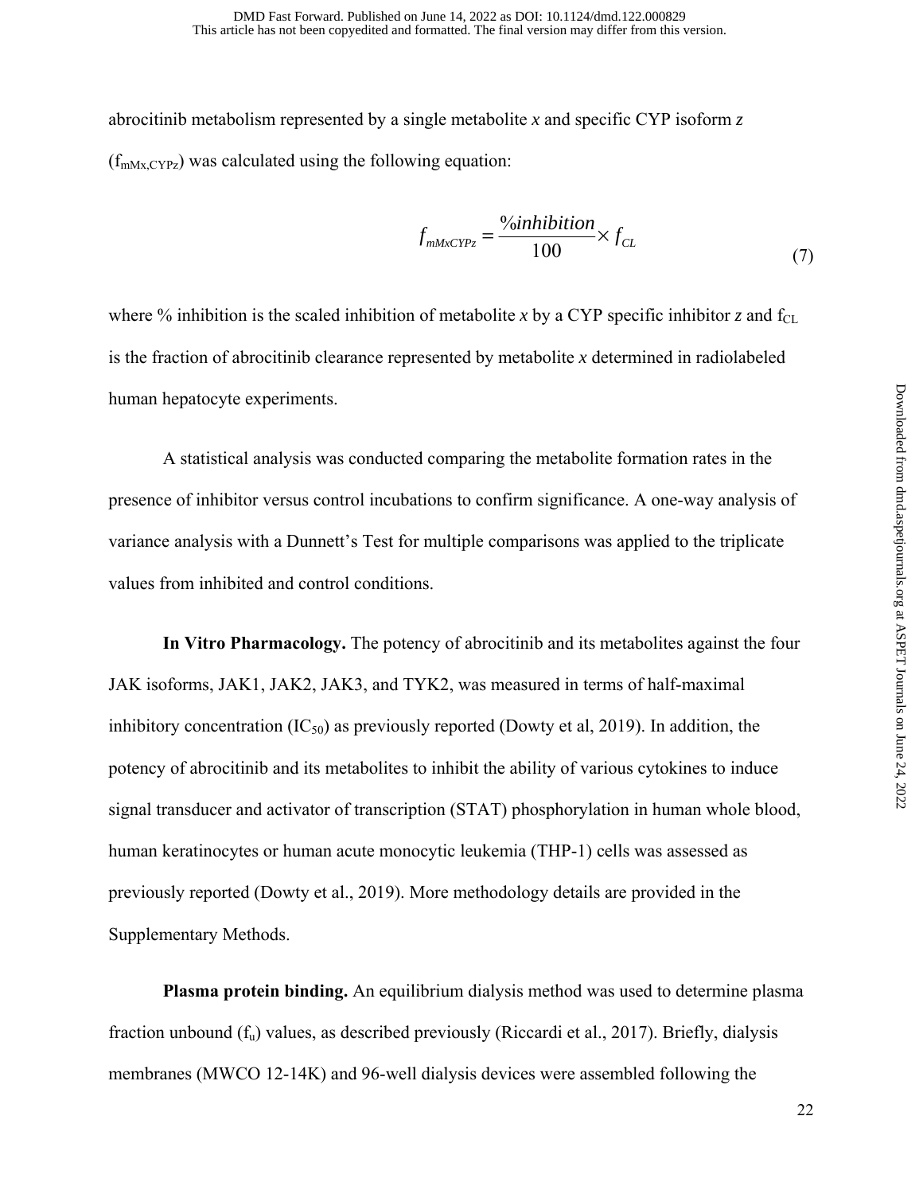abrocitinib metabolism represented by a single metabolite *x* and specific CYP isoform *z* ($f_{mMx,CYPz}$) was calculated using the following equation:

$$f_{mMxCYPz} = \frac{\%inhibition}{100} \times f_{CL} \tag{7}$$

where % inhibition is the scaled inhibition of metabolite *x* by a CYP specific inhibitor *z* and $f_{CL}$ is the fraction of abrocitinib clearance represented by metabolite *x* determined in radiolabeled human hepatocyte experiments.

A statistical analysis was conducted comparing the metabolite formation rates in the presence of inhibitor versus control incubations to confirm significance. A one-way analysis of variance analysis with a Dunnett's Test for multiple comparisons was applied to the triplicate values from inhibited and control conditions.

**In Vitro Pharmacology.** The potency of abrocitinib and its metabolites against the four JAK isoforms, JAK1, JAK2, JAK3, and TYK2, was measured in terms of half-maximal inhibitory concentration ($IC_{50}$) as previously reported (Dowty et al, 2019). In addition, the potency of abrocitinib and its metabolites to inhibit the ability of various cytokines to induce signal transducer and activator of transcription (STAT) phosphorylation in human whole blood, human keratinocytes or human acute monocytic leukemia (THP-1) cells was assessed as previously reported (Dowty et al., 2019). More methodology details are provided in the Supplementary Methods.

**Plasma protein binding.** An equilibrium dialysis method was used to determine plasma fraction unbound ($f_u$) values, as described previously (Riccardi et al., 2017). Briefly, dialysis membranes (MWCO 12-14K) and 96-well dialysis devices were assembled following the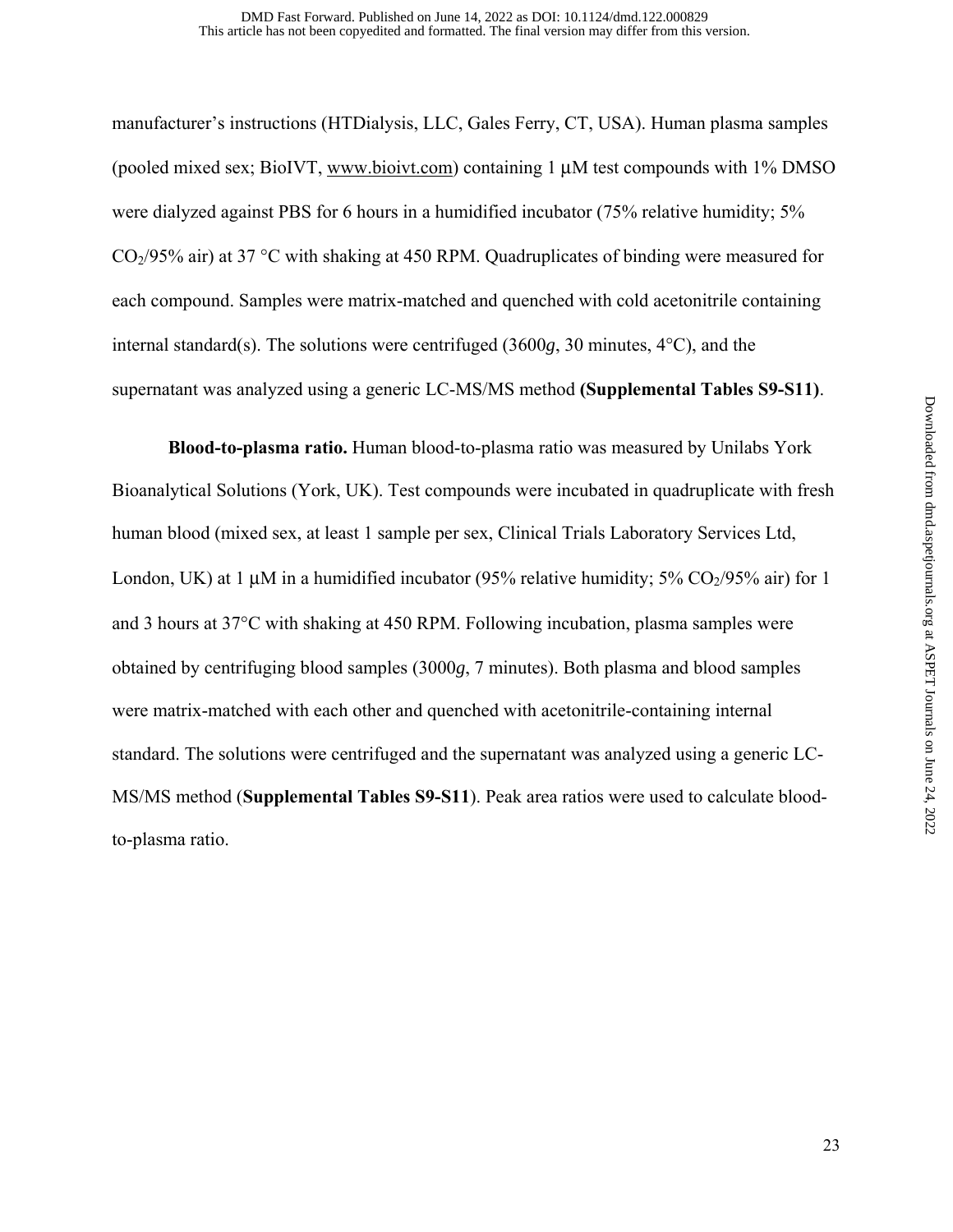manufacturer's instructions (HTDialysis, LLC, Gales Ferry, CT, USA). Human plasma samples (pooled mixed sex; BioIVT, www.bioivt.com) containing 1 µM test compounds with 1% DMSO were dialyzed against PBS for 6 hours in a humidified incubator (75% relative humidity; 5% $CO_2$/95% air) at 37 °C with shaking at 450 RPM. Quadruplicates of binding were measured for each compound. Samples were matrix-matched and quenched with cold acetonitrile containing internal standard(s). The solutions were centrifuged (3600*g*, 30 minutes, 4°C), and the supernatant was analyzed using a generic LC-MS/MS method **(Supplemental Tables S9-S11)**.

**Blood-to-plasma ratio.** Human blood-to-plasma ratio was measured by Unilabs York Bioanalytical Solutions (York, UK). Test compounds were incubated in quadruplicate with fresh human blood (mixed sex, at least 1 sample per sex, Clinical Trials Laboratory Services Ltd, London, UK) at 1 µM in a humidified incubator (95% relative humidity; 5% $CO_2$/95% air) for 1 and 3 hours at 37°C with shaking at 450 RPM. Following incubation, plasma samples were obtained by centrifuging blood samples (3000*g*, 7 minutes). Both plasma and blood samples were matrix-matched with each other and quenched with acetonitrile-containing internal standard. The solutions were centrifuged and the supernatant was analyzed using a generic LC-MS/MS method (**Supplemental Tables S9-S11**). Peak area ratios were used to calculate blood-to-plasma ratio.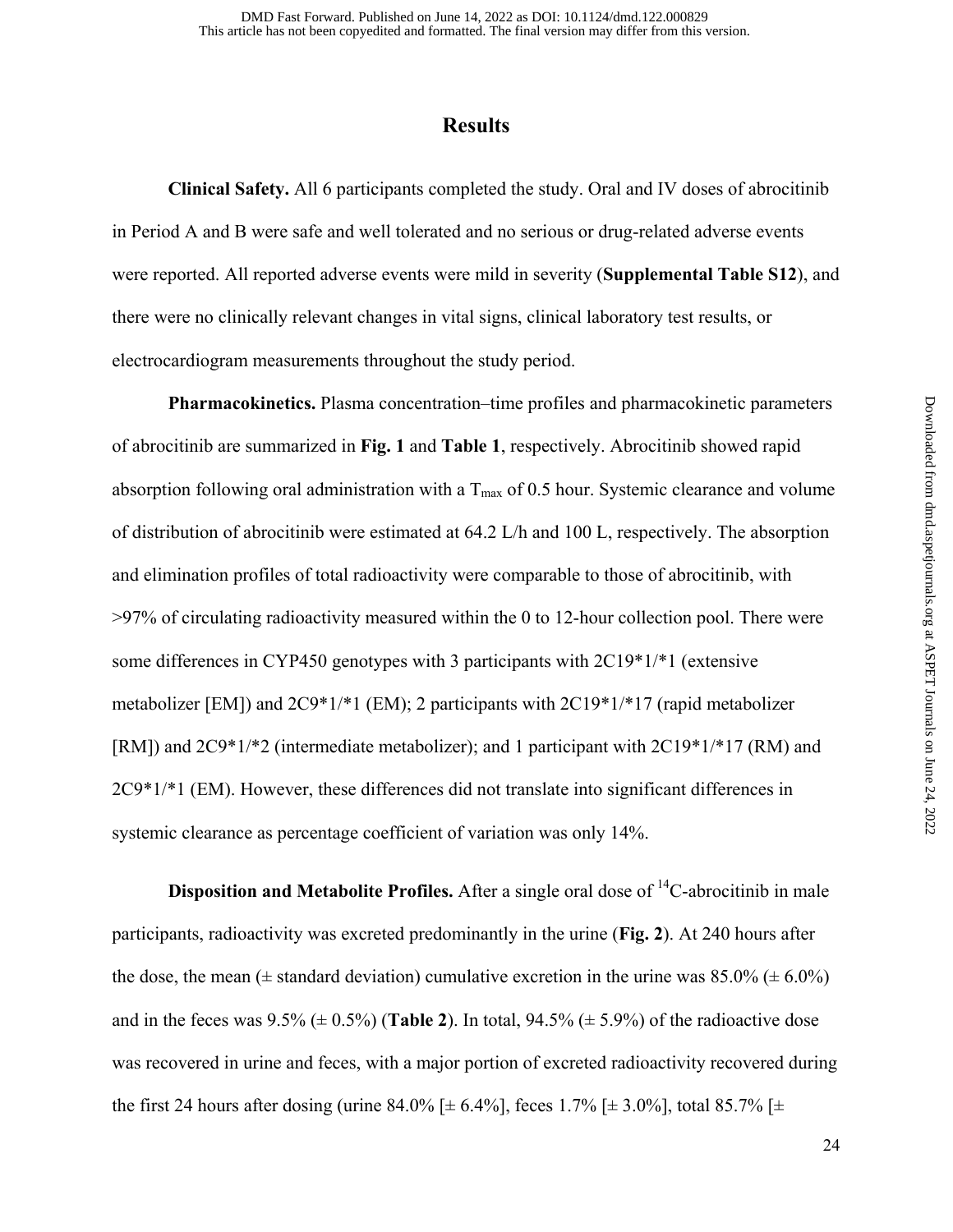## Results

**Clinical Safety.** All 6 participants completed the study. Oral and IV doses of abrocitinib in Period A and B were safe and well tolerated and no serious or drug-related adverse events were reported. All reported adverse events were mild in severity (**Supplemental Table S12**), and there were no clinically relevant changes in vital signs, clinical laboratory test results, or electrocardiogram measurements throughout the study period.

**Pharmacokinetics.** Plasma concentration–time profiles and pharmacokinetic parameters of abrocitinib are summarized in **Fig. 1** and **Table 1**, respectively. Abrocitinib showed rapid absorption following oral administration with a $T_{max}$ of 0.5 hour. Systemic clearance and volume of distribution of abrocitinib were estimated at 64.2 L/h and 100 L, respectively. The absorption and elimination profiles of total radioactivity were comparable to those of abrocitinib, with >97% of circulating radioactivity measured within the 0 to 12-hour collection pool. There were some differences in CYP450 genotypes with 3 participants with 2C19*1/*1 (extensive metabolizer [EM]) and 2C9*1/*1 (EM); 2 participants with 2C19*1/*17 (rapid metabolizer [RM]) and 2C9*1/*2 (intermediate metabolizer); and 1 participant with 2C19*1/*17 (RM) and 2C9*1/*1 (EM). However, these differences did not translate into significant differences in systemic clearance as percentage coefficient of variation was only 14%.

**Disposition and Metabolite Profiles.** After a single oral dose of $^{14}$C-abrocitinib in male participants, radioactivity was excreted predominantly in the urine (**Fig. 2**). At 240 hours after the dose, the mean (± standard deviation) cumulative excretion in the urine was 85.0% (± 6.0%) and in the feces was 9.5% (± 0.5%) (**Table 2**). In total, 94.5% (± 5.9%) of the radioactive dose was recovered in urine and feces, with a major portion of excreted radioactivity recovered during the first 24 hours after dosing (urine 84.0% [± 6.4%], feces 1.7% [± 3.0%], total 85.7% [±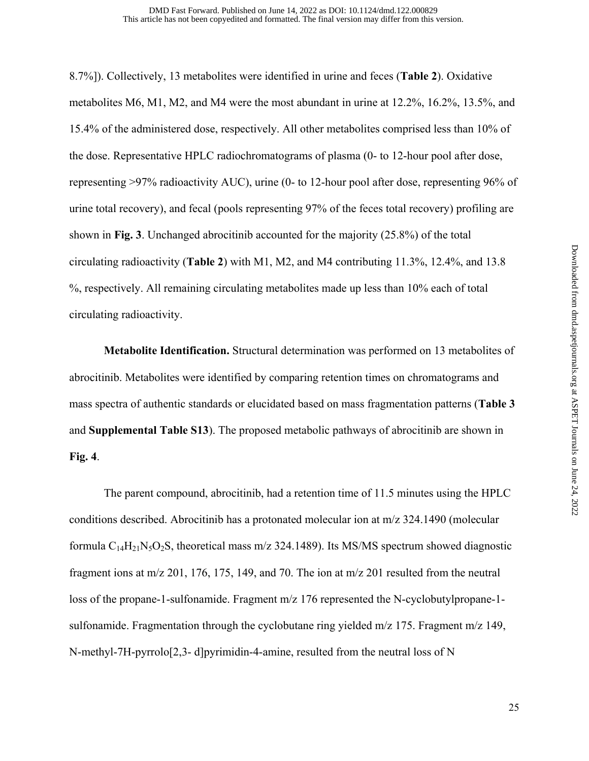8.7%]). Collectively, 13 metabolites were identified in urine and feces (**Table 2**). Oxidative metabolites M6, M1, M2, and M4 were the most abundant in urine at 12.2%, 16.2%, 13.5%, and 15.4% of the administered dose, respectively. All other metabolites comprised less than 10% of the dose. Representative HPLC radiochromatograms of plasma (0- to 12-hour pool after dose, representing >97% radioactivity AUC), urine (0- to 12-hour pool after dose, representing 96% of urine total recovery), and fecal (pools representing 97% of the feces total recovery) profiling are shown in **Fig. 3**. Unchanged abrocitinib accounted for the majority (25.8%) of the total circulating radioactivity (**Table 2**) with M1, M2, and M4 contributing 11.3%, 12.4%, and 13.8 %, respectively. All remaining circulating metabolites made up less than 10% each of total circulating radioactivity.

**Metabolite Identification.** Structural determination was performed on 13 metabolites of abrocitinib. Metabolites were identified by comparing retention times on chromatograms and mass spectra of authentic standards or elucidated based on mass fragmentation patterns (**Table 3** and **Supplemental Table S13**). The proposed metabolic pathways of abrocitinib are shown in **Fig. 4**.

The parent compound, abrocitinib, had a retention time of 11.5 minutes using the HPLC conditions described. Abrocitinib has a protonated molecular ion at m/z 324.1490 (molecular formula $C_{14}H_{21}N_5O_2S$, theoretical mass m/z 324.1489). Its MS/MS spectrum showed diagnostic fragment ions at m/z 201, 176, 175, 149, and 70. The ion at m/z 201 resulted from the neutral loss of the propane-1-sulfonamide. Fragment m/z 176 represented the N-cyclobutylpropane-1-sulfonamide. Fragmentation through the cyclobutane ring yielded m/z 175. Fragment m/z 149, N-methyl-7H-pyrrolo[2,3- d]pyrimidin-4-amine, resulted from the neutral loss of N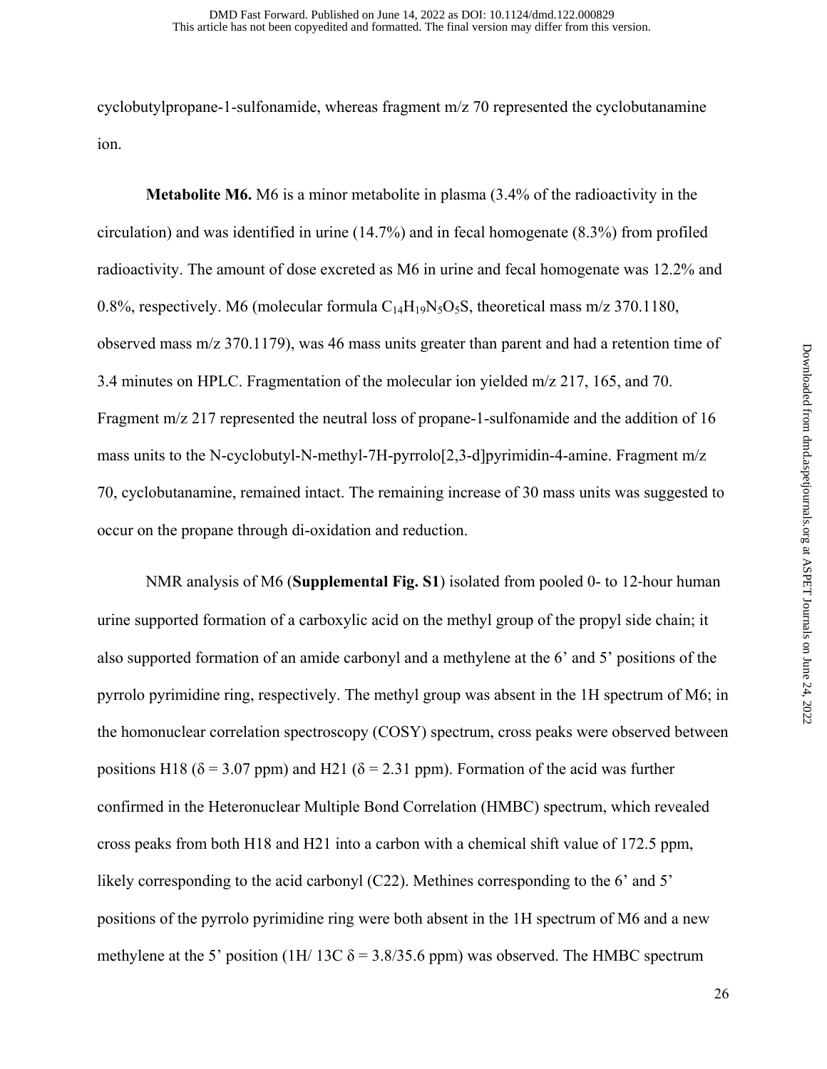cyclobutylpropane-1-sulfonamide, whereas fragment m/z 70 represented the cyclobutanamine ion.

**Metabolite M6.** M6 is a minor metabolite in plasma (3.4% of the radioactivity in the circulation) and was identified in urine (14.7%) and in fecal homogenate (8.3%) from profiled radioactivity. The amount of dose excreted as M6 in urine and fecal homogenate was 12.2% and 0.8%, respectively. M6 (molecular formula $C_{14}H_{19}N_5O_5S$, theoretical mass m/z 370.1180, observed mass m/z 370.1179), was 46 mass units greater than parent and had a retention time of 3.4 minutes on HPLC. Fragmentation of the molecular ion yielded m/z 217, 165, and 70. Fragment m/z 217 represented the neutral loss of propane-1-sulfonamide and the addition of 16 mass units to the N-cyclobutyl-N-methyl-7H-pyrrolo[2,3-d]pyrimidin-4-amine. Fragment m/z 70, cyclobutanamine, remained intact. The remaining increase of 30 mass units was suggested to occur on the propane through di-oxidation and reduction.

NMR analysis of M6 (**Supplemental Fig. S1**) isolated from pooled 0- to 12-hour human urine supported formation of a carboxylic acid on the methyl group of the propyl side chain; it also supported formation of an amide carbonyl and a methylene at the 6' and 5' positions of the pyrrolo pyrimidine ring, respectively. The methyl group was absent in the 1H spectrum of M6; in the homonuclear correlation spectroscopy (COSY) spectrum, cross peaks were observed between positions H18 ($\delta$ = 3.07 ppm) and H21 ($\delta$ = 2.31 ppm). Formation of the acid was further confirmed in the Heteronuclear Multiple Bond Correlation (HMBC) spectrum, which revealed cross peaks from both H18 and H21 into a carbon with a chemical shift value of 172.5 ppm, likely corresponding to the acid carbonyl (C22). Methines corresponding to the 6' and 5' positions of the pyrrolo pyrimidine ring were both absent in the 1H spectrum of M6 and a new methylene at the 5' position (1H/ 13C $\delta$ = 3.8/35.6 ppm) was observed. The HMBC spectrum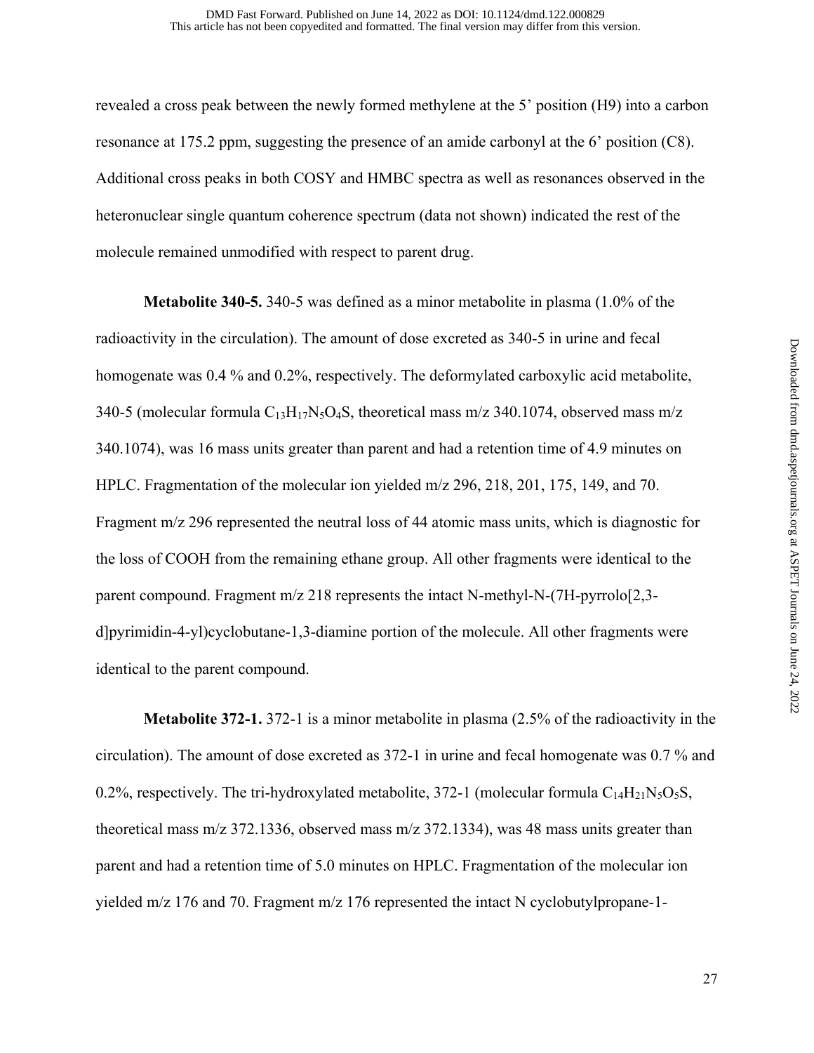revealed a cross peak between the newly formed methylene at the 5' position (H9) into a carbon resonance at 175.2 ppm, suggesting the presence of an amide carbonyl at the 6' position (C8). Additional cross peaks in both COSY and HMBC spectra as well as resonances observed in the heteronuclear single quantum coherence spectrum (data not shown) indicated the rest of the molecule remained unmodified with respect to parent drug.

**Metabolite 340-5.** 340-5 was defined as a minor metabolite in plasma (1.0% of the radioactivity in the circulation). The amount of dose excreted as 340-5 in urine and fecal homogenate was 0.4 % and 0.2%, respectively. The deformylated carboxylic acid metabolite, 340-5 (molecular formula $C_{13}H_{17}N_5O_4S$, theoretical mass m/z 340.1074, observed mass m/z 340.1074), was 16 mass units greater than parent and had a retention time of 4.9 minutes on HPLC. Fragmentation of the molecular ion yielded m/z 296, 218, 201, 175, 149, and 70. Fragment m/z 296 represented the neutral loss of 44 atomic mass units, which is diagnostic for the loss of COOH from the remaining ethane group. All other fragments were identical to the parent compound. Fragment m/z 218 represents the intact N-methyl-N-(7H-pyrrolo[2,3-d]pyrimidin-4-yl)cyclobutane-1,3-diamine portion of the molecule. All other fragments were identical to the parent compound.

**Metabolite 372-1.** 372-1 is a minor metabolite in plasma (2.5% of the radioactivity in the circulation). The amount of dose excreted as 372-1 in urine and fecal homogenate was 0.7 % and 0.2%, respectively. The tri-hydroxylated metabolite, 372-1 (molecular formula $C_{14}H_{21}N_5O_5S$, theoretical mass m/z 372.1336, observed mass m/z 372.1334), was 48 mass units greater than parent and had a retention time of 5.0 minutes on HPLC. Fragmentation of the molecular ion yielded m/z 176 and 70. Fragment m/z 176 represented the intact N cyclobutylpropane-1-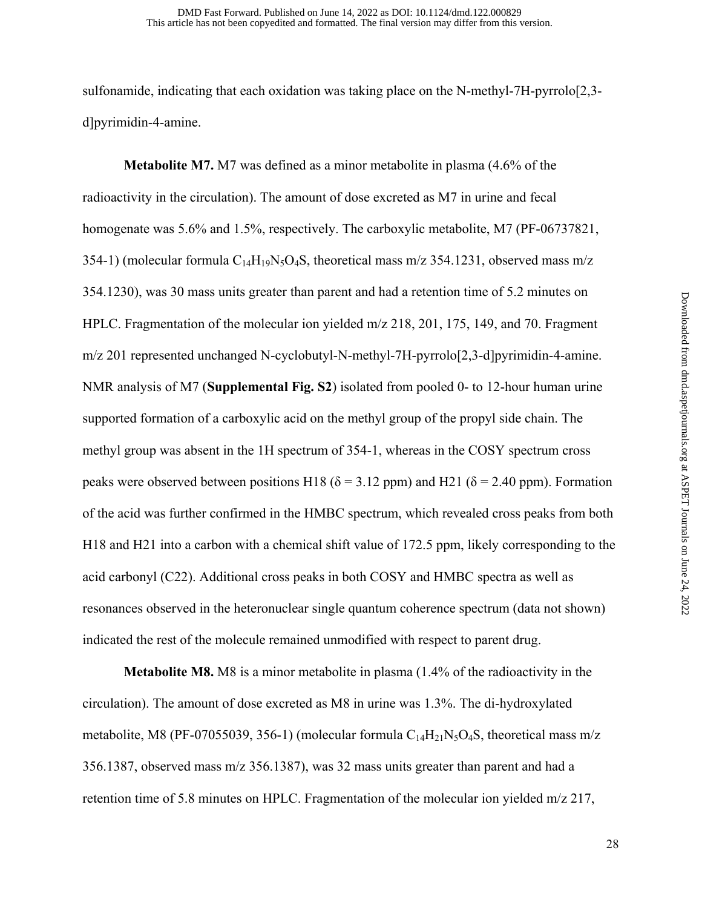sulfonamide, indicating that each oxidation was taking place on the N-methyl-7H-pyrrolo[2,3-d]pyrimidin-4-amine.

**Metabolite M7.** M7 was defined as a minor metabolite in plasma (4.6% of the radioactivity in the circulation). The amount of dose excreted as M7 in urine and fecal homogenate was 5.6% and 1.5%, respectively. The carboxylic metabolite, M7 (PF-06737821, 354-1) (molecular formula $C_{14}H_{19}N_5O_4S$, theoretical mass m/z 354.1231, observed mass m/z 354.1230), was 30 mass units greater than parent and had a retention time of 5.2 minutes on HPLC. Fragmentation of the molecular ion yielded m/z 218, 201, 175, 149, and 70. Fragment m/z 201 represented unchanged N-cyclobutyl-N-methyl-7H-pyrrolo[2,3-d]pyrimidin-4-amine. NMR analysis of M7 (**Supplemental Fig. S2**) isolated from pooled 0- to 12-hour human urine supported formation of a carboxylic acid on the methyl group of the propyl side chain. The methyl group was absent in the 1H spectrum of 354-1, whereas in the COSY spectrum cross peaks were observed between positions H18 ($\delta$ = 3.12 ppm) and H21 ($\delta$ = 2.40 ppm). Formation of the acid was further confirmed in the HMBC spectrum, which revealed cross peaks from both H18 and H21 into a carbon with a chemical shift value of 172.5 ppm, likely corresponding to the acid carbonyl (C22). Additional cross peaks in both COSY and HMBC spectra as well as resonances observed in the heteronuclear single quantum coherence spectrum (data not shown) indicated the rest of the molecule remained unmodified with respect to parent drug.

**Metabolite M8.** M8 is a minor metabolite in plasma (1.4% of the radioactivity in the circulation). The amount of dose excreted as M8 in urine was 1.3%. The di-hydroxylated metabolite, M8 (PF-07055039, 356-1) (molecular formula $C_{14}H_{21}N_5O_4S$, theoretical mass m/z 356.1387, observed mass m/z 356.1387), was 32 mass units greater than parent and had a retention time of 5.8 minutes on HPLC. Fragmentation of the molecular ion yielded m/z 217,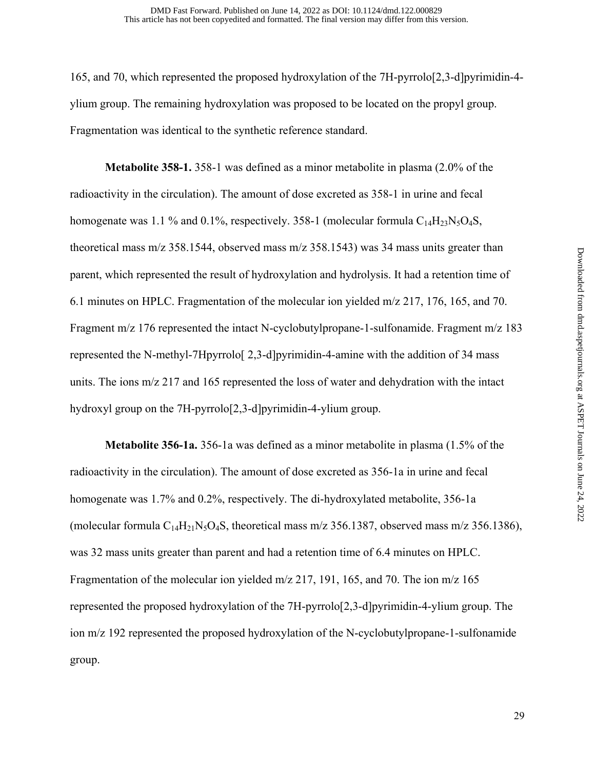165, and 70, which represented the proposed hydroxylation of the 7H-pyrrolo[2,3-d]pyrimidin-4-ylium group. The remaining hydroxylation was proposed to be located on the propyl group. Fragmentation was identical to the synthetic reference standard.

**Metabolite 358-1.** 358-1 was defined as a minor metabolite in plasma (2.0% of the radioactivity in the circulation). The amount of dose excreted as 358-1 in urine and fecal homogenate was 1.1 % and 0.1%, respectively. 358-1 (molecular formula $C_{14}H_{23}N_5O_4S$, theoretical mass m/z 358.1544, observed mass m/z 358.1543) was 34 mass units greater than parent, which represented the result of hydroxylation and hydrolysis. It had a retention time of 6.1 minutes on HPLC. Fragmentation of the molecular ion yielded m/z 217, 176, 165, and 70. Fragment m/z 176 represented the intact N-cyclobutylpropane-1-sulfonamide. Fragment m/z 183 represented the N-methyl-7Hpyrrolo[ 2,3-d]pyrimidin-4-amine with the addition of 34 mass units. The ions m/z 217 and 165 represented the loss of water and dehydration with the intact hydroxyl group on the 7H-pyrrolo[2,3-d]pyrimidin-4-ylium group.

**Metabolite 356-1a.** 356-1a was defined as a minor metabolite in plasma (1.5% of the radioactivity in the circulation). The amount of dose excreted as 356-1a in urine and fecal homogenate was 1.7% and 0.2%, respectively. The di-hydroxylated metabolite, 356-1a (molecular formula $C_{14}H_{21}N_5O_4S$, theoretical mass m/z 356.1387, observed mass m/z 356.1386), was 32 mass units greater than parent and had a retention time of 6.4 minutes on HPLC. Fragmentation of the molecular ion yielded m/z 217, 191, 165, and 70. The ion m/z 165 represented the proposed hydroxylation of the 7H-pyrrolo[2,3-d]pyrimidin-4-ylium group. The ion m/z 192 represented the proposed hydroxylation of the N-cyclobutylpropane-1-sulfonamide group.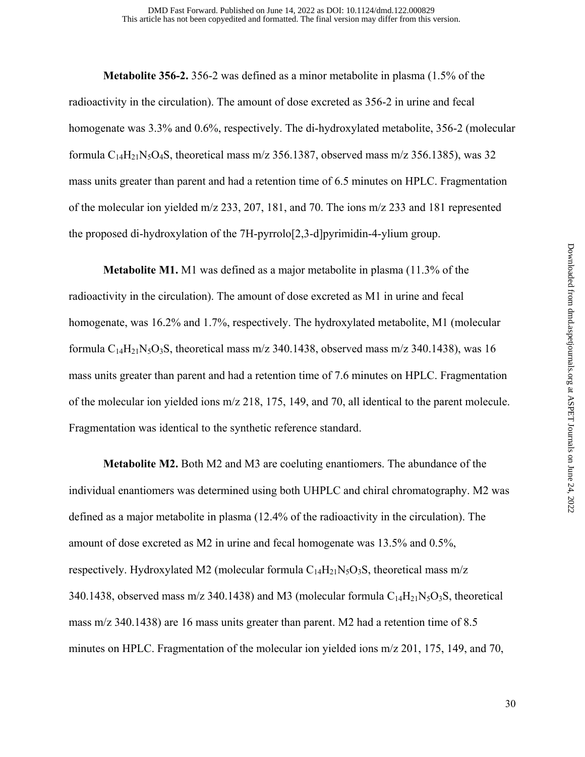**Metabolite 356-2.** 356-2 was defined as a minor metabolite in plasma (1.5% of the radioactivity in the circulation). The amount of dose excreted as 356-2 in urine and fecal homogenate was 3.3% and 0.6%, respectively. The di-hydroxylated metabolite, 356-2 (molecular formula $C_{14}H_{21}N_5O_4S$, theoretical mass m/z 356.1387, observed mass m/z 356.1385), was 32 mass units greater than parent and had a retention time of 6.5 minutes on HPLC. Fragmentation of the molecular ion yielded m/z 233, 207, 181, and 70. The ions m/z 233 and 181 represented the proposed di-hydroxylation of the 7H-pyrrolo[2,3-d]pyrimidin-4-ylium group.

**Metabolite M1.** M1 was defined as a major metabolite in plasma (11.3% of the radioactivity in the circulation). The amount of dose excreted as M1 in urine and fecal homogenate, was 16.2% and 1.7%, respectively. The hydroxylated metabolite, M1 (molecular formula $C_{14}H_{21}N_5O_3S$, theoretical mass m/z 340.1438, observed mass m/z 340.1438), was 16 mass units greater than parent and had a retention time of 7.6 minutes on HPLC. Fragmentation of the molecular ion yielded ions m/z 218, 175, 149, and 70, all identical to the parent molecule. Fragmentation was identical to the synthetic reference standard.

**Metabolite M2.** Both M2 and M3 are coeluting enantiomers. The abundance of the individual enantiomers was determined using both UHPLC and chiral chromatography. M2 was defined as a major metabolite in plasma (12.4% of the radioactivity in the circulation). The amount of dose excreted as M2 in urine and fecal homogenate was 13.5% and 0.5%, respectively. Hydroxylated M2 (molecular formula $C_{14}H_{21}N_5O_3S$, theoretical mass m/z 340.1438, observed mass m/z 340.1438) and M3 (molecular formula $C_{14}H_{21}N_5O_3S$, theoretical mass m/z 340.1438) are 16 mass units greater than parent. M2 had a retention time of 8.5 minutes on HPLC. Fragmentation of the molecular ion yielded ions m/z 201, 175, 149, and 70,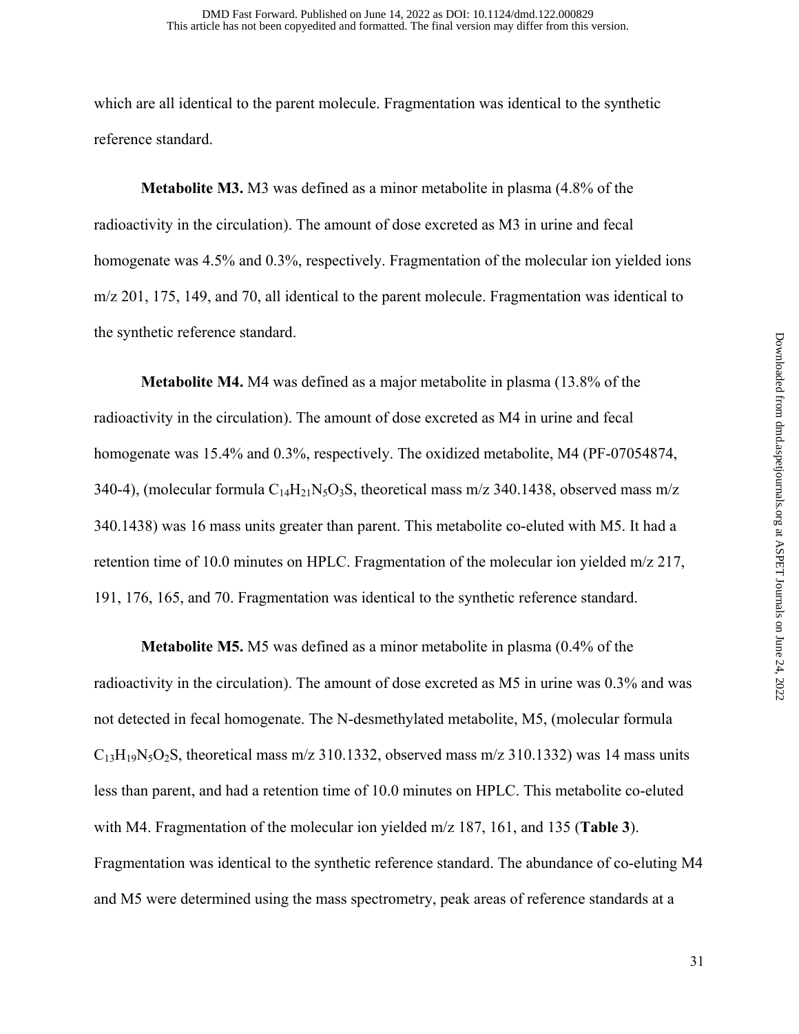which are all identical to the parent molecule. Fragmentation was identical to the synthetic reference standard.

**Metabolite M3.** M3 was defined as a minor metabolite in plasma (4.8% of the radioactivity in the circulation). The amount of dose excreted as M3 in urine and fecal homogenate was 4.5% and 0.3%, respectively. Fragmentation of the molecular ion yielded ions m/z 201, 175, 149, and 70, all identical to the parent molecule. Fragmentation was identical to the synthetic reference standard.

**Metabolite M4.** M4 was defined as a major metabolite in plasma (13.8% of the radioactivity in the circulation). The amount of dose excreted as M4 in urine and fecal homogenate was 15.4% and 0.3%, respectively. The oxidized metabolite, M4 (PF-07054874, 340-4), (molecular formula $C_{14}H_{21}N_5O_3S$, theoretical mass m/z 340.1438, observed mass m/z 340.1438) was 16 mass units greater than parent. This metabolite co-eluted with M5. It had a retention time of 10.0 minutes on HPLC. Fragmentation of the molecular ion yielded m/z 217, 191, 176, 165, and 70. Fragmentation was identical to the synthetic reference standard.

**Metabolite M5.** M5 was defined as a minor metabolite in plasma (0.4% of the radioactivity in the circulation). The amount of dose excreted as M5 in urine was 0.3% and was not detected in fecal homogenate. The N-desmethylated metabolite, M5, (molecular formula $C_{13}H_{19}N_5O_2S$, theoretical mass m/z 310.1332, observed mass m/z 310.1332) was 14 mass units less than parent, and had a retention time of 10.0 minutes on HPLC. This metabolite co-eluted with M4. Fragmentation of the molecular ion yielded m/z 187, 161, and 135 (**Table 3**). Fragmentation was identical to the synthetic reference standard. The abundance of co-eluting M4 and M5 were determined using the mass spectrometry, peak areas of reference standards at a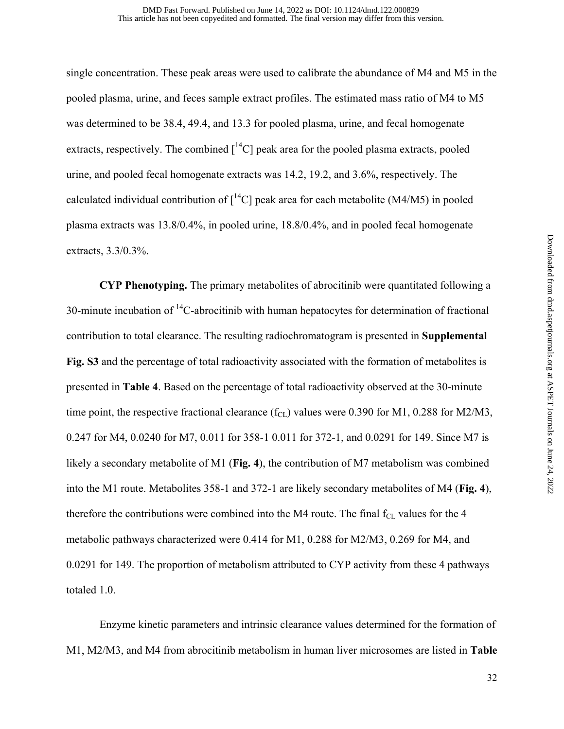single concentration. These peak areas were used to calibrate the abundance of M4 and M5 in the pooled plasma, urine, and feces sample extract profiles. The estimated mass ratio of M4 to M5 was determined to be 38.4, 49.4, and 13.3 for pooled plasma, urine, and fecal homogenate extracts, respectively. The combined [$^{14}$C] peak area for the pooled plasma extracts, pooled urine, and pooled fecal homogenate extracts was 14.2, 19.2, and 3.6%, respectively. The calculated individual contribution of [$^{14}$C] peak area for each metabolite (M4/M5) in pooled plasma extracts was 13.8/0.4%, in pooled urine, 18.8/0.4%, and in pooled fecal homogenate extracts, 3.3/0.3%.

**CYP Phenotyping.** The primary metabolites of abrocitinib were quantitated following a 30-minute incubation of $^{14}$C-abrocitinib with human hepatocytes for determination of fractional contribution to total clearance. The resulting radiochromatogram is presented in **Supplemental Fig. S3** and the percentage of total radioactivity associated with the formation of metabolites is presented in **Table 4**. Based on the percentage of total radioactivity observed at the 30-minute time point, the respective fractional clearance ($f_{CL}$) values were 0.390 for M1, 0.288 for M2/M3, 0.247 for M4, 0.0240 for M7, 0.011 for 358-1 0.011 for 372-1, and 0.0291 for 149. Since M7 is likely a secondary metabolite of M1 (**Fig. 4**), the contribution of M7 metabolism was combined into the M1 route. Metabolites 358-1 and 372-1 are likely secondary metabolites of M4 (**Fig. 4**), therefore the contributions were combined into the M4 route. The final $f_{CL}$ values for the 4 metabolic pathways characterized were 0.414 for M1, 0.288 for M2/M3, 0.269 for M4, and 0.0291 for 149. The proportion of metabolism attributed to CYP activity from these 4 pathways totaled 1.0.

Enzyme kinetic parameters and intrinsic clearance values determined for the formation of M1, M2/M3, and M4 from abrocitinib metabolism in human liver microsomes are listed in **Table**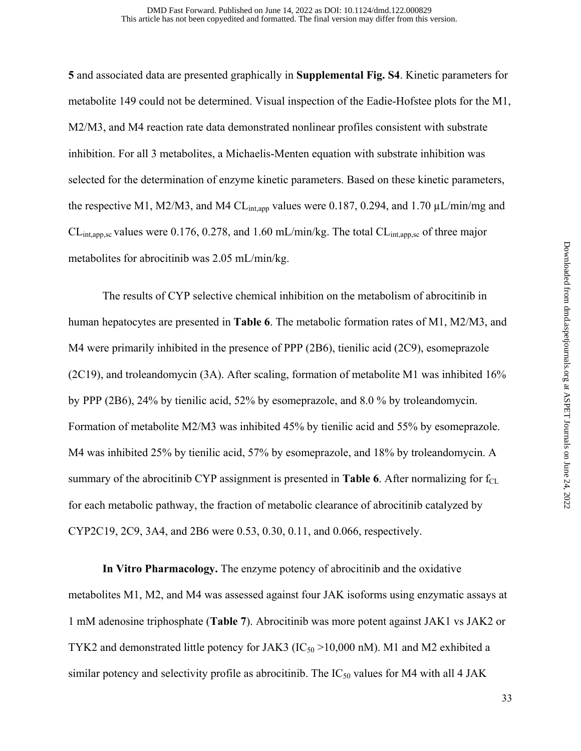**5** and associated data are presented graphically in **Supplemental Fig. S4**. Kinetic parameters for metabolite 149 could not be determined. Visual inspection of the Eadie-Hofstee plots for the M1, M2/M3, and M4 reaction rate data demonstrated nonlinear profiles consistent with substrate inhibition. For all 3 metabolites, a Michaelis-Menten equation with substrate inhibition was selected for the determination of enzyme kinetic parameters. Based on these kinetic parameters, the respective M1, M2/M3, and M4 $CL_{int,app}$ values were 0.187, 0.294, and 1.70 µL/min/mg and $CL_{int,app,sc}$ values were 0.176, 0.278, and 1.60 mL/min/kg. The total $CL_{int,app,sc}$ of three major metabolites for abrocitinib was 2.05 mL/min/kg.

The results of CYP selective chemical inhibition on the metabolism of abrocitinib in human hepatocytes are presented in **Table 6**. The metabolic formation rates of M1, M2/M3, and M4 were primarily inhibited in the presence of PPP (2B6), tienilic acid (2C9), esomeprazole (2C19), and troleandomycin (3A). After scaling, formation of metabolite M1 was inhibited 16% by PPP (2B6), 24% by tienilic acid, 52% by esomeprazole, and 8.0 % by troleandomycin. Formation of metabolite M2/M3 was inhibited 45% by tienilic acid and 55% by esomeprazole. M4 was inhibited 25% by tienilic acid, 57% by esomeprazole, and 18% by troleandomycin. A summary of the abrocitinib CYP assignment is presented in **Table 6**. After normalizing for $f_{CL}$ for each metabolic pathway, the fraction of metabolic clearance of abrocitinib catalyzed by CYP2C19, 2C9, 3A4, and 2B6 were 0.53, 0.30, 0.11, and 0.066, respectively.

**In Vitro Pharmacology.** The enzyme potency of abrocitinib and the oxidative metabolites M1, M2, and M4 was assessed against four JAK isoforms using enzymatic assays at 1 mM adenosine triphosphate (**Table 7**). Abrocitinib was more potent against JAK1 vs JAK2 or TYK2 and demonstrated little potency for JAK3 ($IC_{50}$ >10,000 nM). M1 and M2 exhibited a similar potency and selectivity profile as abrocitinib. The $IC_{50}$ values for M4 with all 4 JAK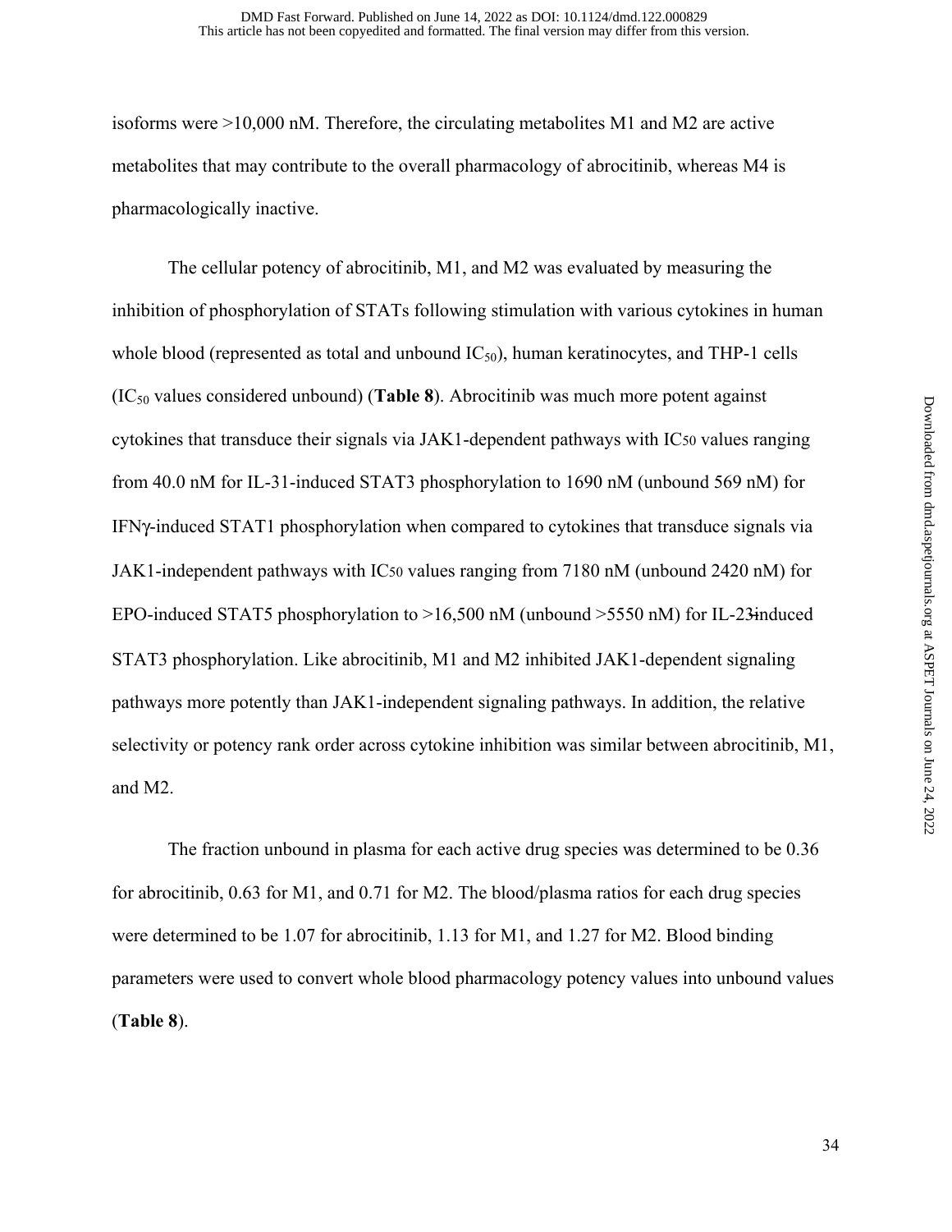isoforms were >10,000 nM. Therefore, the circulating metabolites M1 and M2 are active metabolites that may contribute to the overall pharmacology of abrocitinib, whereas M4 is pharmacologically inactive.

The cellular potency of abrocitinib, M1, and M2 was evaluated by measuring the inhibition of phosphorylation of STATs following stimulation with various cytokines in human whole blood (represented as total and unbound $IC_{50}$), human keratinocytes, and THP-1 cells ($IC_{50}$ values considered unbound) (**Table 8**). Abrocitinib was much more potent against cytokines that transduce their signals via JAK1-dependent pathways with $IC_{50}$ values ranging from 40.0 nM for IL-31-induced STAT3 phosphorylation to 1690 nM (unbound 569 nM) for IFNγ-induced STAT1 phosphorylation when compared to cytokines that transduce signals via JAK1-independent pathways with $IC_{50}$ values ranging from 7180 nM (unbound 2420 nM) for EPO-induced STAT5 phosphorylation to >16,500 nM (unbound >5550 nM) for IL-23-induced STAT3 phosphorylation. Like abrocitinib, M1 and M2 inhibited JAK1-dependent signaling pathways more potently than JAK1-independent signaling pathways. In addition, the relative selectivity or potency rank order across cytokine inhibition was similar between abrocitinib, M1, and M2.

The fraction unbound in plasma for each active drug species was determined to be 0.36 for abrocitinib, 0.63 for M1, and 0.71 for M2. The blood/plasma ratios for each drug species were determined to be 1.07 for abrocitinib, 1.13 for M1, and 1.27 for M2. Blood binding parameters were used to convert whole blood pharmacology potency values into unbound values (**Table 8**).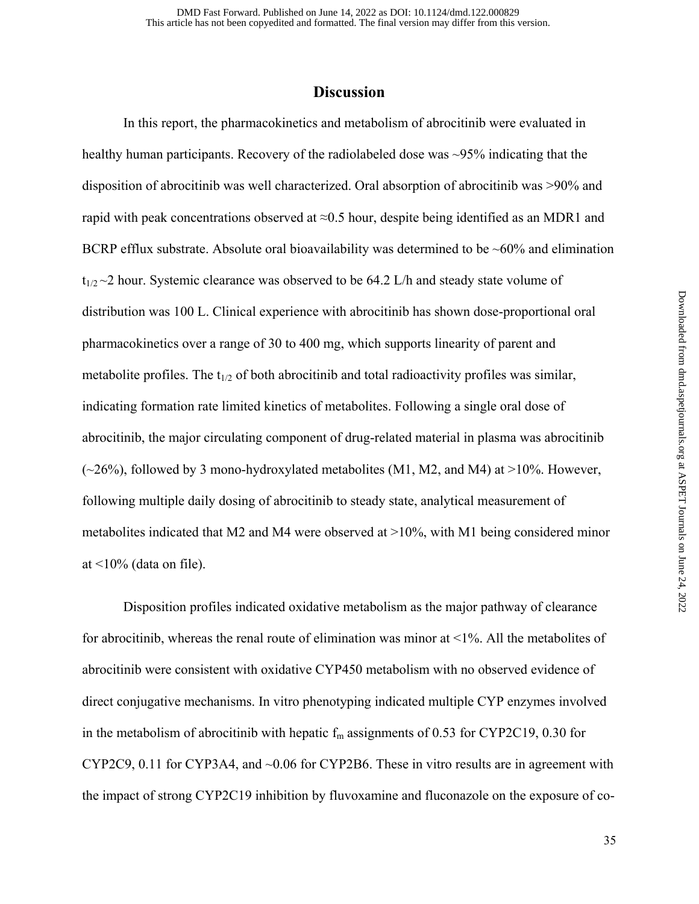## Discussion

In this report, the pharmacokinetics and metabolism of abrocitinib were evaluated in healthy human participants. Recovery of the radiolabeled dose was ~95% indicating that the disposition of abrocitinib was well characterized. Oral absorption of abrocitinib was >90% and rapid with peak concentrations observed at ≈0.5 hour, despite being identified as an MDR1 and BCRP efflux substrate. Absolute oral bioavailability was determined to be ~60% and elimination $t_{1/2}$ ~2 hour. Systemic clearance was observed to be 64.2 L/h and steady state volume of distribution was 100 L. Clinical experience with abrocitinib has shown dose-proportional oral pharmacokinetics over a range of 30 to 400 mg, which supports linearity of parent and metabolite profiles. The $t_{1/2}$ of both abrocitinib and total radioactivity profiles was similar, indicating formation rate limited kinetics of metabolites. Following a single oral dose of abrocitinib, the major circulating component of drug-related material in plasma was abrocitinib (~26%), followed by 3 mono-hydroxylated metabolites (M1, M2, and M4) at >10%. However, following multiple daily dosing of abrocitinib to steady state, analytical measurement of metabolites indicated that M2 and M4 were observed at >10%, with M1 being considered minor at <10% (data on file).

Disposition profiles indicated oxidative metabolism as the major pathway of clearance for abrocitinib, whereas the renal route of elimination was minor at <1%. All the metabolites of abrocitinib were consistent with oxidative CYP450 metabolism with no observed evidence of direct conjugative mechanisms. In vitro phenotyping indicated multiple CYP enzymes involved in the metabolism of abrocitinib with hepatic $f_m$ assignments of 0.53 for CYP2C19, 0.30 for CYP2C9, 0.11 for CYP3A4, and ~0.06 for CYP2B6. These in vitro results are in agreement with the impact of strong CYP2C19 inhibition by fluvoxamine and fluconazole on the exposure of co-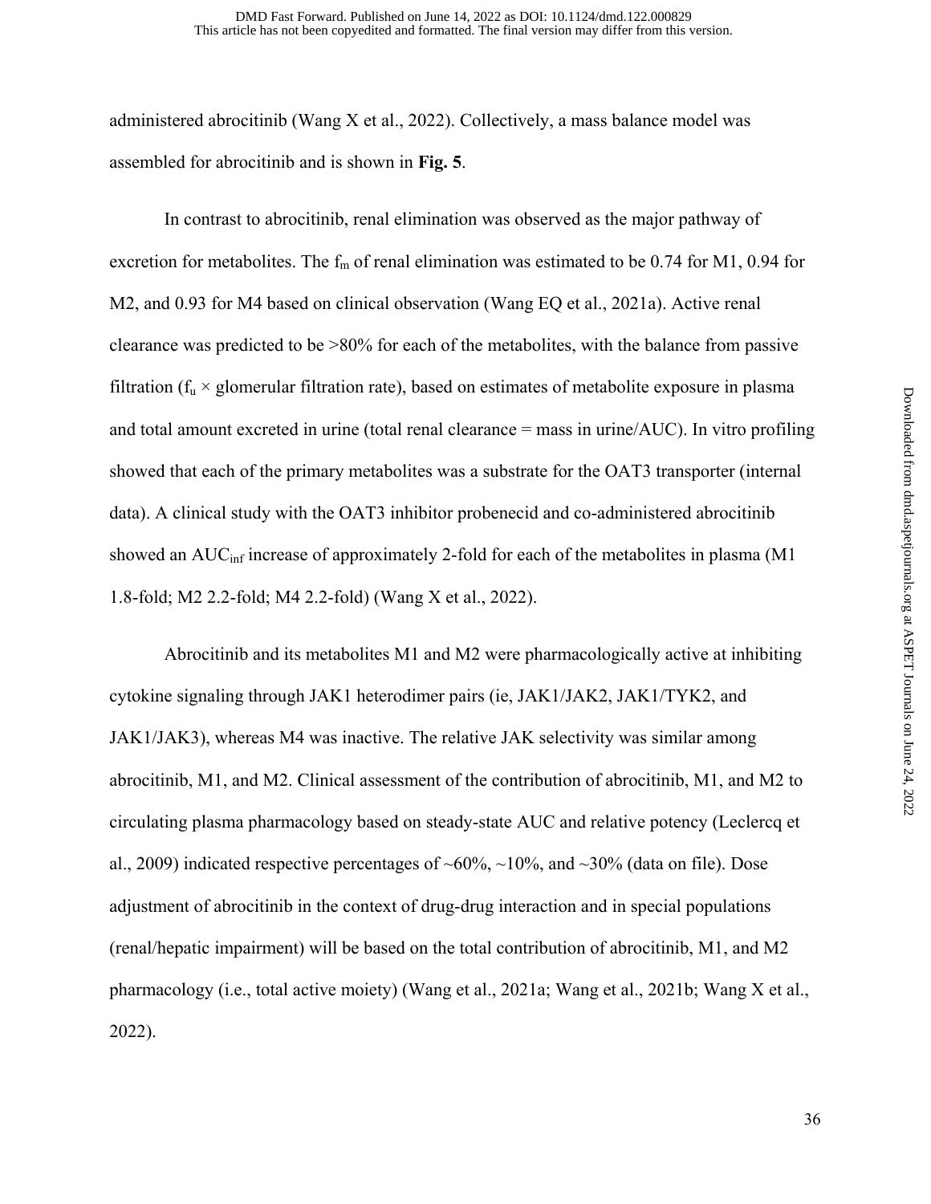administered abrocitinib (Wang X et al., 2022). Collectively, a mass balance model was assembled for abrocitinib and is shown in **Fig. 5**.

In contrast to abrocitinib, renal elimination was observed as the major pathway of excretion for metabolites. The $f_m$ of renal elimination was estimated to be 0.74 for M1, 0.94 for M2, and 0.93 for M4 based on clinical observation (Wang EQ et al., 2021a). Active renal clearance was predicted to be >80% for each of the metabolites, with the balance from passive filtration ($f_u \times$ glomerular filtration rate), based on estimates of metabolite exposure in plasma and total amount excreted in urine (total renal clearance = mass in urine/AUC). In vitro profiling showed that each of the primary metabolites was a substrate for the OAT3 transporter (internal data). A clinical study with the OAT3 inhibitor probenecid and co-administered abrocitinib showed an $AUC_{inf}$ increase of approximately 2-fold for each of the metabolites in plasma (M1 1.8-fold; M2 2.2-fold; M4 2.2-fold) (Wang X et al., 2022).

Abrocitinib and its metabolites M1 and M2 were pharmacologically active at inhibiting cytokine signaling through JAK1 heterodimer pairs (ie, JAK1/JAK2, JAK1/TYK2, and JAK1/JAK3), whereas M4 was inactive. The relative JAK selectivity was similar among abrocitinib, M1, and M2. Clinical assessment of the contribution of abrocitinib, M1, and M2 to circulating plasma pharmacology based on steady-state AUC and relative potency (Leclercq et al., 2009) indicated respective percentages of ~60%, ~10%, and ~30% (data on file). Dose adjustment of abrocitinib in the context of drug-drug interaction and in special populations (renal/hepatic impairment) will be based on the total contribution of abrocitinib, M1, and M2 pharmacology (i.e., total active moiety) (Wang et al., 2021a; Wang et al., 2021b; Wang X et al., 2022).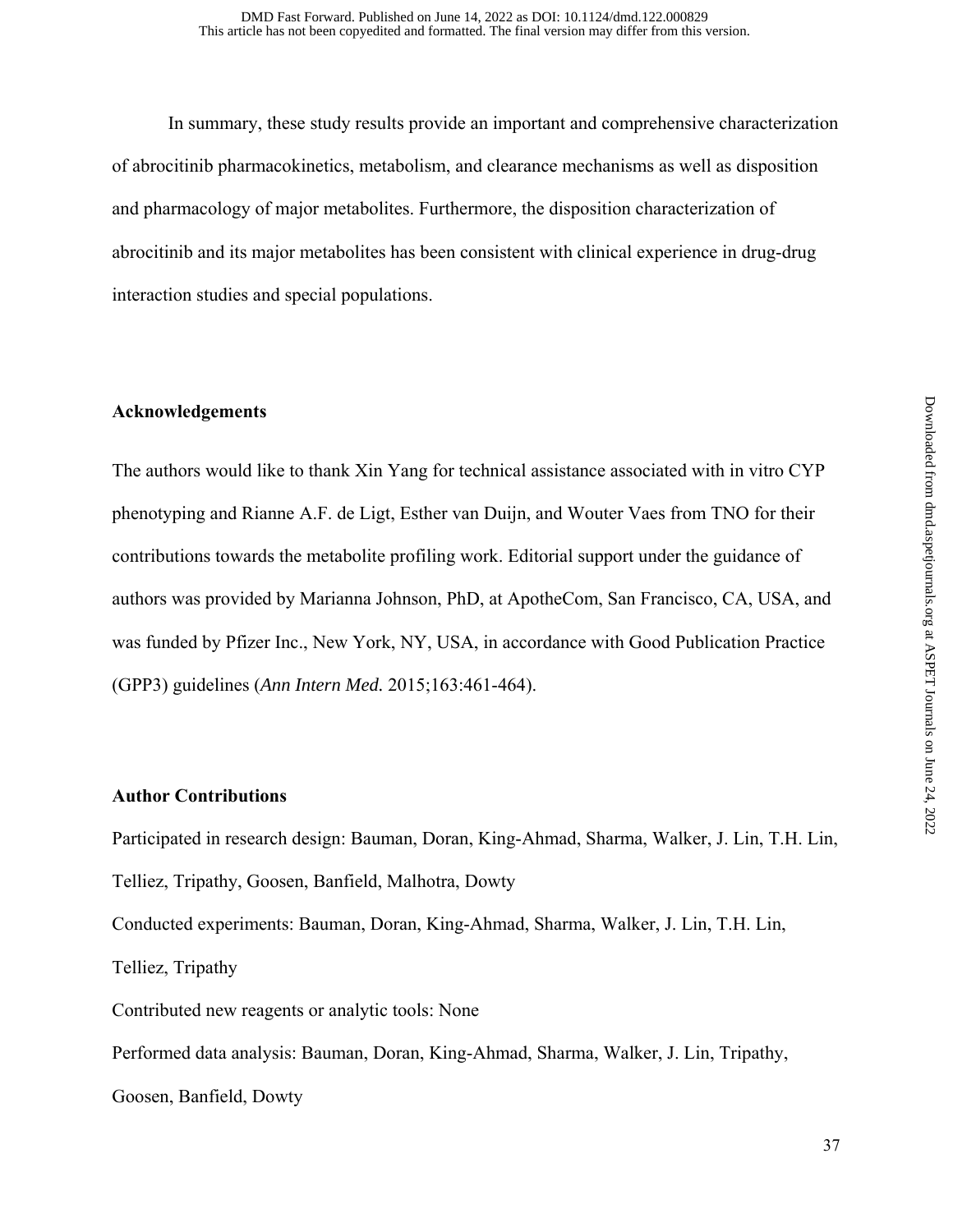In summary, these study results provide an important and comprehensive characterization of abrocitinib pharmacokinetics, metabolism, and clearance mechanisms as well as disposition and pharmacology of major metabolites. Furthermore, the disposition characterization of abrocitinib and its major metabolites has been consistent with clinical experience in drug-drug interaction studies and special populations.

## Acknowledgements

The authors would like to thank Xin Yang for technical assistance associated with in vitro CYP phenotyping and Rianne A.F. de Ligt, Esther van Duijn, and Wouter Vaes from TNO for their contributions towards the metabolite profiling work. Editorial support under the guidance of authors was provided by Marianna Johnson, PhD, at ApotheCom, San Francisco, CA, USA, and was funded by Pfizer Inc., New York, NY, USA, in accordance with Good Publication Practice (GPP3) guidelines (*Ann Intern Med.* 2015;163:461-464).

## Author Contributions

Participated in research design: Bauman, Doran, King-Ahmad, Sharma, Walker, J. Lin, T.H. Lin, Telliez, Tripathy, Goosen, Banfield, Malhotra, Dowty

Conducted experiments: Bauman, Doran, King-Ahmad, Sharma, Walker, J. Lin, T.H. Lin, Telliez, Tripathy

Contributed new reagents or analytic tools: None

Performed data analysis: Bauman, Doran, King-Ahmad, Sharma, Walker, J. Lin, Tripathy, Goosen, Banfield, Dowty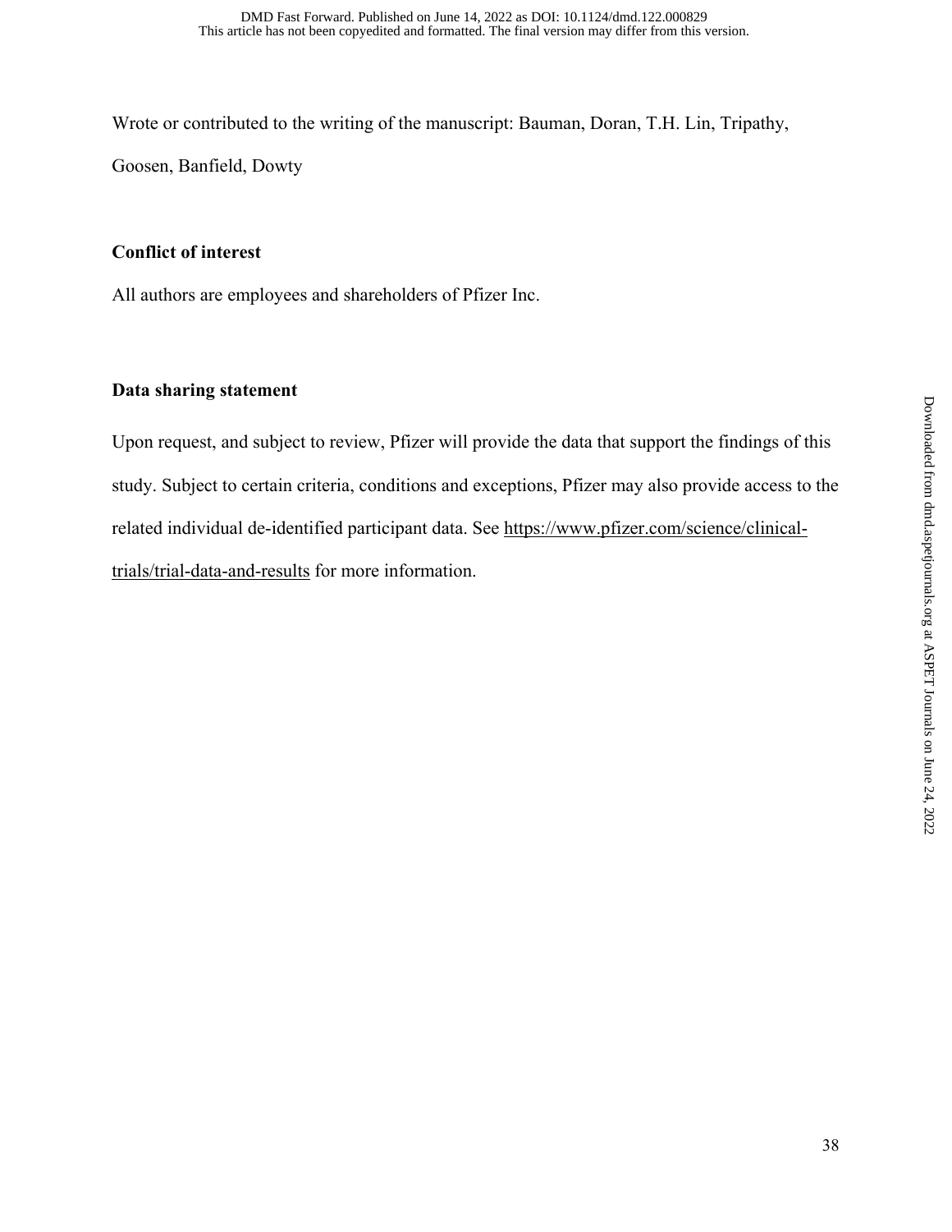Wrote or contributed to the writing of the manuscript: Bauman, Doran, T.H. Lin, Tripathy, Goosen, Banfield, Dowty

**Conflict of interest**

All authors are employees and shareholders of Pfizer Inc.

**Data sharing statement**

Upon request, and subject to review, Pfizer will provide the data that support the findings of this study. Subject to certain criteria, conditions and exceptions, Pfizer may also provide access to the related individual de-identified participant data. See https://www.pfizer.com/science/clinical-trials/trial-data-and-results for more information.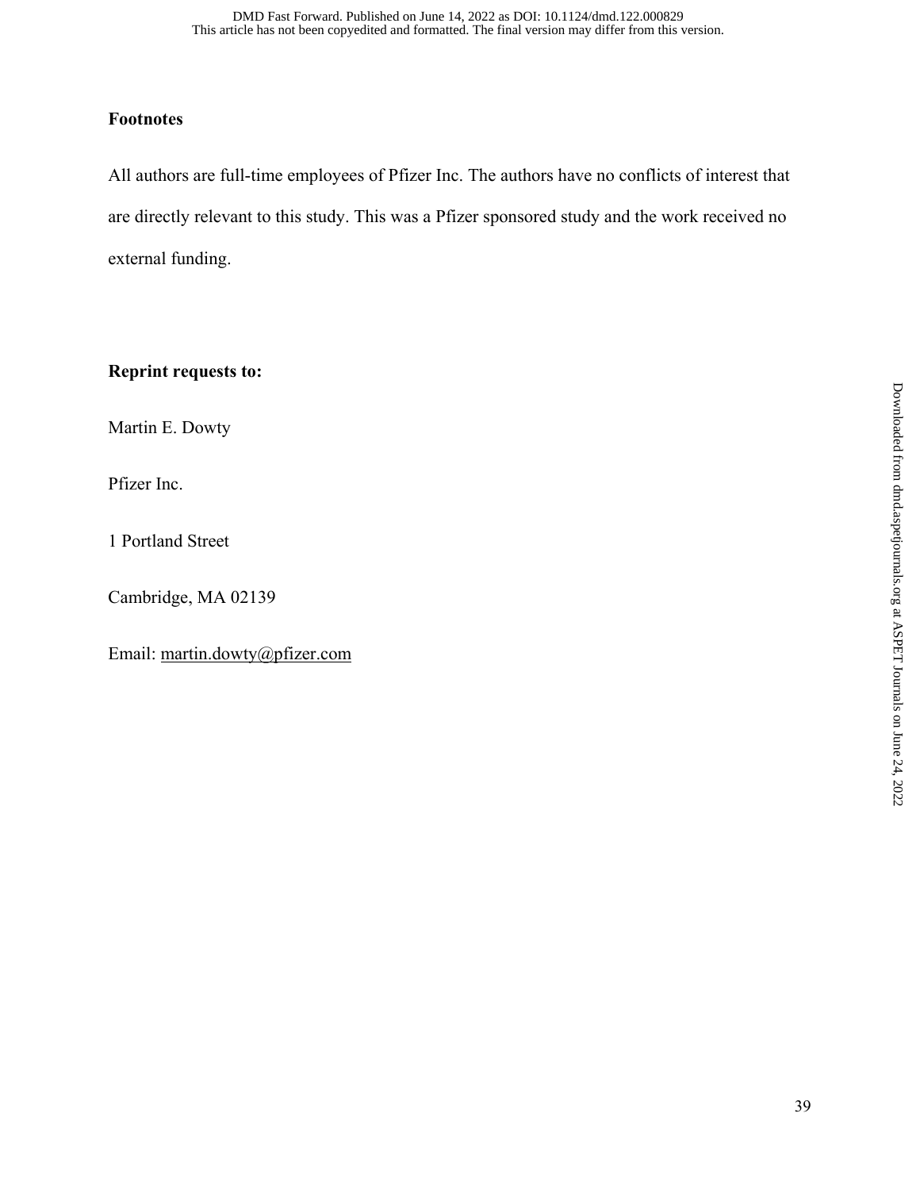## Footnotes

All authors are full-time employees of Pfizer Inc. The authors have no conflicts of interest that are directly relevant to this study. This was a Pfizer sponsored study and the work received no external funding.

## Reprint requests to:

Martin E. Dowty

Pfizer Inc.

1 Portland Street

Cambridge, MA 02139

Email: martin.dowty@pfizer.com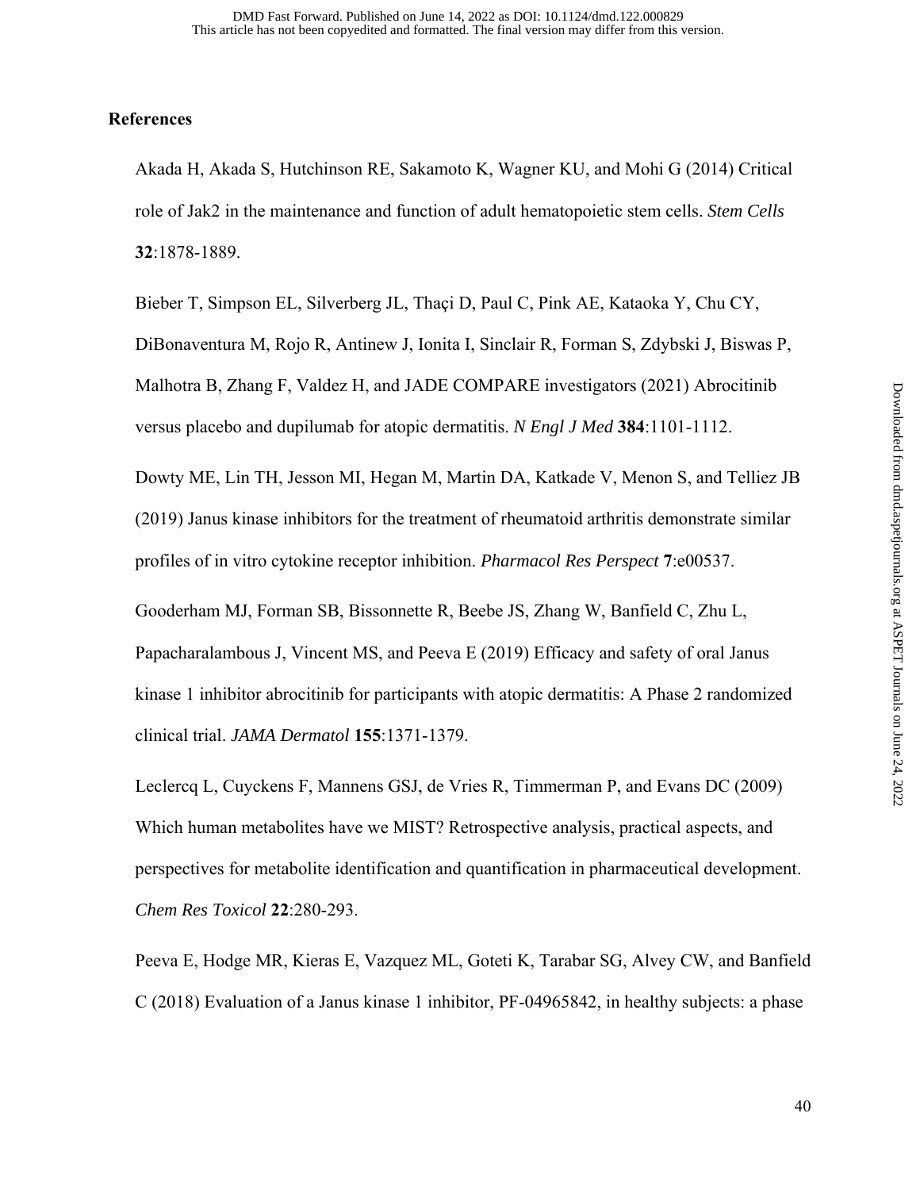## References

Akada H, Akada S, Hutchinson RE, Sakamoto K, Wagner KU, and Mohi G (2014) Critical role of Jak2 in the maintenance and function of adult hematopoietic stem cells. *Stem Cells* **32**:1878-1889.

Bieber T, Simpson EL, Silverberg JL, Thaçi D, Paul C, Pink AE, Kataoka Y, Chu CY, DiBonaventura M, Rojo R, Antinew J, Ionita I, Sinclair R, Forman S, Zdybski J, Biswas P, Malhotra B, Zhang F, Valdez H, and JADE COMPARE investigators (2021) Abrocitinib versus placebo and dupilumab for atopic dermatitis. *N Engl J Med* **384**:1101-1112.

Dowty ME, Lin TH, Jesson MI, Hegan M, Martin DA, Katkade V, Menon S, and Telliez JB (2019) Janus kinase inhibitors for the treatment of rheumatoid arthritis demonstrate similar profiles of in vitro cytokine receptor inhibition. *Pharmacol Res Perspect* **7**:e00537.

Gooderham MJ, Forman SB, Bissonnette R, Beebe JS, Zhang W, Banfield C, Zhu L, Papacharalambous J, Vincent MS, and Peeva E (2019) Efficacy and safety of oral Janus kinase 1 inhibitor abrocitinib for participants with atopic dermatitis: A Phase 2 randomized clinical trial. *JAMA Dermatol* **155**:1371-1379.

Leclercq L, Cuyckens F, Mannens GSJ, de Vries R, Timmerman P, and Evans DC (2009) Which human metabolites have we MIST? Retrospective analysis, practical aspects, and perspectives for metabolite identification and quantification in pharmaceutical development. *Chem Res Toxicol* **22**:280-293.

Peeva E, Hodge MR, Kieras E, Vazquez ML, Goteti K, Tarabar SG, Alvey CW, and Banfield C (2018) Evaluation of a Janus kinase 1 inhibitor, PF-04965842, in healthy subjects: a phase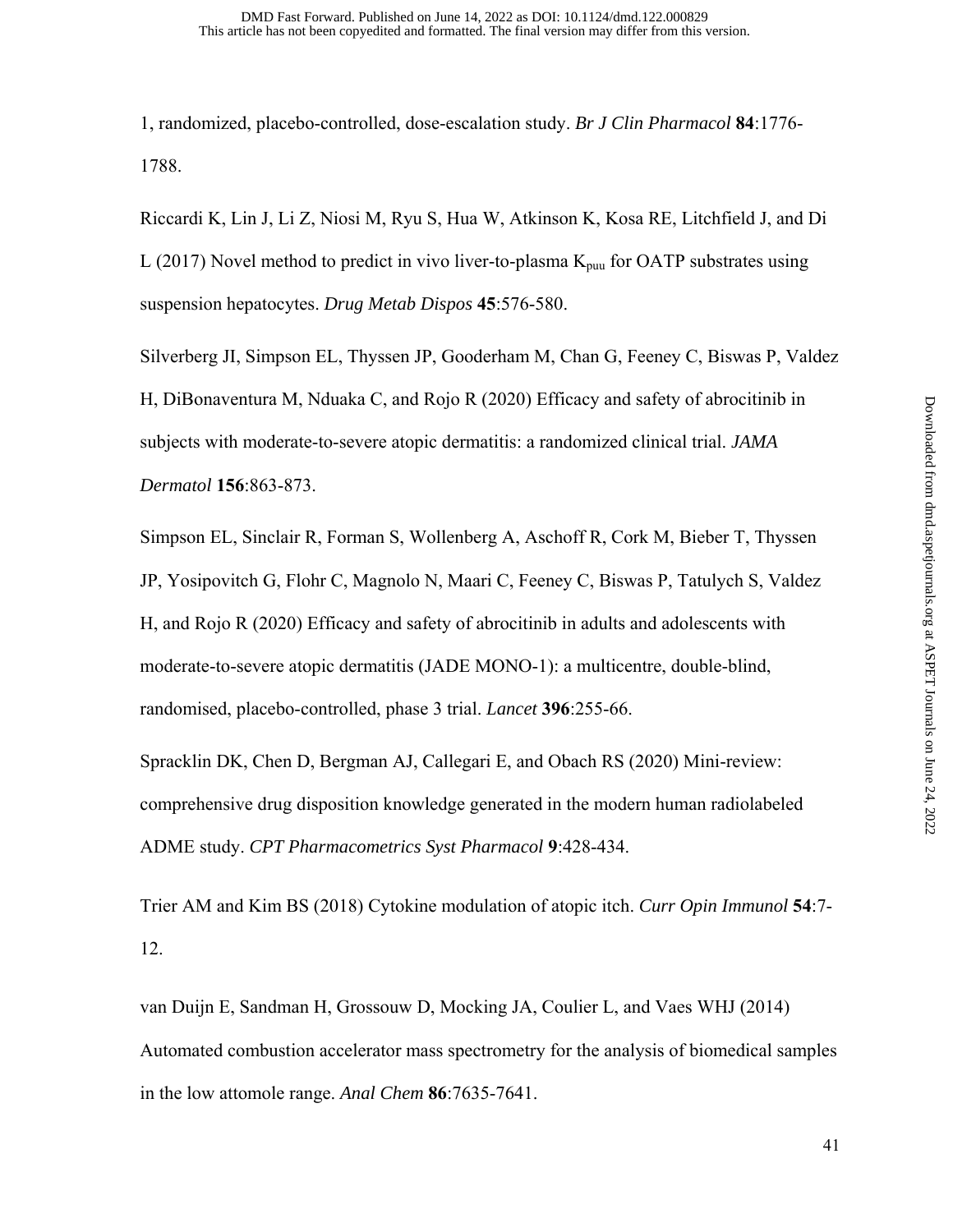1, randomized, placebo-controlled, dose-escalation study. *Br J Clin Pharmacol* **84**:1776-1788.

Riccardi K, Lin J, Li Z, Niosi M, Ryu S, Hua W, Atkinson K, Kosa RE, Litchfield J, and Di L (2017) Novel method to predict in vivo liver-to-plasma $K_{puu}$ for OATP substrates using suspension hepatocytes. *Drug Metab Dispos* **45**:576-580.

Silverberg JI, Simpson EL, Thyssen JP, Gooderham M, Chan G, Feeney C, Biswas P, Valdez H, DiBonaventura M, Nduaka C, and Rojo R (2020) Efficacy and safety of abrocitinib in subjects with moderate-to-severe atopic dermatitis: a randomized clinical trial. *JAMA Dermatol* **156**:863-873.

Simpson EL, Sinclair R, Forman S, Wollenberg A, Aschoff R, Cork M, Bieber T, Thyssen JP, Yosipovitch G, Flohr C, Magnolo N, Maari C, Feeney C, Biswas P, Tatulych S, Valdez H, and Rojo R (2020) Efficacy and safety of abrocitinib in adults and adolescents with moderate-to-severe atopic dermatitis (JADE MONO-1): a multicentre, double-blind, randomised, placebo-controlled, phase 3 trial. *Lancet* **396**:255-66.

Spracklin DK, Chen D, Bergman AJ, Callegari E, and Obach RS (2020) Mini-review: comprehensive drug disposition knowledge generated in the modern human radiolabeled ADME study. *CPT Pharmacometrics Syst Pharmacol* **9**:428-434.

Trier AM and Kim BS (2018) Cytokine modulation of atopic itch. *Curr Opin Immunol* **54**:7-12.

van Duijn E, Sandman H, Grossouw D, Mocking JA, Coulier L, and Vaes WHJ (2014) Automated combustion accelerator mass spectrometry for the analysis of biomedical samples in the low attomole range. *Anal Chem* **86**:7635-7641.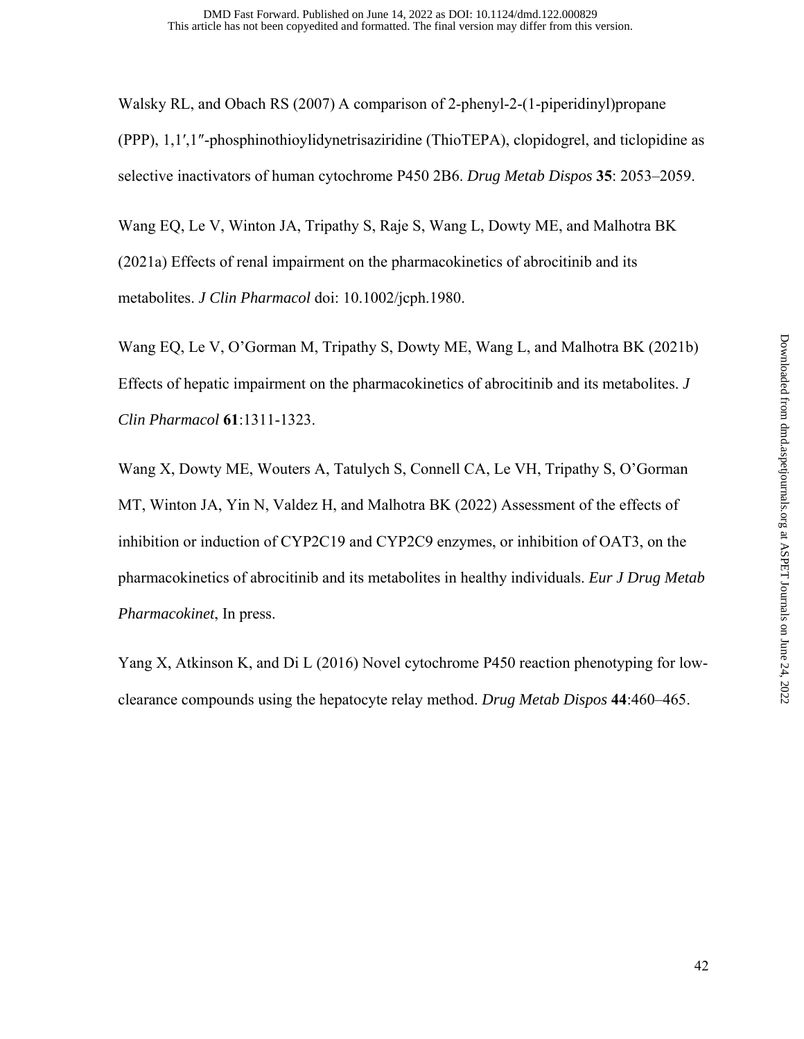Walsky RL, and Obach RS (2007) A comparison of 2-phenyl-2-(1-piperidinyl)propane (PPP), 1,1′,1″-phosphinothioylidynetrisaziridine (ThioTEPA), clopidogrel, and ticlopidine as selective inactivators of human cytochrome P450 2B6. *Drug Metab Dispos* **35**: 2053–2059.

Wang EQ, Le V, Winton JA, Tripathy S, Raje S, Wang L, Dowty ME, and Malhotra BK (2021a) Effects of renal impairment on the pharmacokinetics of abrocitinib and its metabolites. *J Clin Pharmacol* doi: 10.1002/jcph.1980.

Wang EQ, Le V, O'Gorman M, Tripathy S, Dowty ME, Wang L, and Malhotra BK (2021b) Effects of hepatic impairment on the pharmacokinetics of abrocitinib and its metabolites. *J Clin Pharmacol* **61**:1311-1323.

Wang X, Dowty ME, Wouters A, Tatulych S, Connell CA, Le VH, Tripathy S, O'Gorman MT, Winton JA, Yin N, Valdez H, and Malhotra BK (2022) Assessment of the effects of inhibition or induction of CYP2C19 and CYP2C9 enzymes, or inhibition of OAT3, on the pharmacokinetics of abrocitinib and its metabolites in healthy individuals. *Eur J Drug Metab Pharmacokinet*, In press.

Yang X, Atkinson K, and Di L (2016) Novel cytochrome P450 reaction phenotyping for low-clearance compounds using the hepatocyte relay method. *Drug Metab Dispos* **44**:460–465.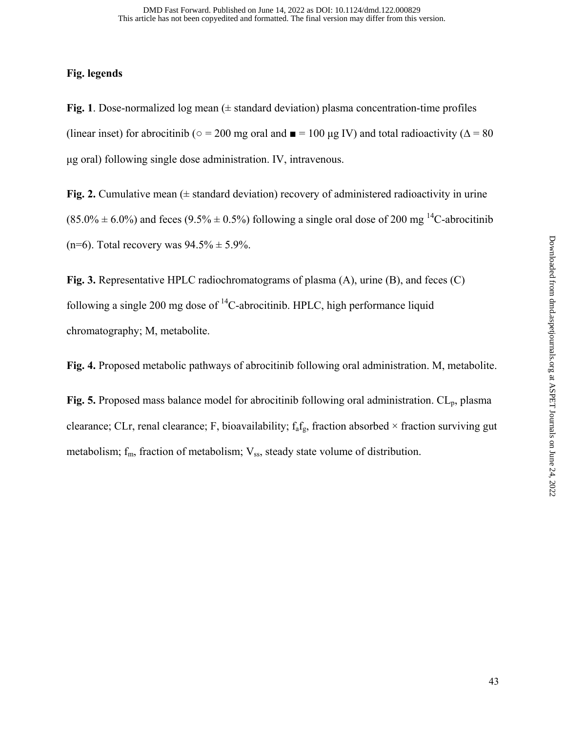**Fig. legends**

**Fig. 1**. Dose-normalized log mean (± standard deviation) plasma concentration-time profiles (linear inset) for abrocitinib (○ = 200 mg oral and ■ = 100 μg IV) and total radioactivity (Δ = 80 μg oral) following single dose administration. IV, intravenous.

**Fig. 2.** Cumulative mean (± standard deviation) recovery of administered radioactivity in urine (85.0% ± 6.0%) and feces (9.5% ± 0.5%) following a single oral dose of 200 mg $^{14}C$-abrocitinib (n=6). Total recovery was 94.5% ± 5.9%.

**Fig. 3.** Representative HPLC radiochromatograms of plasma (A), urine (B), and feces (C) following a single 200 mg dose of $^{14}C$-abrocitinib. HPLC, high performance liquid chromatography; M, metabolite.

**Fig. 4.** Proposed metabolic pathways of abrocitinib following oral administration. M, metabolite.

**Fig. 5.** Proposed mass balance model for abrocitinib following oral administration. $CL_p$, plasma clearance; CLr, renal clearance; F, bioavailability; $f_a f_g$, fraction absorbed × fraction surviving gut metabolism; $f_m$, fraction of metabolism; $V_{ss}$, steady state volume of distribution.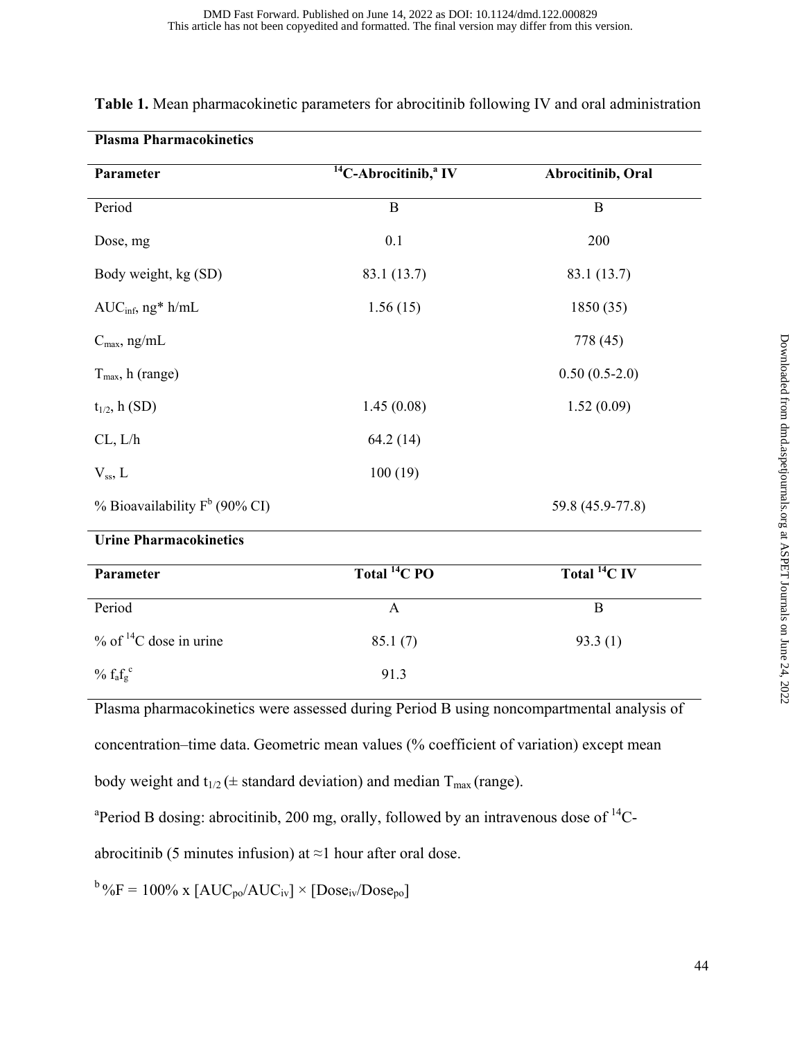**Table 1.** Mean pharmacokinetic parameters for abrocitinib following IV and oral administration

| **Plasma Pharmacokinetics** | | |
|---|---|---|
| **Parameter** | **$^{14}$C-Abrocitinib,[a] IV** | **Abrocitinib, Oral** |
| Period | B | B |
| Dose, mg | 0.1 | 200 |
| Body weight, kg (SD) | 83.1 (13.7) | 83.1 (13.7) |
| $AUC_{inf}$, ng* h/mL | 1.56 (15) | 1850 (35) |
| $C_{max}$, ng/mL | | 778 (45) |
| $T_{max}$, h (range) | | 0.50 (0.5-2.0) |
| $t_{1/2}$, h (SD) | 1.45 (0.08) | 1.52 (0.09) |
| CL, L/h | 64.2 (14) | |
| $V_{ss}$, L | 100 (19) | |
| % Bioavailability F[b] (90% CI) | | 59.8 (45.9-77.8) |
| **Urine Pharmacokinetics** | | |
| **Parameter** | **Total $^{14}$C PO** | **Total $^{14}$C IV** |
| Period | A | B |
| % of $^{14}$C dose in urine | 85.1 (7) | 93.3 (1) |
| % $f_a f_g$[c] | 91.3 | |

Plasma pharmacokinetics were assessed during Period B using noncompartmental analysis of concentration–time data. Geometric mean values (% coefficient of variation) except mean body weight and $t_{1/2}$ (± standard deviation) and median $T_{max}$ (range).

[a]Period B dosing: abrocitinib, 200 mg, orally, followed by an intravenous dose of $^{14}$C-abrocitinib (5 minutes infusion) at ≈1 hour after oral dose.

[b] $\%F = 100\% \times [AUC_{po}/AUC_{iv}] \times [Dose_{iv}/Dose_{po}]$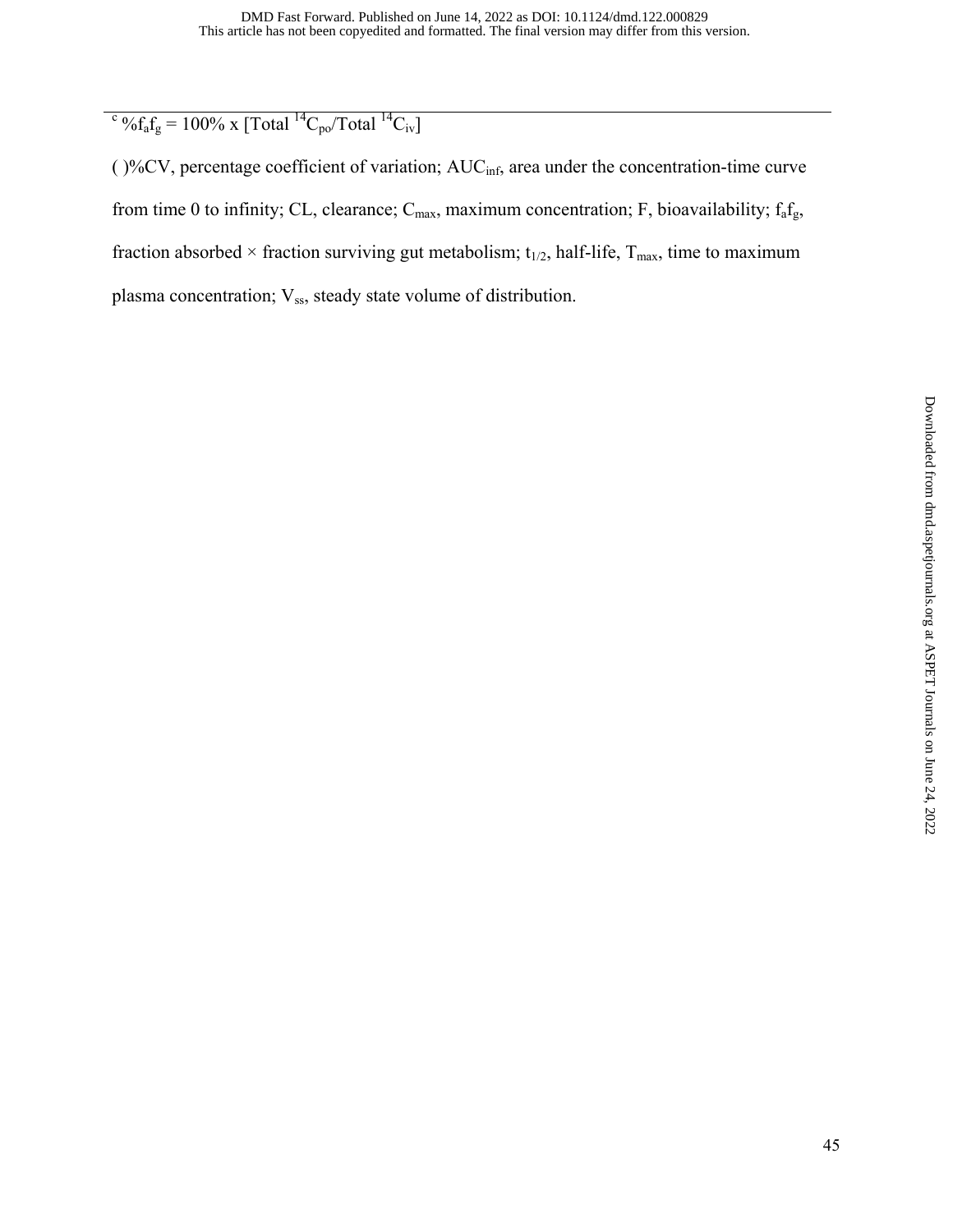[c] $\%f_af_g = 100\% \times [\text{Total } ^{14}C_{po}/\text{Total } ^{14}C_{iv}]$

( )%CV, percentage coefficient of variation; $AUC_{inf}$, area under the concentration-time curve from time 0 to infinity; CL, clearance; $C_{max}$, maximum concentration; F, bioavailability; $f_af_g$, fraction absorbed × fraction surviving gut metabolism; $t_{1/2}$, half-life, $T_{max}$, time to maximum plasma concentration; $V_{ss}$, steady state volume of distribution.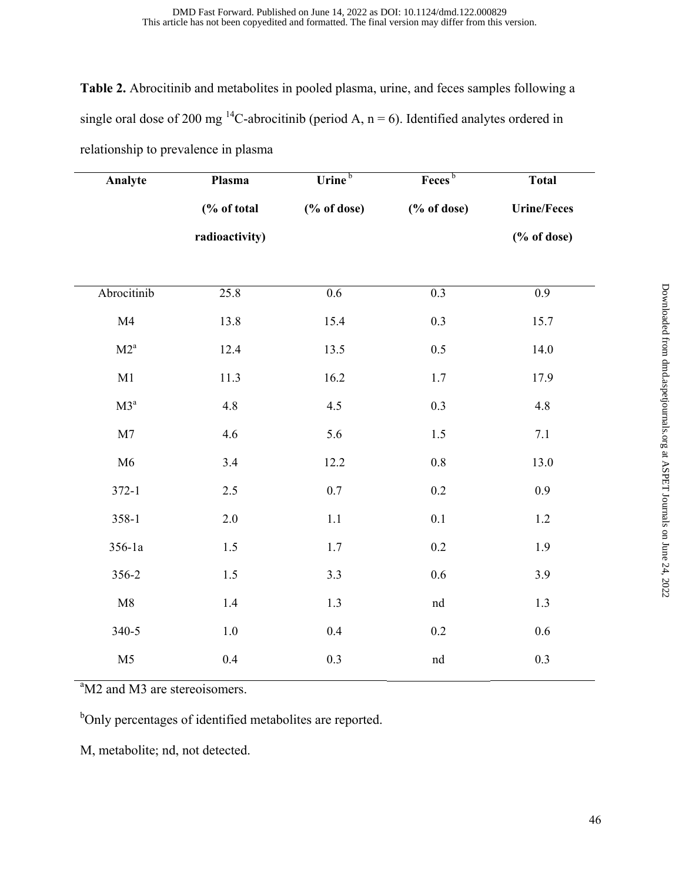**Table 2.** Abrocitinib and metabolites in pooled plasma, urine, and feces samples following a single oral dose of 200 mg $^{14}C$-abrocitinib (period A, n = 6). Identified analytes ordered in relationship to prevalence in plasma

| Analyte | Plasma (% of total radioactivity) | Urine [b] (% of dose) | Feces [b] (% of dose) | Total Urine/Feces (% of dose) |
|---|---|---|---|---|
| Abrocitinib | 25.8 | 0.6 | 0.3 | 0.9 |
| M4 | 13.8 | 15.4 | 0.3 | 15.7 |
| M2[a] | 12.4 | 13.5 | 0.5 | 14.0 |
| M1 | 11.3 | 16.2 | 1.7 | 17.9 |
| M3[a] | 4.8 | 4.5 | 0.3 | 4.8 |
| M7 | 4.6 | 5.6 | 1.5 | 7.1 |
| M6 | 3.4 | 12.2 | 0.8 | 13.0 |
| 372-1 | 2.5 | 0.7 | 0.2 | 0.9 |
| 358-1 | 2.0 | 1.1 | 0.1 | 1.2 |
| 356-1a | 1.5 | 1.7 | 0.2 | 1.9 |
| 356-2 | 1.5 | 3.3 | 0.6 | 3.9 |
| M8 | 1.4 | 1.3 | nd | 1.3 |
| 340-5 | 1.0 | 0.4 | 0.2 | 0.6 |
| M5 | 0.4 | 0.3 | nd | 0.3 |

[a]M2 and M3 are stereoisomers.

[b]Only percentages of identified metabolites are reported.

M, metabolite; nd, not detected.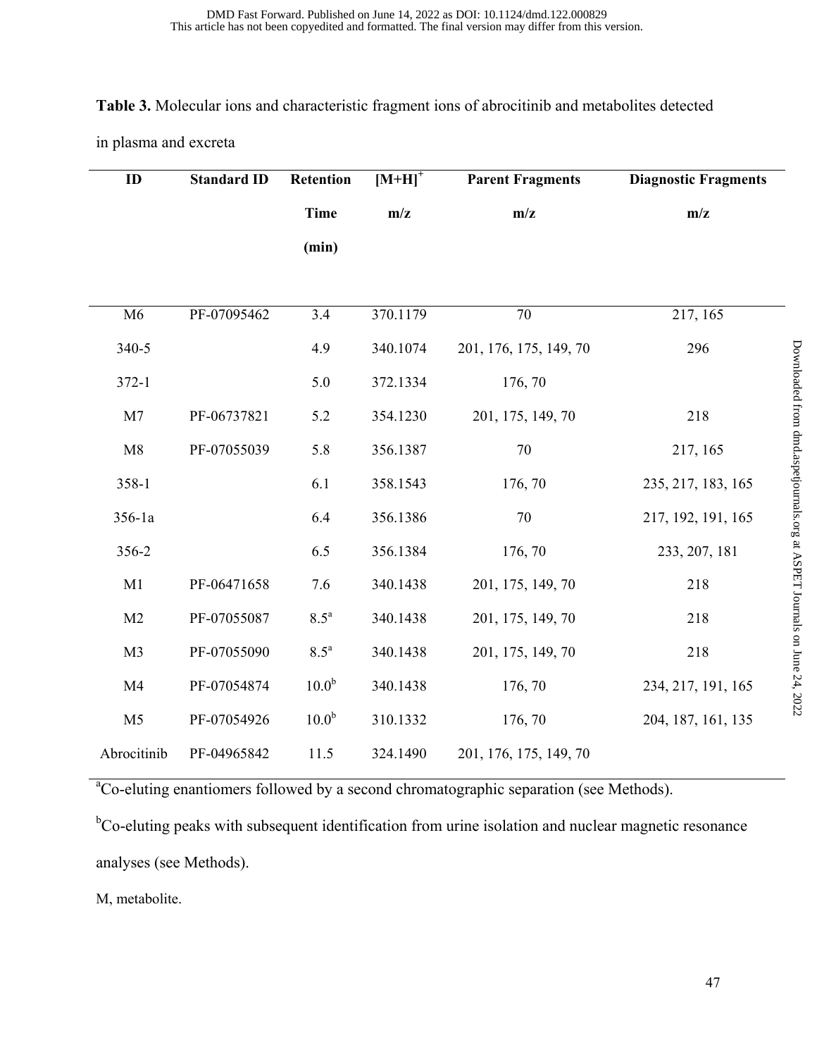**Table 3.** Molecular ions and characteristic fragment ions of abrocitinib and metabolites detected in plasma and excreta

| ID | Standard ID | Retention Time (min) | $[M+H]^+$ m/z | Parent Fragments m/z | Diagnostic Fragments m/z |
|---|---|---|---|---|---|
| M6 | PF-07095462 | 3.4 | 370.1179 | 70 | 217, 165 |
| 340-5 | | 4.9 | 340.1074 | 201, 176, 175, 149, 70 | 296 |
| 372-1 | | 5.0 | 372.1334 | 176, 70 | |
| M7 | PF-06737821 | 5.2 | 354.1230 | 201, 175, 149, 70 | 218 |
| M8 | PF-07055039 | 5.8 | 356.1387 | 70 | 217, 165 |
| 358-1 | | 6.1 | 358.1543 | 176, 70 | 235, 217, 183, 165 |
| 356-1a | | 6.4 | 356.1386 | 70 | 217, 192, 191, 165 |
| 356-2 | | 6.5 | 356.1384 | 176, 70 | 233, 207, 181 |
| M1 | PF-06471658 | 7.6 | 340.1438 | 201, 175, 149, 70 | 218 |
| M2 | PF-07055087 | 8.5[a] | 340.1438 | 201, 175, 149, 70 | 218 |
| M3 | PF-07055090 | 8.5[a] | 340.1438 | 201, 175, 149, 70 | 218 |
| M4 | PF-07054874 | 10.0[b] | 340.1438 | 176, 70 | 234, 217, 191, 165 |
| M5 | PF-07054926 | 10.0[b] | 310.1332 | 176, 70 | 204, 187, 161, 135 |
| Abrocitinib | PF-04965842 | 11.5 | 324.1490 | 201, 176, 175, 149, 70 | |

[a]Co-eluting enantiomers followed by a second chromatographic separation (see Methods).

[b]Co-eluting peaks with subsequent identification from urine isolation and nuclear magnetic resonance analyses (see Methods).

M, metabolite.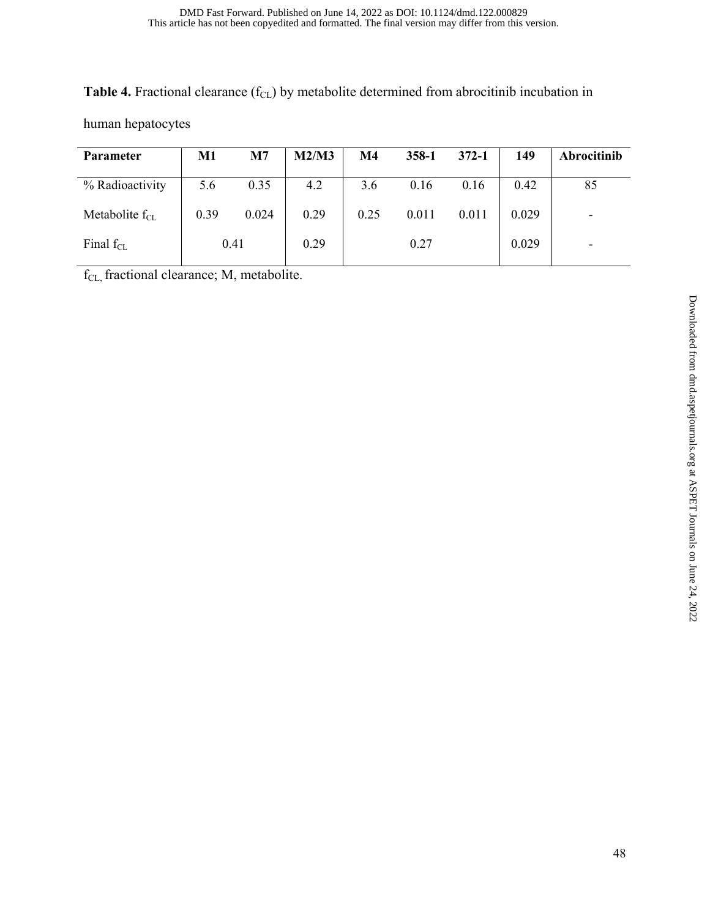**Table 4.** Fractional clearance ($f_{CL}$) by metabolite determined from abrocitinib incubation in human hepatocytes

| Parameter | M1 | M7 | M2/M3 | M4 | 358-1 | 372-1 | 149 | Abrocitinib |
|---|---|---|---|---|---|---|---|---|
| % Radioactivity | 5.6 | 0.35 | 4.2 | 3.6 | 0.16 | 0.16 | 0.42 | 85 |
| Metabolite $f_{CL}$ | 0.39 | 0.024 | 0.29 | 0.25 | 0.011 | 0.011 | 0.029 | - |
| Final $f_{CL}$ | 0.41 | | 0.29 | 0.27 | | | 0.029 | - |

$f_{CL,}$ fractional clearance; M, metabolite.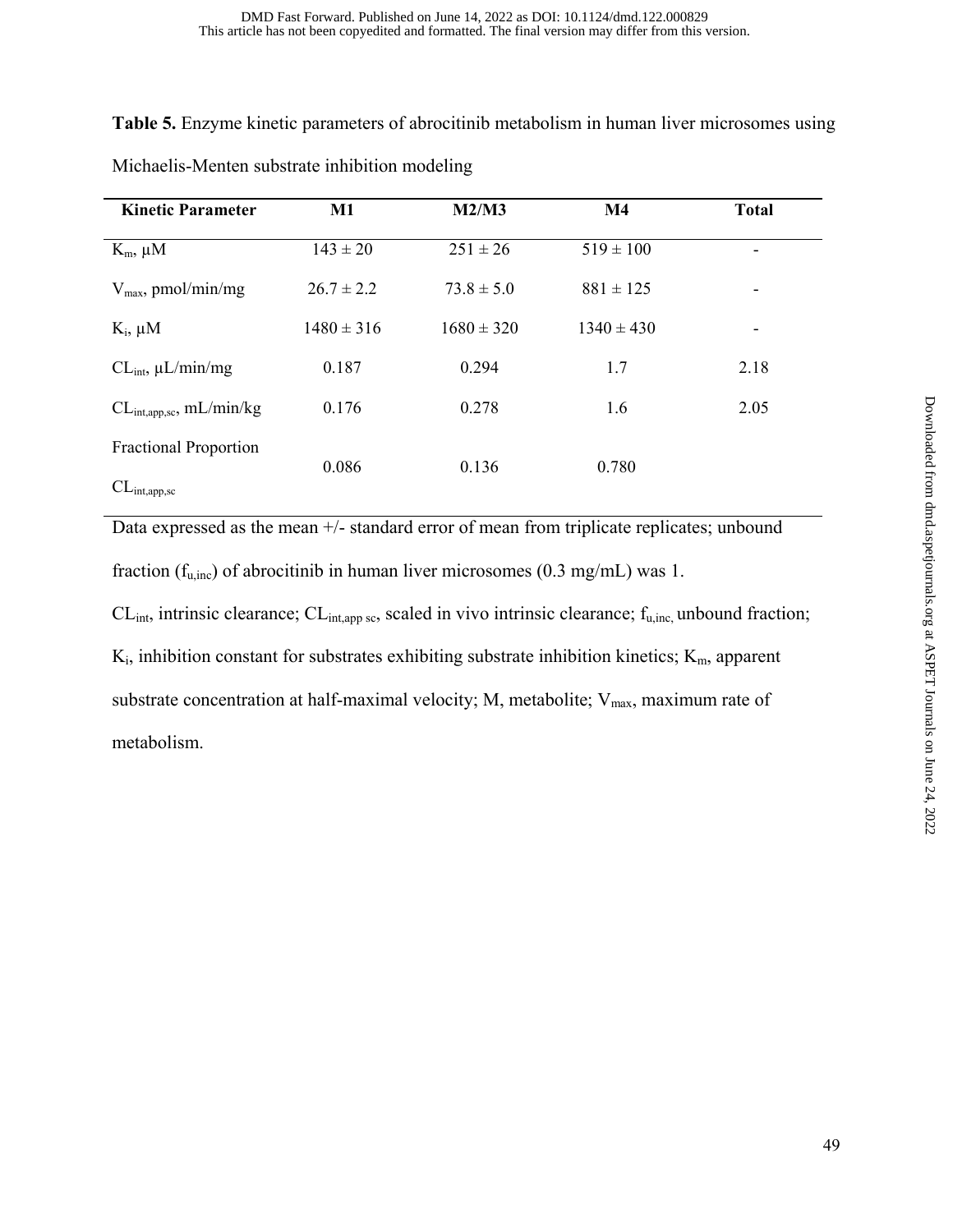**Table 5.** Enzyme kinetic parameters of abrocitinib metabolism in human liver microsomes using Michaelis-Menten substrate inhibition modeling

| Kinetic Parameter | M1 | M2/M3 | M4 | Total |
|---|---|---|---|---|
| $K_m$, μM | 143 ± 20 | 251 ± 26 | 519 ± 100 | - |
| $V_{max}$, pmol/min/mg | 26.7 ± 2.2 | 73.8 ± 5.0 | 881 ± 125 | - |
| $K_i$, μM | 1480 ± 316 | 1680 ± 320 | 1340 ± 430 | - |
| $CL_{int}$, μL/min/mg | 0.187 | 0.294 | 1.7 | 2.18 |
| $CL_{int,app,sc}$, mL/min/kg | 0.176 | 0.278 | 1.6 | 2.05 |
| Fractional Proportion $CL_{int,app,sc}$ | 0.086 | 0.136 | 0.780 | |

Data expressed as the mean +/- standard error of mean from triplicate replicates; unbound fraction ($f_{u,inc}$) of abrocitinib in human liver microsomes (0.3 mg/mL) was 1.

$CL_{int}$, intrinsic clearance; $CL_{int,app\ sc}$, scaled in vivo intrinsic clearance; $f_{u,inc,}$ unbound fraction; $K_i$, inhibition constant for substrates exhibiting substrate inhibition kinetics; $K_m$, apparent substrate concentration at half-maximal velocity; M, metabolite; $V_{max}$, maximum rate of metabolism.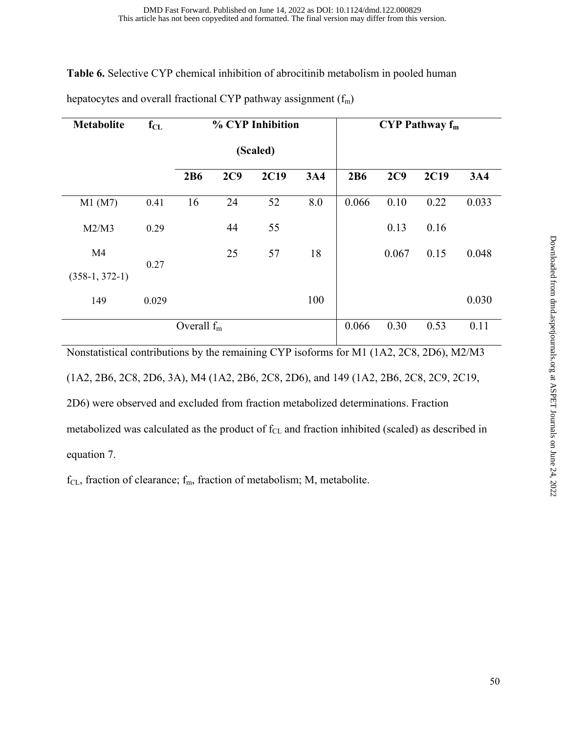**Table 6.** Selective CYP chemical inhibition of abrocitinib metabolism in pooled human hepatocytes and overall fractional CYP pathway assignment ($f_m$)

| Metabolite | $f_{CL}$ | % CYP Inhibition (Scaled) | | | | CYP Pathway $f_m$ | | | |
|---|---|---|---|---|---|---|---|---|---|
| | | 2B6 | 2C9 | 2C19 | 3A4 | 2B6 | 2C9 | 2C19 | 3A4 |
| M1 (M7) | 0.41 | 16 | 24 | 52 | 8.0 | 0.066 | 0.10 | 0.22 | 0.033 |
| M2/M3 | 0.29 | | 44 | 55 | | | 0.13 | 0.16 | |
| M4 (358-1, 372-1) | 0.27 | | 25 | 57 | 18 | | 0.067 | 0.15 | 0.048 |
| 149 | 0.029 | | | | 100 | | | | 0.030 |
| Overall $f_m$ | | | | | | 0.066 | 0.30 | 0.53 | 0.11 |

Nonstatistical contributions by the remaining CYP isoforms for M1 (1A2, 2C8, 2D6), M2/M3 (1A2, 2B6, 2C8, 2D6, 3A), M4 (1A2, 2B6, 2C8, 2D6), and 149 (1A2, 2B6, 2C8, 2C9, 2C19, 2D6) were observed and excluded from fraction metabolized determinations. Fraction metabolized was calculated as the product of $f_{CL}$ and fraction inhibited (scaled) as described in equation 7.

$f_{CL}$, fraction of clearance; $f_m$, fraction of metabolism; M, metabolite.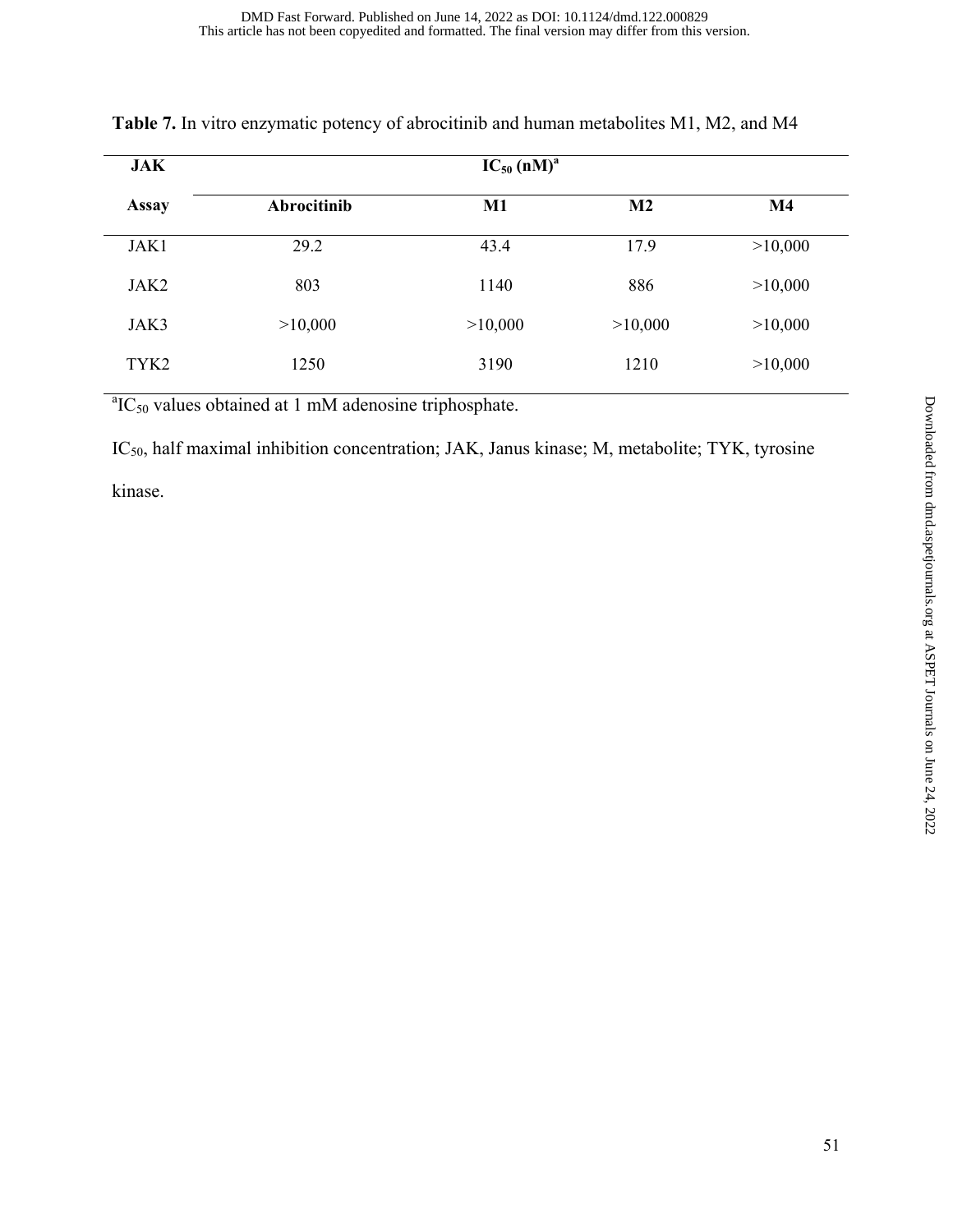**Table 7.** In vitro enzymatic potency of abrocitinib and human metabolites M1, M2, and M4

| JAK Assay | $IC_{50}$ (nM)[a] | | | |
|---|---|---|---|---|
| | **Abrocitinib** | **M1** | **M2** | **M4** |
| JAK1 | 29.2 | 43.4 | 17.9 | >10,000 |
| JAK2 | 803 | 1140 | 886 | >10,000 |
| JAK3 | >10,000 | >10,000 | >10,000 | >10,000 |
| TYK2 | 1250 | 3190 | 1210 | >10,000 |

[a] $IC_{50}$ values obtained at 1 mM adenosine triphosphate.

$IC_{50}$, half maximal inhibition concentration; JAK, Janus kinase; M, metabolite; TYK, tyrosine kinase.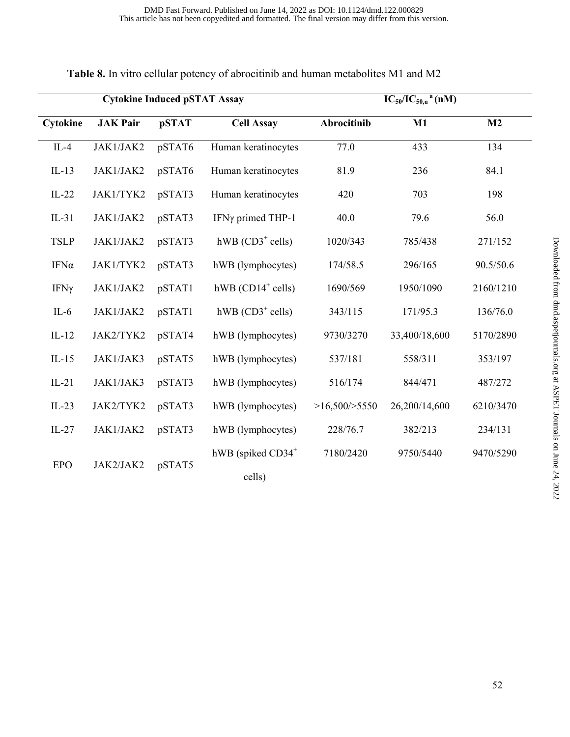**Table 8.** In vitro cellular potency of abrocitinib and human metabolites M1 and M2

| Cytokine Induced pSTAT Assay | | | | $IC_{50}/IC_{50,u}$ [a] (nM) | | |
|---|---|---|---|---|---|---|
| **Cytokine** | **JAK Pair** | **pSTAT** | **Cell Assay** | **Abrocitinib** | **M1** | **M2** |
| IL-4 | JAK1/JAK2 | pSTAT6 | Human keratinocytes | 77.0 | 433 | 134 |
| IL-13 | JAK1/JAK2 | pSTAT6 | Human keratinocytes | 81.9 | 236 | 84.1 |
| IL-22 | JAK1/TYK2 | pSTAT3 | Human keratinocytes | 420 | 703 | 198 |
| IL-31 | JAK1/JAK2 | pSTAT3 | IFNγ primed THP-1 | 40.0 | 79.6 | 56.0 |
| TSLP | JAK1/JAK2 | pSTAT3 | hWB ($CD3^+$ cells) | 1020/343 | 785/438 | 271/152 |
| IFNα | JAK1/TYK2 | pSTAT3 | hWB (lymphocytes) | 174/58.5 | 296/165 | 90.5/50.6 |
| IFNγ | JAK1/JAK2 | pSTAT1 | hWB ($CD14^+$ cells) | 1690/569 | 1950/1090 | 2160/1210 |
| IL-6 | JAK1/JAK2 | pSTAT1 | hWB ($CD3^+$ cells) | 343/115 | 171/95.3 | 136/76.0 |
| IL-12 | JAK2/TYK2 | pSTAT4 | hWB (lymphocytes) | 9730/3270 | 33,400/18,600 | 5170/2890 |
| IL-15 | JAK1/JAK3 | pSTAT5 | hWB (lymphocytes) | 537/181 | 558/311 | 353/197 |
| IL-21 | JAK1/JAK3 | pSTAT3 | hWB (lymphocytes) | 516/174 | 844/471 | 487/272 |
| IL-23 | JAK2/TYK2 | pSTAT3 | hWB (lymphocytes) | >16,500/>5550 | 26,200/14,600 | 6210/3470 |
| IL-27 | JAK1/JAK2 | pSTAT3 | hWB (lymphocytes) | 228/76.7 | 382/213 | 234/131 |
| EPO | JAK2/JAK2 | pSTAT5 | hWB (spiked $CD34^+$ cells) | 7180/2420 | 9750/5440 | 9470/5290 |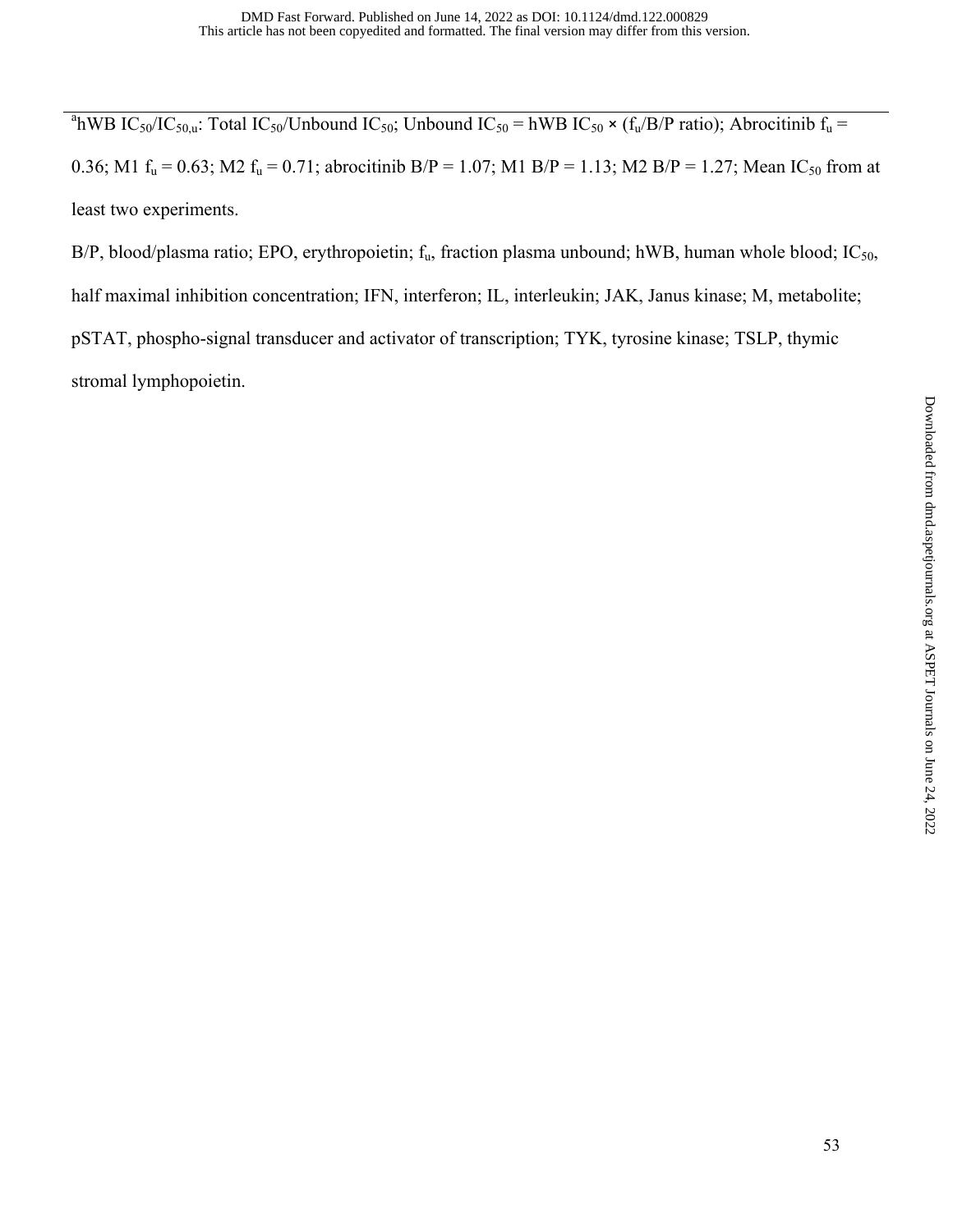[a]hWB $IC_{50}/IC_{50,u}$: Total $IC_{50}$/Unbound $IC_{50}$; Unbound $IC_{50}$ = hWB $IC_{50}$ × ($f_u$/B/P ratio); Abrocitinib $f_u$ = 0.36; M1 $f_u$ = 0.63; M2 $f_u$ = 0.71; abrocitinib B/P = 1.07; M1 B/P = 1.13; M2 B/P = 1.27; Mean $IC_{50}$ from at least two experiments.

B/P, blood/plasma ratio; EPO, erythropoietin; $f_u$, fraction plasma unbound; hWB, human whole blood; $IC_{50}$, half maximal inhibition concentration; IFN, interferon; IL, interleukin; JAK, Janus kinase; M, metabolite; pSTAT, phospho-signal transducer and activator of transcription; TYK, tyrosine kinase; TSLP, thymic stromal lymphopoietin.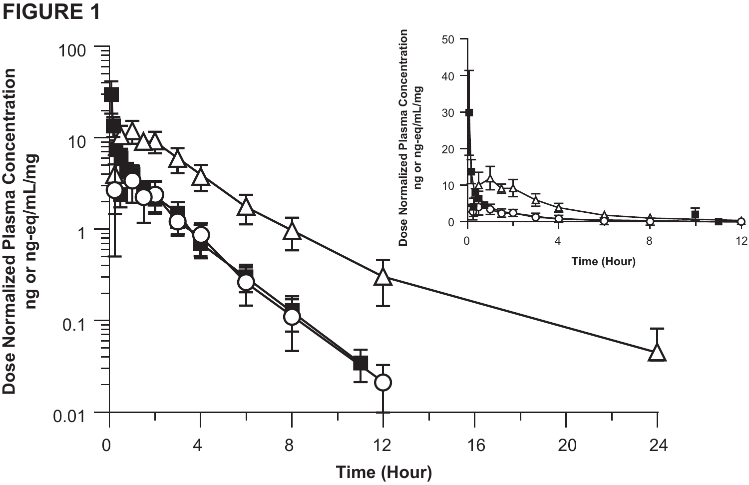**FIGURE 1**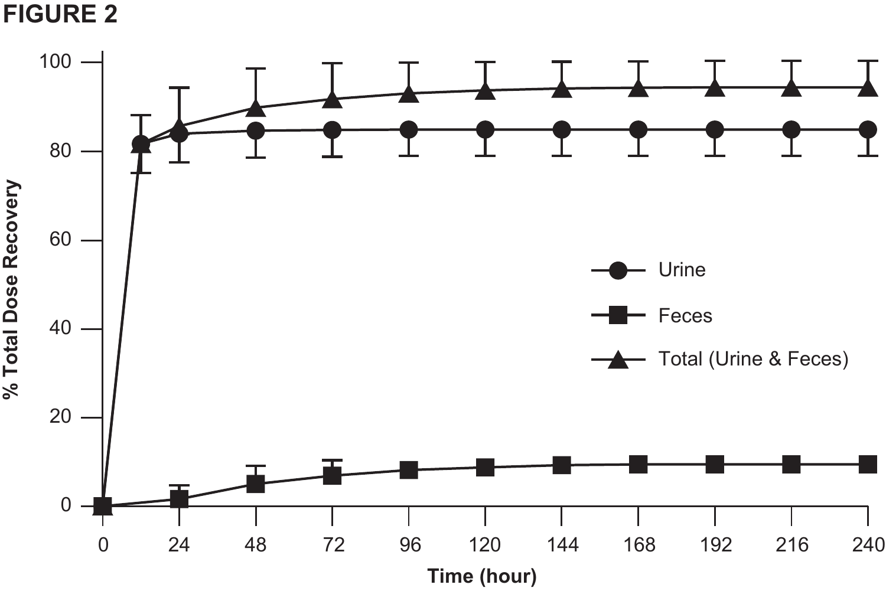**FIGURE 2**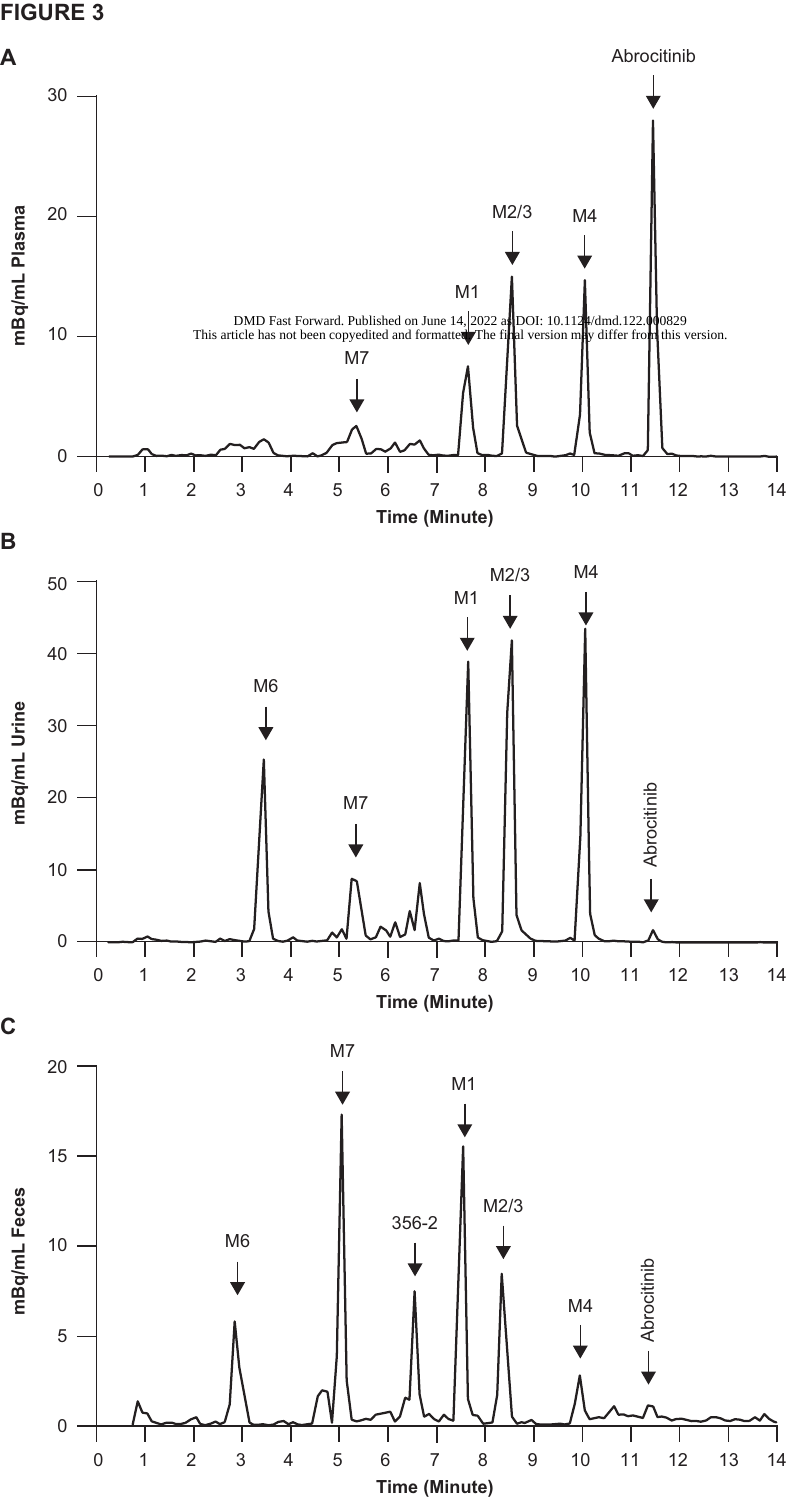**FIGURE 3**

**A**

**B**

**C**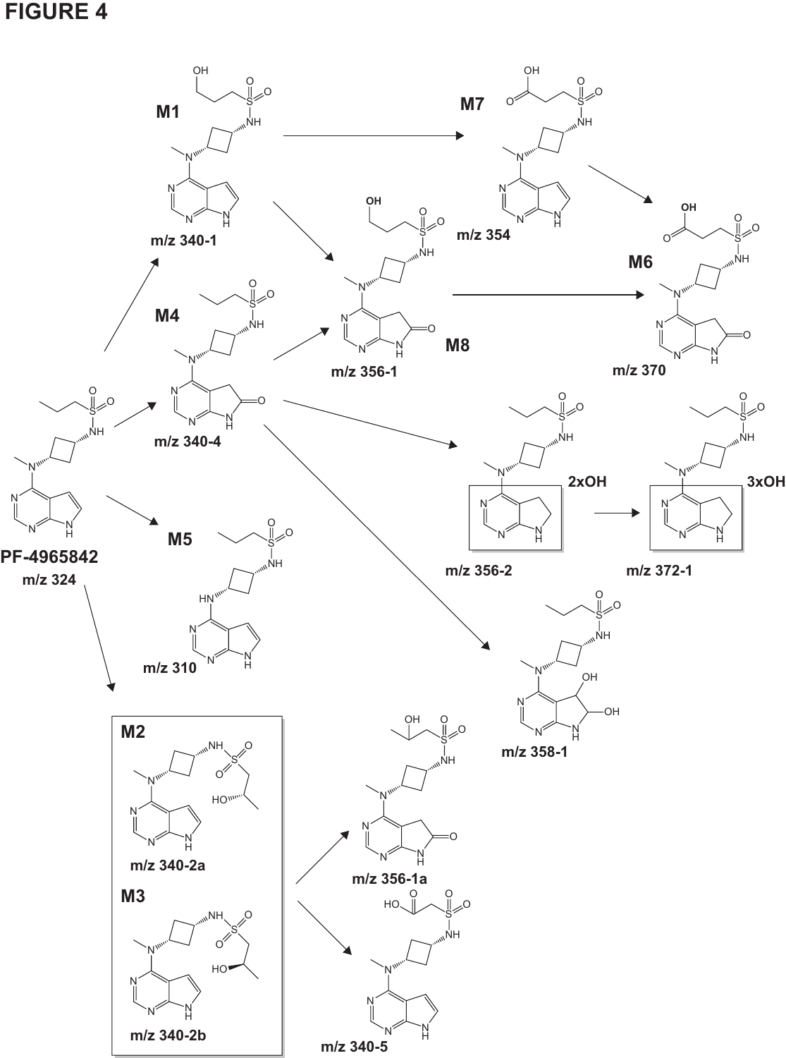# FIGURE 4

M1

m/z 340-1

M7

m/z 354

M6

m/z 370

M4

m/z 340-4

M8

m/z 356-1

2xOH

m/z 356-2

3xOH

m/z 372-1

PF-4965842

m/z 324

M5

m/z 310

m/z 358-1

M2

m/z 340-2a

M3

m/z 340-2b

m/z 356-1a

m/z 340-5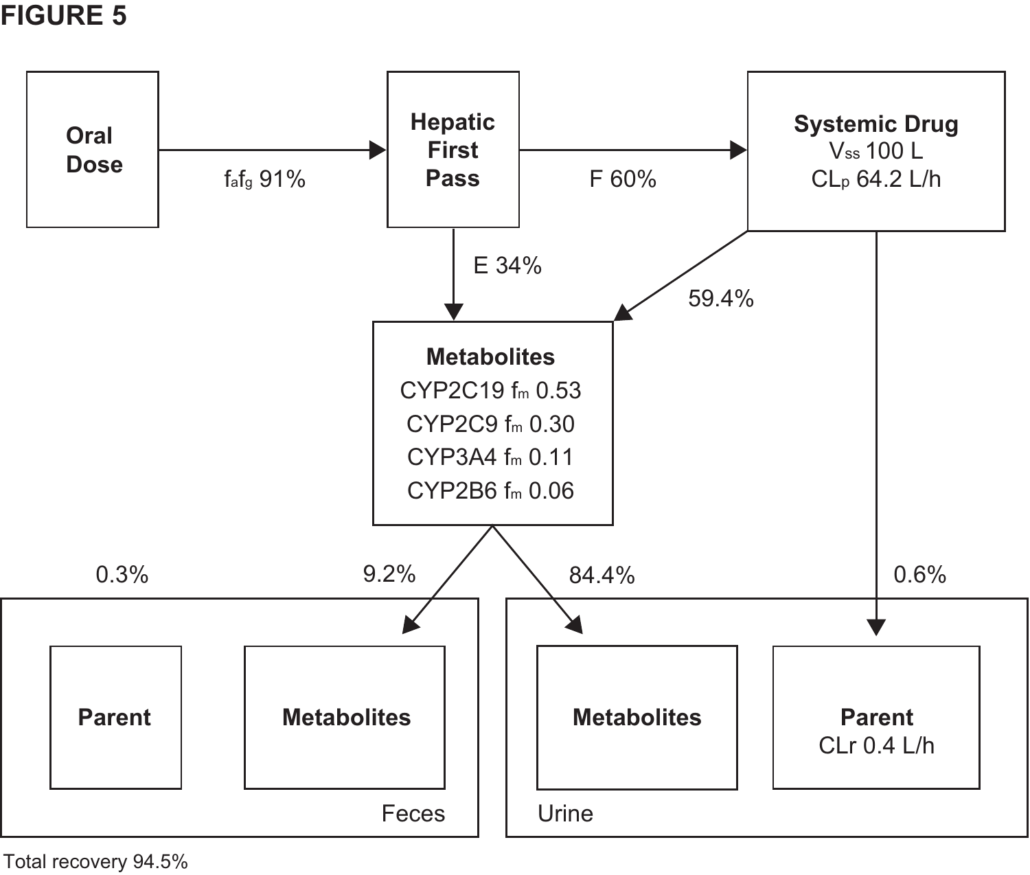# FIGURE 5

Oral Dose

$f_a f_g$ 91%

Hepatic First Pass

F 60%

Systemic Drug

$V_{ss}$ 100 L

$CL_p$ 64.2 L/h

E 34%

59.4%

Metabolites

CYP2C19 $f_m$ 0.53

CYP2C9 $f_m$ 0.30

CYP3A4 $f_m$ 0.11

CYP2B6 $f_m$ 0.06

0.3%

9.2%

84.4%

0.6%

Parent

Metabolites

Feces

Metabolites

Parent

$CL_r$ 0.4 L/h

Urine

Total recovery 94.5%